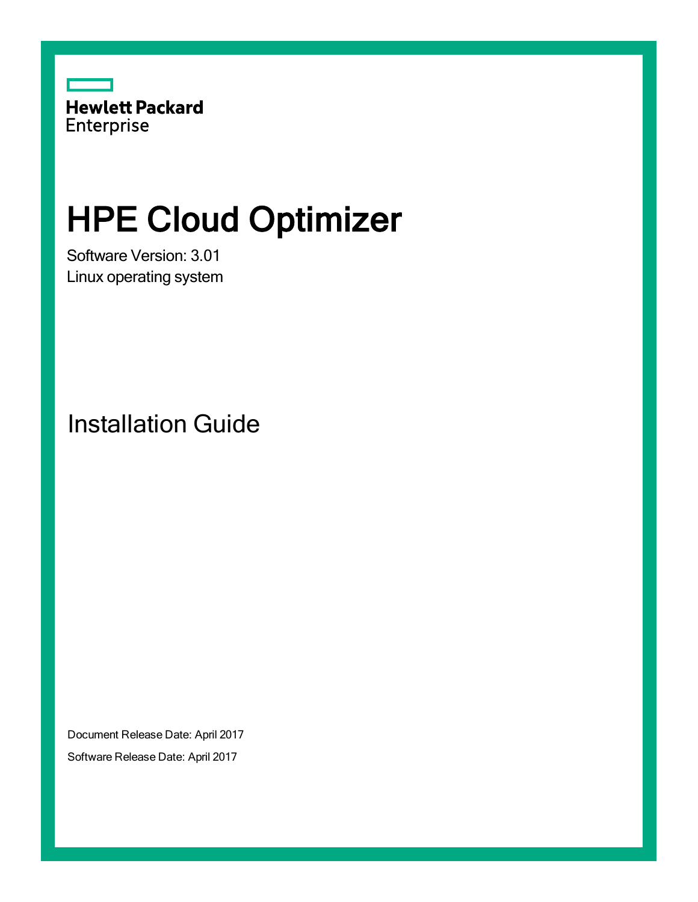Hewlett Packard Enterprise

# HPE Cloud Optimizer

Software Version: 3.01

Linux operating system

## Installation Guide

Document Release Date: April 2017

Software Release Date: April 2017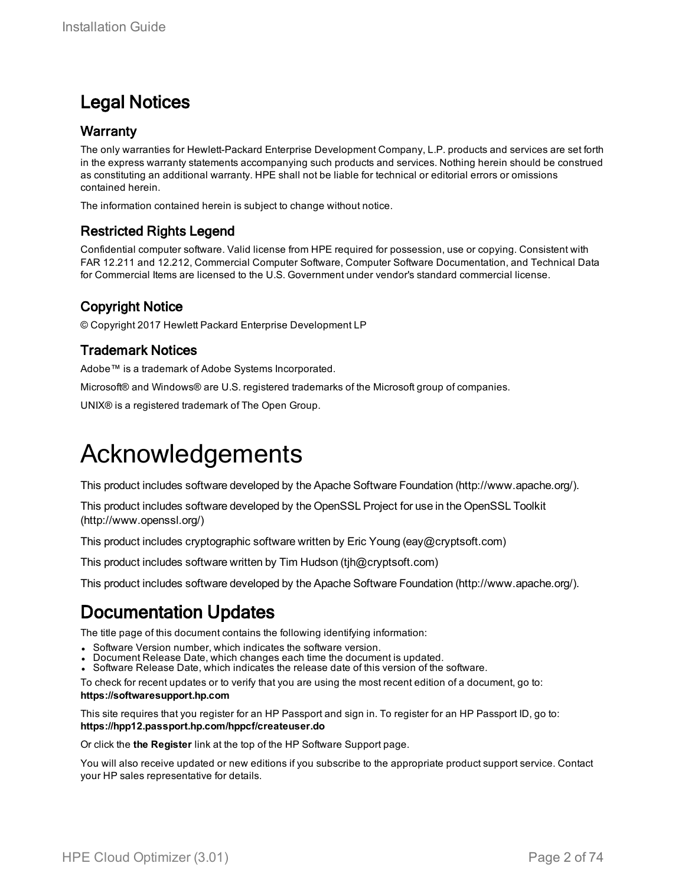# Legal Notices

## Warranty

The only warranties for Hewlett-Packard Enterprise Development Company, L.P. products and services are set forth in the express warranty statements accompanying such products and services. Nothing herein should be construed as constituting an additional warranty. HPE shall not be liable for technical or editorial errors or omissions contained herein.

The information contained herein is subject to change without notice.

## Restricted Rights Legend

Confidential computer software. Valid license from HPE required for possession, use or copying. Consistent with FAR 12.211 and 12.212, Commercial Computer Software, Computer Software Documentation, and Technical Data for Commercial Items are licensed to the U.S. Government under vendor's standard commercial license.

## Copyright Notice

© Copyright 2017 Hewlett Packard Enterprise Development LP

## Trademark Notices

Adobe™ is a trademark of Adobe Systems Incorporated.

Microsoft® and Windows® are U.S. registered trademarks of the Microsoft group of companies.

UNIX® is a registered trademark of The Open Group.

# Acknowledgements

This product includes software developed by the Apache Software Foundation (http://www.apache.org/).

This product includes software developed by the OpenSSL Project for use in the OpenSSL Toolkit (http://www.openssl.org/)

This product includes cryptographic software written by Eric Young (eay@cryptsoft.com)

This product includes software written by Tim Hudson (tjh@cryptsoft.com)

This product includes software developed by the Apache Software Foundation (http://www.apache.org/).

# Documentation Updates

The title page of this document contains the following identifying information:

- Software Version number, which indicates the software version.
- Document Release Date, which changes each time the document is updated.
- Software Release Date, which indicates the release date of this version of the software.

To check for recent updates or to verify that you are using the most recent edition of a document, go to: **https://softwaresupport.hp.com**

This site requires that you register for an HP Passport and sign in. To register for an HP Passport ID, go to: **https://hpp12.passport.hp.com/hppcf/createuser.do**

Or click the **the Register** link at the top of the HP Software Support page.

You will also receive updated or new editions if you subscribe to the appropriate product support service. Contact your HP sales representative for details.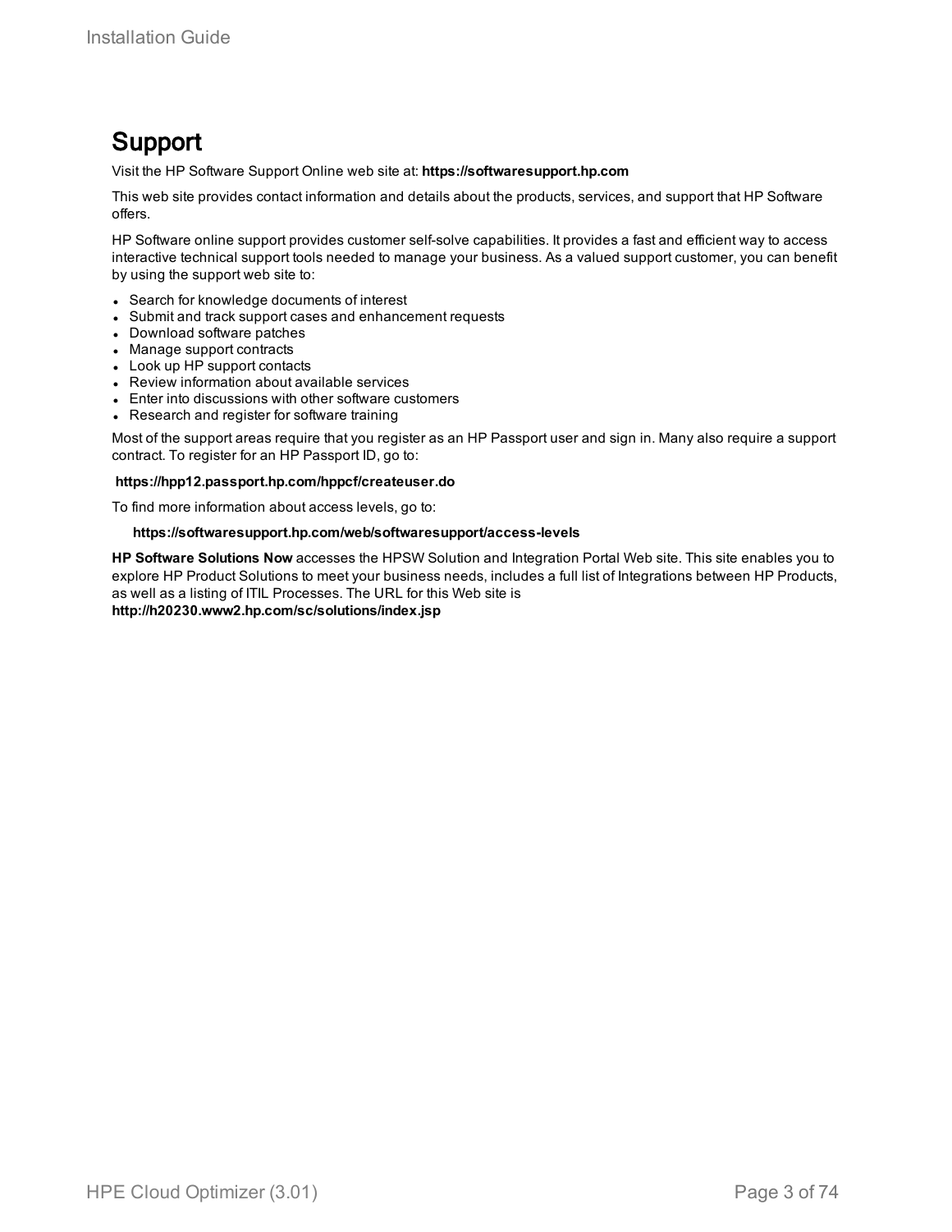# Support

Visit the HP Software Support Online web site at: **https://softwaresupport.hp.com**

This web site provides contact information and details about the products, services, and support that HP Software offers.

HP Software online support provides customer self-solve capabilities. It provides a fast and efficient way to access interactive technical support tools needed to manage your business. As a valued support customer, you can benefit by using the support web site to:

- Search for knowledge documents of interest
- Submit and track support cases and enhancement requests
- Download software patches
- Manage support contracts
- Look up HP support contacts
- Review information about available services
- Enter into discussions with other software customers
- Research and register for software training

Most of the support areas require that you register as an HP Passport user and sign in. Many also require a support contract. To register for an HP Passport ID, go to:

**https://hpp12.passport.hp.com/hppcf/createuser.do**

To find more information about access levels, go to:

**https://softwaresupport.hp.com/web/softwaresupport/access-levels**

**HP Software Solutions Now** accesses the HPSW Solution and Integration Portal Web site. This site enables you to explore HP Product Solutions to meet your business needs, includes a full list of Integrations between HP Products, as well as a listing of ITIL Processes. The URL for this Web site is **http://h20230.www2.hp.com/sc/solutions/index.jsp**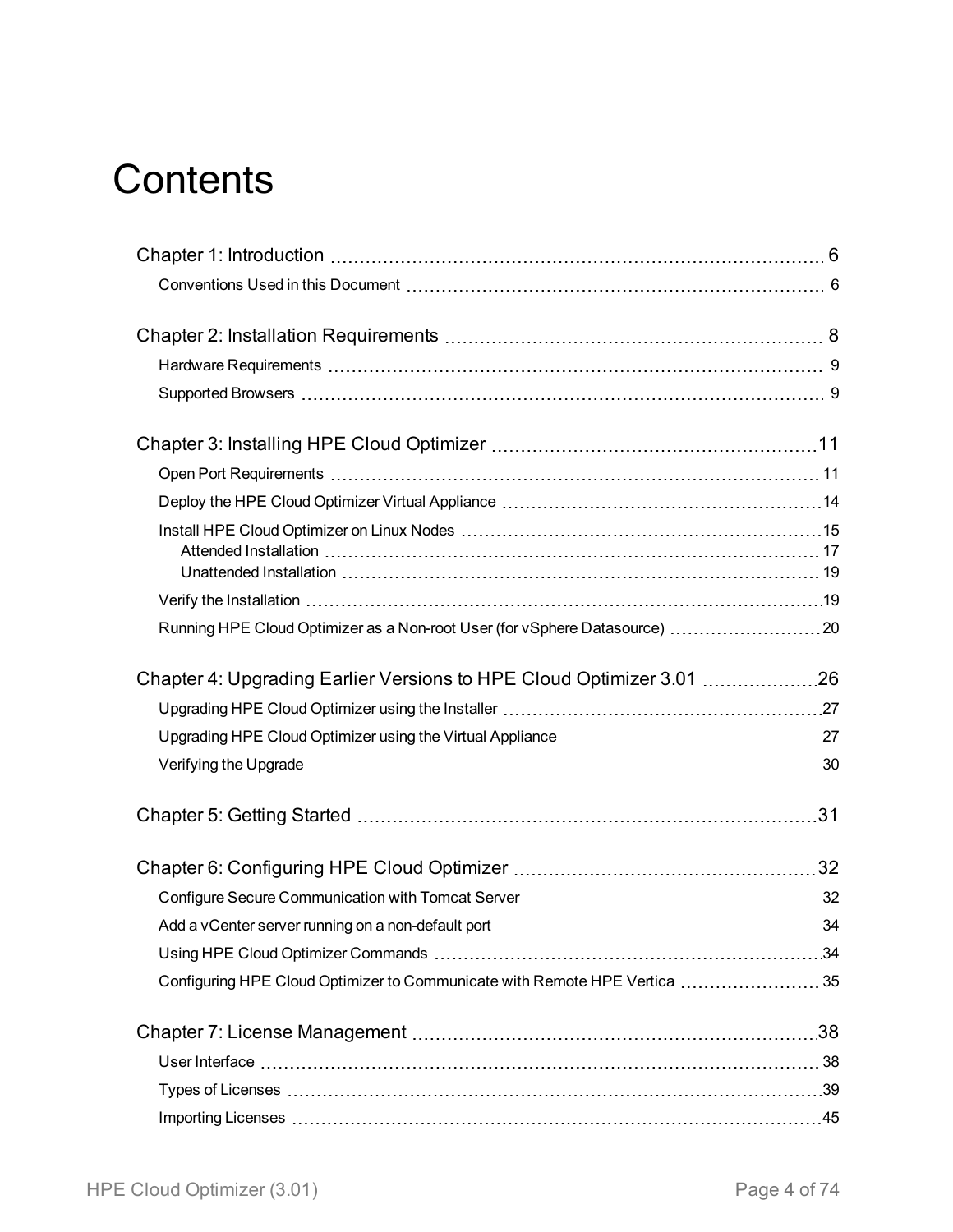# Contents

Chapter 1: Introduction ... 6

- Conventions Used in this Document ... 6

Chapter 2: Installation Requirements ... 8

- Hardware Requirements ... 9
- Supported Browsers ... 9

Chapter 3: Installing HPE Cloud Optimizer ... 11

- Open Port Requirements ... 11
- Deploy the HPE Cloud Optimizer Virtual Appliance ... 14
- Install HPE Cloud Optimizer on Linux Nodes ... 15
  - Attended Installation ... 17
  - Unattended Installation ... 19
- Verify the Installation ... 19
- Running HPE Cloud Optimizer as a Non-root User (for vSphere Datasource) ... 20

Chapter 4: Upgrading Earlier Versions to HPE Cloud Optimizer 3.01 ... 26

- Upgrading HPE Cloud Optimizer using the Installer ... 27
- Upgrading HPE Cloud Optimizer using the Virtual Appliance ... 27
- Verifying the Upgrade ... 30

Chapter 5: Getting Started ... 31

Chapter 6: Configuring HPE Cloud Optimizer ... 32

- Configure Secure Communication with Tomcat Server ... 32
- Add a vCenter server running on a non-default port ... 34
- Using HPE Cloud Optimizer Commands ... 34
- Configuring HPE Cloud Optimizer to Communicate with Remote HPE Vertica ... 35

Chapter 7: License Management ... 38

- User Interface ... 38
- Types of Licenses ... 39
- Importing Licenses ... 45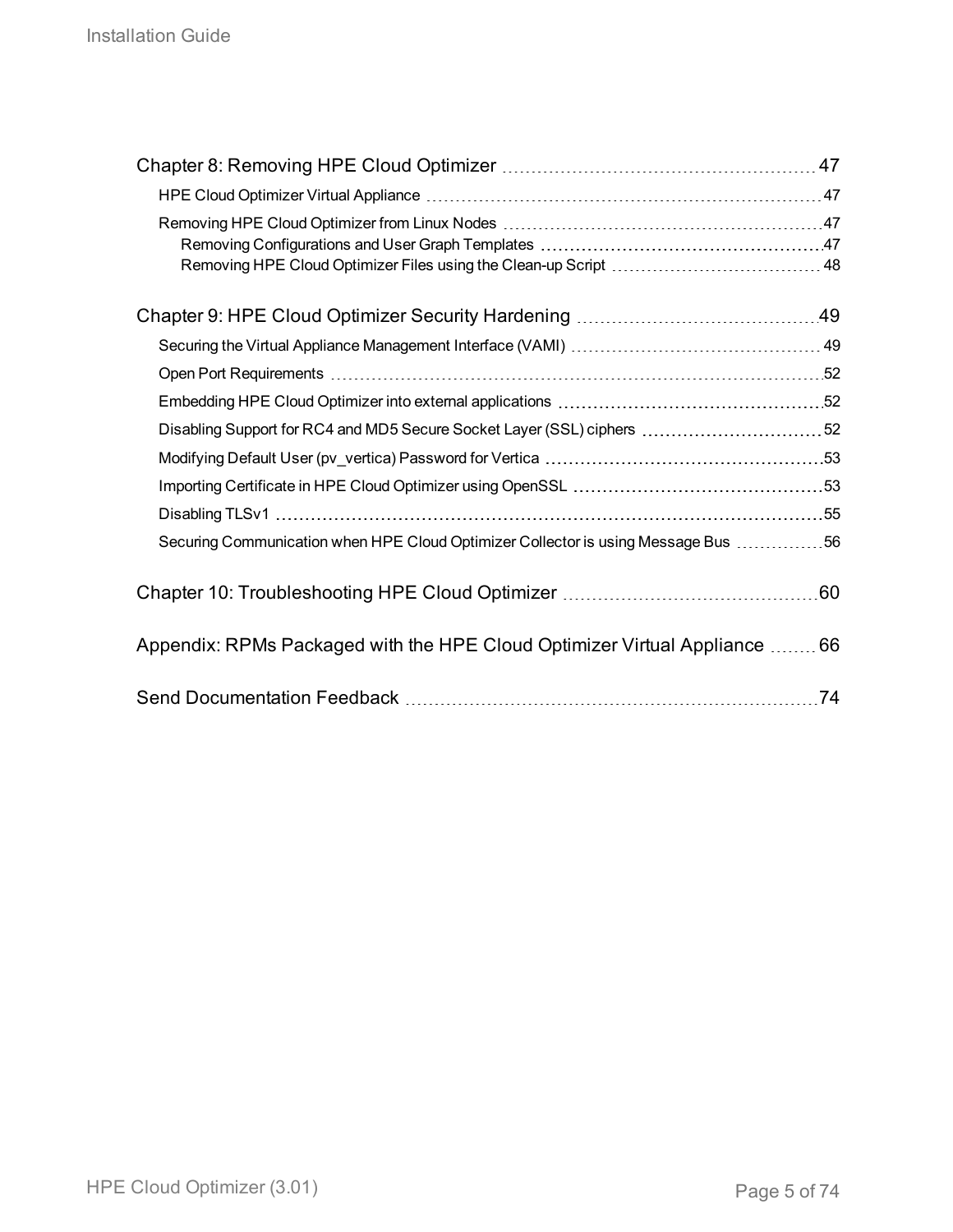Chapter 8: Removing HPE Cloud Optimizer ..... 47

- HPE Cloud Optimizer Virtual Appliance ..... 47
- Removing HPE Cloud Optimizer from Linux Nodes ..... 47
  - Removing Configurations and User Graph Templates ..... 47
  - Removing HPE Cloud Optimizer Files using the Clean-up Script ..... 48

Chapter 9: HPE Cloud Optimizer Security Hardening ..... 49

- Securing the Virtual Appliance Management Interface (VAMI) ..... 49
- Open Port Requirements ..... 52
- Embedding HPE Cloud Optimizer into external applications ..... 52
- Disabling Support for RC4 and MD5 Secure Socket Layer (SSL) ciphers ..... 52
- Modifying Default User (pv_vertica) Password for Vertica ..... 53
- Importing Certificate in HPE Cloud Optimizer using OpenSSL ..... 53
- Disabling TLSv1 ..... 55
- Securing Communication when HPE Cloud Optimizer Collector is using Message Bus ..... 56

Chapter 10: Troubleshooting HPE Cloud Optimizer ..... 60

Appendix: RPMs Packaged with the HPE Cloud Optimizer Virtual Appliance ..... 66

Send Documentation Feedback ..... 74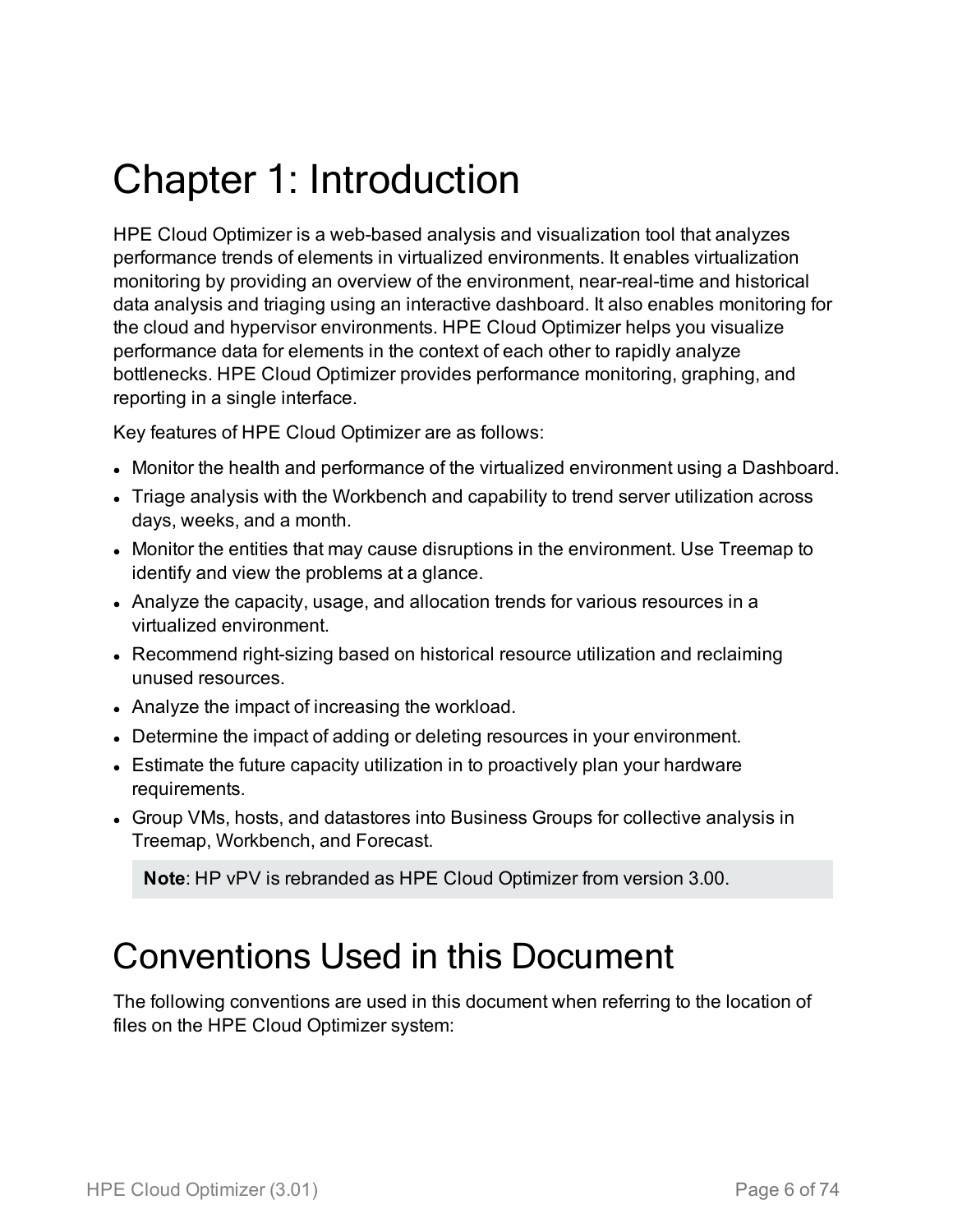# Chapter 1: Introduction

HPE Cloud Optimizer is a web-based analysis and visualization tool that analyzes performance trends of elements in virtualized environments. It enables virtualization monitoring by providing an overview of the environment, near-real-time and historical data analysis and triaging using an interactive dashboard. It also enables monitoring for the cloud and hypervisor environments. HPE Cloud Optimizer helps you visualize performance data for elements in the context of each other to rapidly analyze bottlenecks. HPE Cloud Optimizer provides performance monitoring, graphing, and reporting in a single interface.

Key features of HPE Cloud Optimizer are as follows:

- Monitor the health and performance of the virtualized environment using a Dashboard.
- Triage analysis with the Workbench and capability to trend server utilization across days, weeks, and a month.
- Monitor the entities that may cause disruptions in the environment. Use Treemap to identify and view the problems at a glance.
- Analyze the capacity, usage, and allocation trends for various resources in a virtualized environment.
- Recommend right-sizing based on historical resource utilization and reclaiming unused resources.
- Analyze the impact of increasing the workload.
- Determine the impact of adding or deleting resources in your environment.
- Estimate the future capacity utilization in to proactively plan your hardware requirements.
- Group VMs, hosts, and datastores into Business Groups for collective analysis in Treemap, Workbench, and Forecast.

> **Note**: HP vPV is rebranded as HPE Cloud Optimizer from version 3.00.

# Conventions Used in this Document

The following conventions are used in this document when referring to the location of files on the HPE Cloud Optimizer system: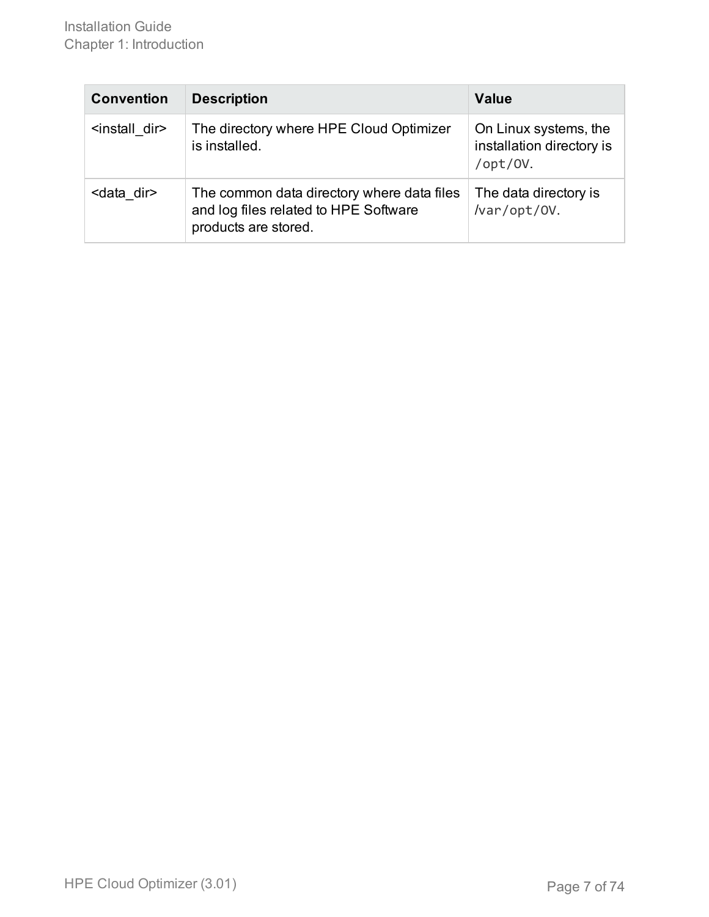| Convention | Description | Value |
| --- | --- | --- |
| <install_dir> | The directory where HPE Cloud Optimizer is installed. | On Linux systems, the installation directory is `/opt/OV`. |
| <data_dir> | The common data directory where data files and log files related to HPE Software products are stored. | The data directory is `/var/opt/OV`. |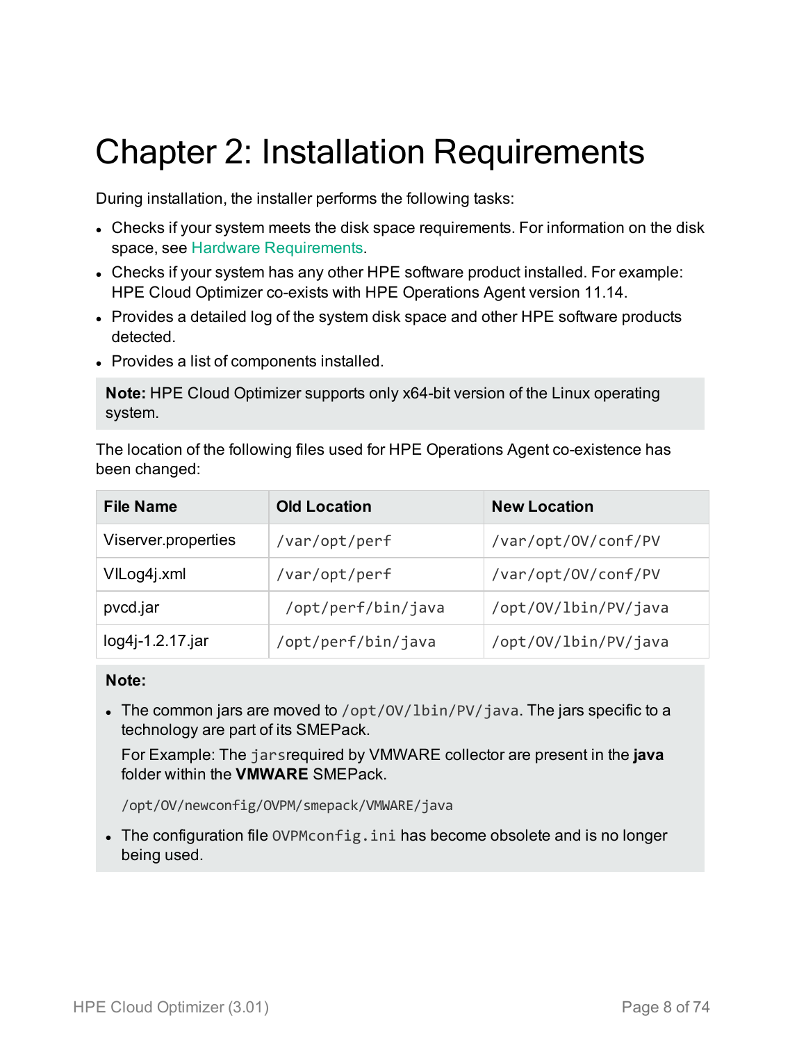# Chapter 2: Installation Requirements

During installation, the installer performs the following tasks:

- Checks if your system meets the disk space requirements. For information on the disk space, see Hardware Requirements.
- Checks if your system has any other HPE software product installed. For example: HPE Cloud Optimizer co-exists with HPE Operations Agent version 11.14.
- Provides a detailed log of the system disk space and other HPE software products detected.
- Provides a list of components installed.

**Note:** HPE Cloud Optimizer supports only x64-bit version of the Linux operating system.

The location of the following files used for HPE Operations Agent co-existence has been changed:

| File Name | Old Location | New Location |
| --- | --- | --- |
| Viserver.properties | `/var/opt/perf` | `/var/opt/OV/conf/PV` |
| VILog4j.xml | `/var/opt/perf` | `/var/opt/OV/conf/PV` |
| pvcd.jar | `/opt/perf/bin/java` | `/opt/OV/lbin/PV/java` |
| log4j-1.2.17.jar | `/opt/perf/bin/java` | `/opt/OV/lbin/PV/java` |

**Note:**

- The common jars are moved to `/opt/OV/lbin/PV/java`. The jars specific to a technology are part of its SMEPack.

  For Example: The `jars`required by VMWARE collector are present in the **java** folder within the **VMWARE** SMEPack.

  `/opt/OV/newconfig/OVPM/smepack/VMWARE/java`

- The configuration file `OVPMconfig.ini` has become obsolete and is no longer being used.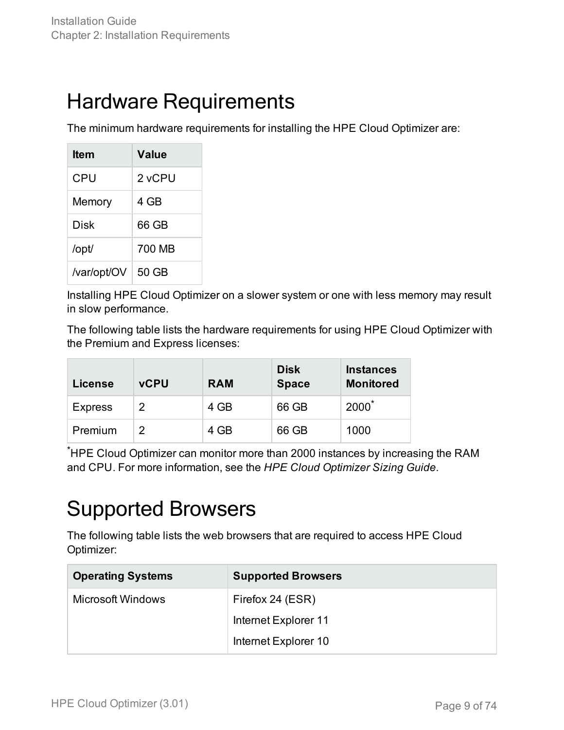# Hardware Requirements

The minimum hardware requirements for installing the HPE Cloud Optimizer are:

| Item | Value |
| --- | --- |
| CPU | 2 vCPU |
| Memory | 4 GB |
| Disk | 66 GB |
| /opt/ | 700 MB |
| /var/opt/OV | 50 GB |

Installing HPE Cloud Optimizer on a slower system or one with less memory may result in slow performance.

The following table lists the hardware requirements for using HPE Cloud Optimizer with the Premium and Express licenses:

| License | vCPU | RAM | Disk Space | Instances Monitored |
| --- | --- | --- | --- | --- |
| Express | 2 | 4 GB | 66 GB | 2000* |
| Premium | 2 | 4 GB | 66 GB | 1000 |

*HPE Cloud Optimizer can monitor more than 2000 instances by increasing the RAM and CPU. For more information, see the *HPE Cloud Optimizer Sizing Guide*.

# Supported Browsers

The following table lists the web browsers that are required to access HPE Cloud Optimizer:

| Operating Systems | Supported Browsers |
| --- | --- |
| Microsoft Windows | Firefox 24 (ESR)<br>Internet Explorer 11<br>Internet Explorer 10 |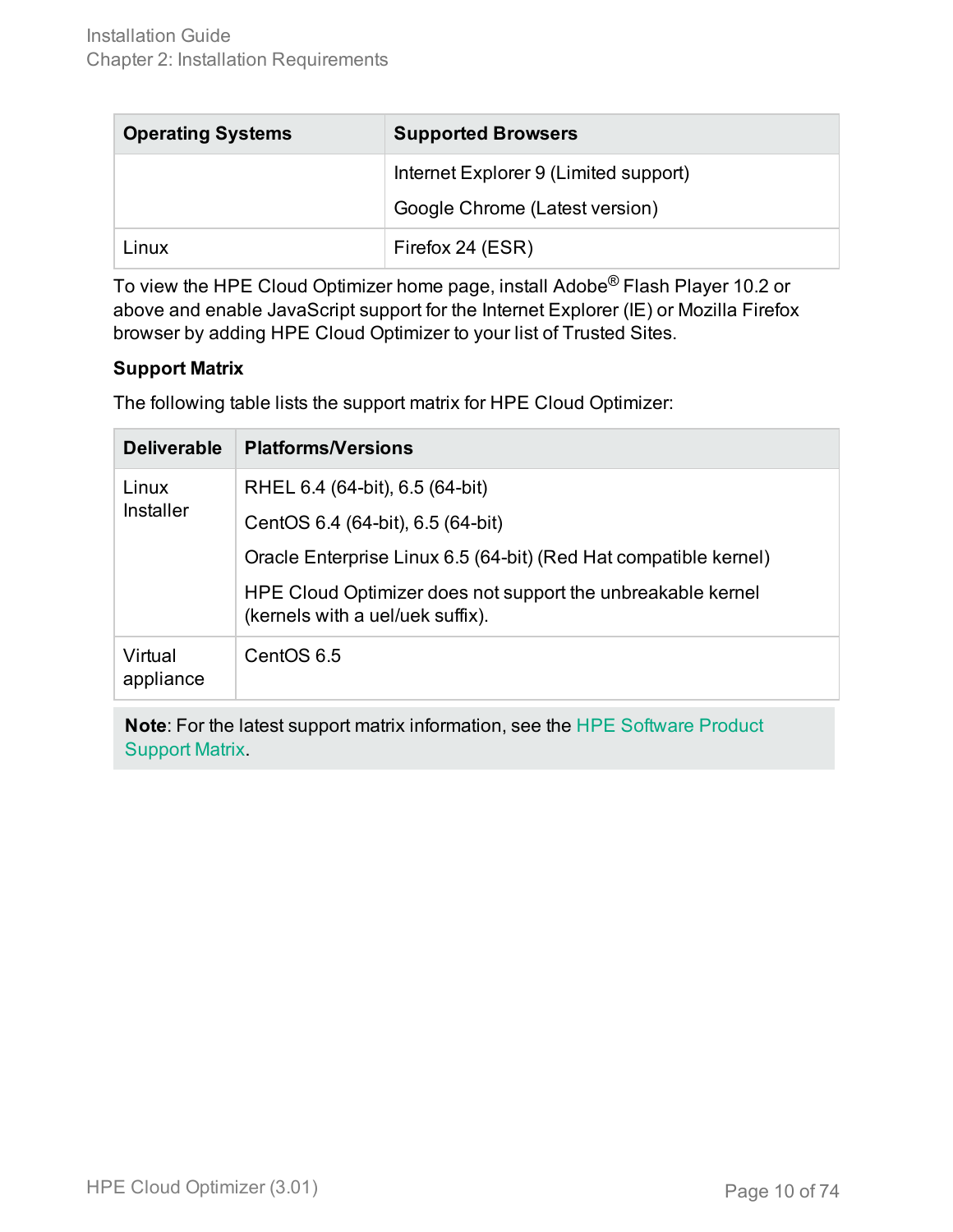| Operating Systems | Supported Browsers |
| --- | --- |
| | Internet Explorer 9 (Limited support)<br>Google Chrome (Latest version) |
| Linux | Firefox 24 (ESR) |

To view the HPE Cloud Optimizer home page, install Adobe® Flash Player 10.2 or above and enable JavaScript support for the Internet Explorer (IE) or Mozilla Firefox browser by adding HPE Cloud Optimizer to your list of Trusted Sites.

**Support Matrix**

The following table lists the support matrix for HPE Cloud Optimizer:

| Deliverable | Platforms/Versions |
| --- | --- |
| Linux Installer | RHEL 6.4 (64-bit), 6.5 (64-bit)<br>CentOS 6.4 (64-bit), 6.5 (64-bit)<br>Oracle Enterprise Linux 6.5 (64-bit) (Red Hat compatible kernel)<br>HPE Cloud Optimizer does not support the unbreakable kernel (kernels with a uel/uek suffix). |
| Virtual appliance | CentOS 6.5 |

> **Note**: For the latest support matrix information, see the HPE Software Product Support Matrix.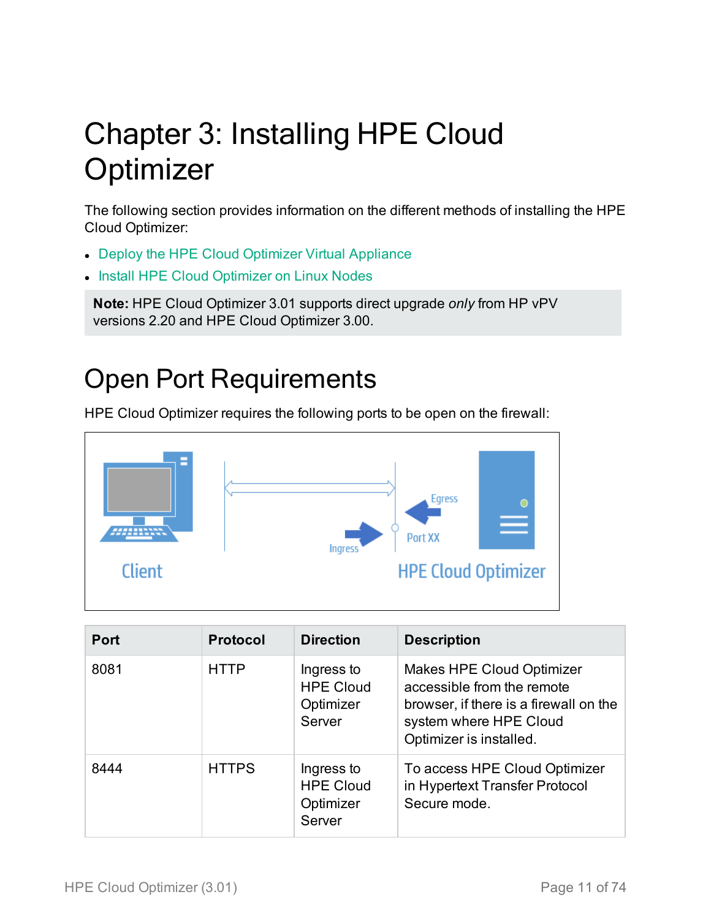# Chapter 3: Installing HPE Cloud Optimizer

The following section provides information on the different methods of installing the HPE Cloud Optimizer:

- Deploy the HPE Cloud Optimizer Virtual Appliance
- Install HPE Cloud Optimizer on Linux Nodes

> **Note:** HPE Cloud Optimizer 3.01 supports direct upgrade *only* from HP vPV versions 2.20 and HPE Cloud Optimizer 3.00.

## Open Port Requirements

HPE Cloud Optimizer requires the following ports to be open on the firewall:

Client

Ingress

Egress

Port XX

HPE Cloud Optimizer

| Port | Protocol | Direction | Description |
|---|---|---|---|
| 8081 | HTTP | Ingress to HPE Cloud Optimizer Server | Makes HPE Cloud Optimizer accessible from the remote browser, if there is a firewall on the system where HPE Cloud Optimizer is installed. |
| 8444 | HTTPS | Ingress to HPE Cloud Optimizer Server | To access HPE Cloud Optimizer in Hypertext Transfer Protocol Secure mode. |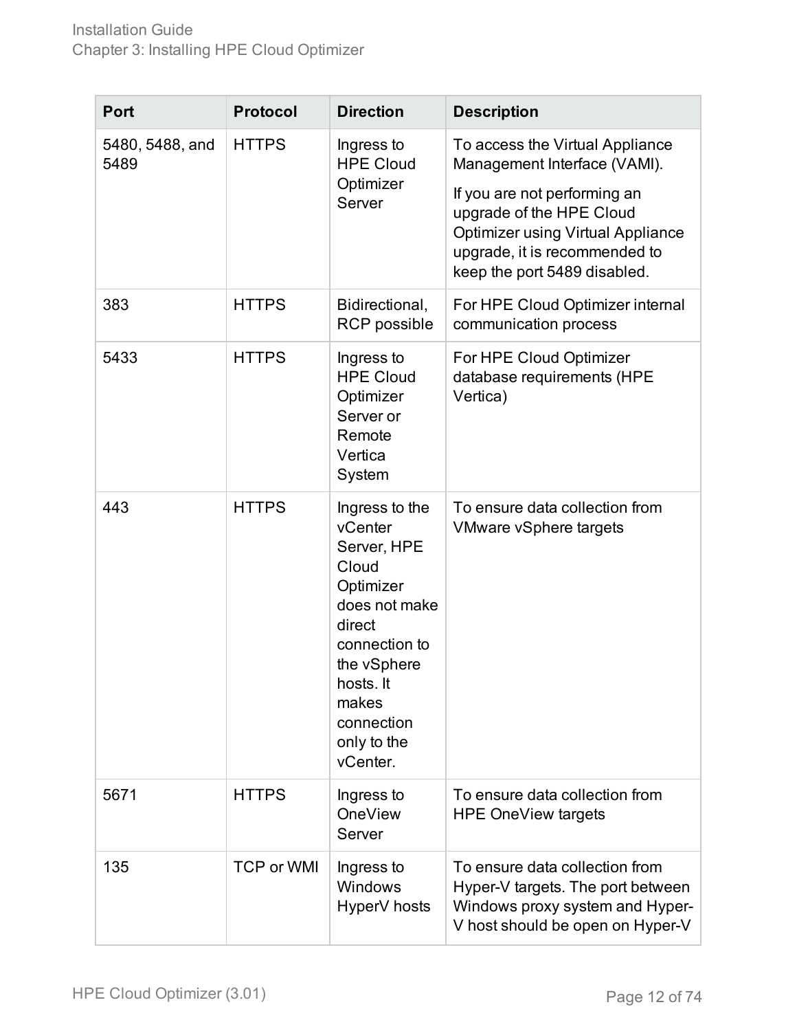| Port | Protocol | Direction | Description |
| --- | --- | --- | --- |
| 5480, 5488, and 5489 | HTTPS | Ingress to HPE Cloud Optimizer Server | To access the Virtual Appliance Management Interface (VAMI). If you are not performing an upgrade of the HPE Cloud Optimizer using Virtual Appliance upgrade, it is recommended to keep the port 5489 disabled. |
| 383 | HTTPS | Bidirectional, RCP possible | For HPE Cloud Optimizer internal communication process |
| 5433 | HTTPS | Ingress to HPE Cloud Optimizer Server or Remote Vertica System | For HPE Cloud Optimizer database requirements (HPE Vertica) |
| 443 | HTTPS | Ingress to the vCenter Server, HPE Cloud Optimizer does not make direct connection to the vSphere hosts. It makes connection only to the vCenter. | To ensure data collection from VMware vSphere targets |
| 5671 | HTTPS | Ingress to OneView Server | To ensure data collection from HPE OneView targets |
| 135 | TCP or WMI | Ingress to Windows HyperV hosts | To ensure data collection from Hyper-V targets. The port between Windows proxy system and Hyper-V host should be open on Hyper-V |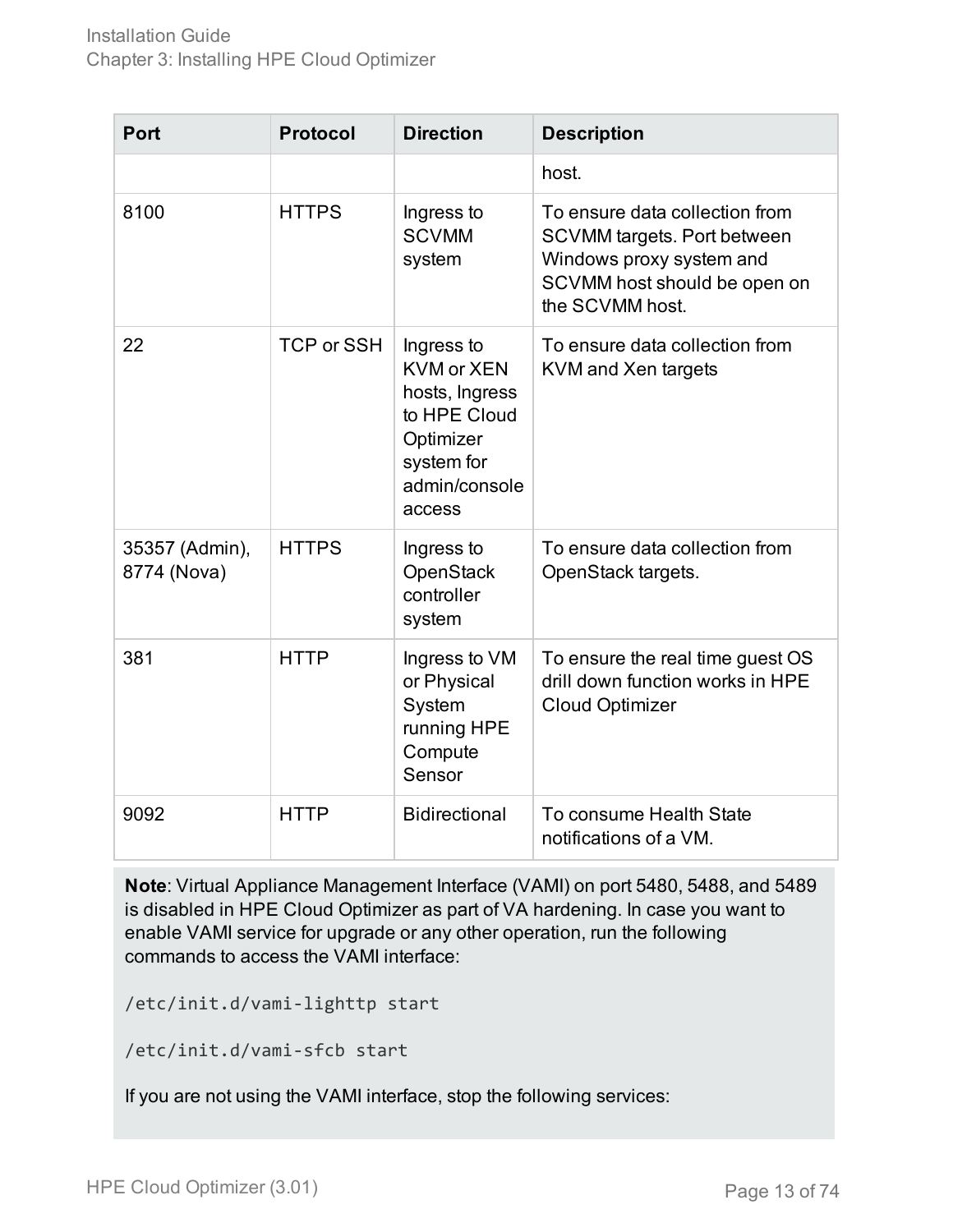| Port | Protocol | Direction | Description |
|---|---|---|---|
| | | | host. |
| 8100 | HTTPS | Ingress to SCVMM system | To ensure data collection from SCVMM targets. Port between Windows proxy system and SCVMM host should be open on the SCVMM host. |
| 22 | TCP or SSH | Ingress to KVM or XEN hosts, Ingress to HPE Cloud Optimizer system for admin/console access | To ensure data collection from KVM and Xen targets |
| 35357 (Admin), 8774 (Nova) | HTTPS | Ingress to OpenStack controller system | To ensure data collection from OpenStack targets. |
| 381 | HTTP | Ingress to VM or Physical System running HPE Compute Sensor | To ensure the real time guest OS drill down function works in HPE Cloud Optimizer |
| 9092 | HTTP | Bidirectional | To consume Health State notifications of a VM. |

**Note**: Virtual Appliance Management Interface (VAMI) on port 5480, 5488, and 5489 is disabled in HPE Cloud Optimizer as part of VA hardening. In case you want to enable VAMI service for upgrade or any other operation, run the following commands to access the VAMI interface:

```
/etc/init.d/vami-lighttp start
```

```
/etc/init.d/vami-sfcb start
```

If you are not using the VAMI interface, stop the following services: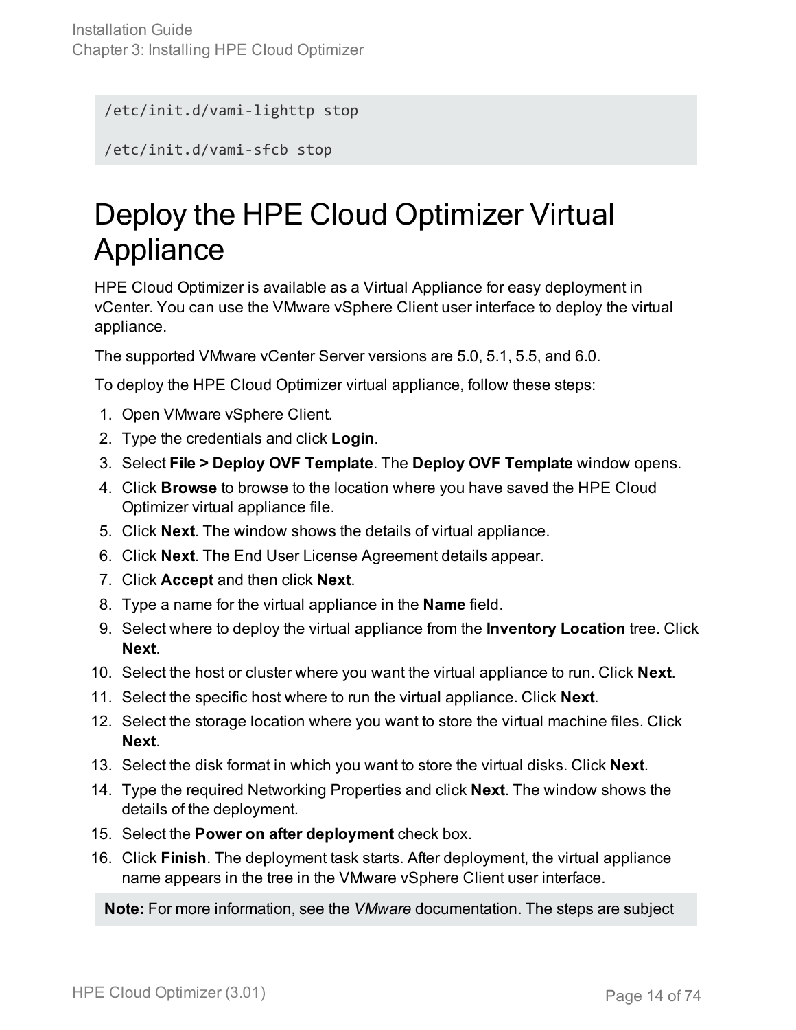```
/etc/init.d/vami-lighttp stop

/etc/init.d/vami-sfcb stop
```

# Deploy the HPE Cloud Optimizer Virtual Appliance

HPE Cloud Optimizer is available as a Virtual Appliance for easy deployment in vCenter. You can use the VMware vSphere Client user interface to deploy the virtual appliance.

The supported VMware vCenter Server versions are 5.0, 5.1, 5.5, and 6.0.

To deploy the HPE Cloud Optimizer virtual appliance, follow these steps:

1. Open VMware vSphere Client.
2. Type the credentials and click **Login**.
3. Select **File > Deploy OVF Template**. The **Deploy OVF Template** window opens.
4. Click **Browse** to browse to the location where you have saved the HPE Cloud Optimizer virtual appliance file.
5. Click **Next**. The window shows the details of virtual appliance.
6. Click **Next**. The End User License Agreement details appear.
7. Click **Accept** and then click **Next**.
8. Type a name for the virtual appliance in the **Name** field.
9. Select where to deploy the virtual appliance from the **Inventory Location** tree. Click **Next**.
10. Select the host or cluster where you want the virtual appliance to run. Click **Next**.
11. Select the specific host where to run the virtual appliance. Click **Next**.
12. Select the storage location where you want to store the virtual machine files. Click **Next**.
13. Select the disk format in which you want to store the virtual disks. Click **Next**.
14. Type the required Networking Properties and click **Next**. The window shows the details of the deployment.
15. Select the **Power on after deployment** check box.
16. Click **Finish**. The deployment task starts. After deployment, the virtual appliance name appears in the tree in the VMware vSphere Client user interface.

**Note:** For more information, see the *VMware* documentation. The steps are subject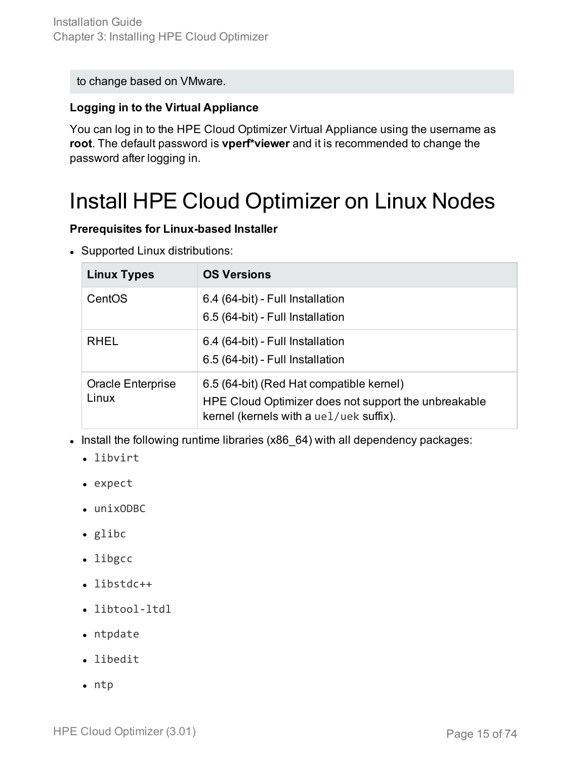to change based on VMware.

**Logging in to the Virtual Appliance**

You can log in to the HPE Cloud Optimizer Virtual Appliance using the username as **root**. The default password is **vperf*viewer** and it is recommended to change the password after logging in.

# Install HPE Cloud Optimizer on Linux Nodes

**Prerequisites for Linux-based Installer**

- Supported Linux distributions:

| Linux Types | OS Versions |
| --- | --- |
| CentOS | 6.4 (64-bit) - Full Installation<br>6.5 (64-bit) - Full Installation |
| RHEL | 6.4 (64-bit) - Full Installation<br>6.5 (64-bit) - Full Installation |
| Oracle Enterprise Linux | 6.5 (64-bit) (Red Hat compatible kernel)<br>HPE Cloud Optimizer does not support the unbreakable kernel (kernels with a `uel/uek` suffix). |

- Install the following runtime libraries (x86_64) with all dependency packages:
  - `libvirt`
  - `expect`
  - `unixODBC`
  - `glibc`
  - `libgcc`
  - `libstdc++`
  - `libtool-ltdl`
  - `ntpdate`
  - `libedit`
  - `ntp`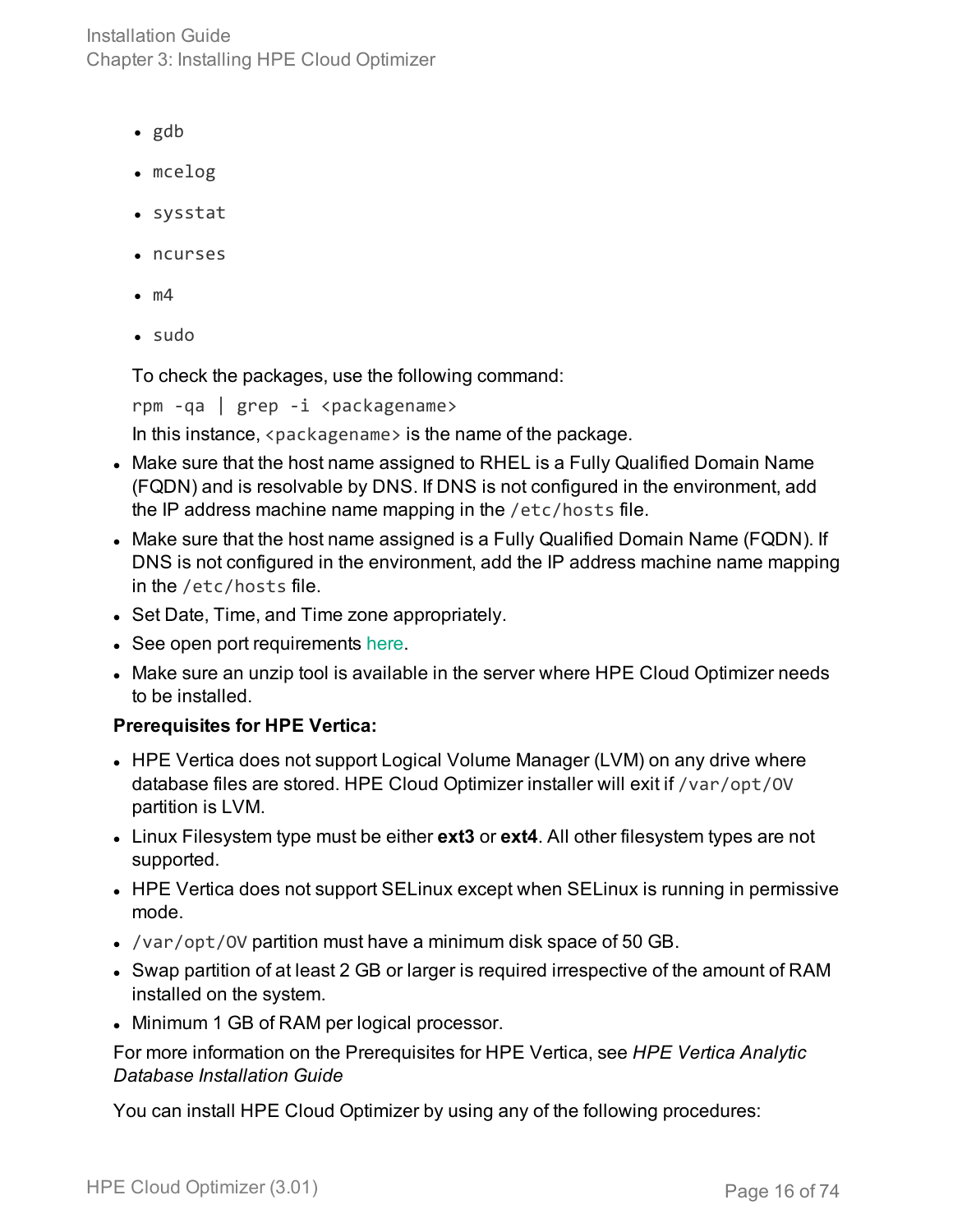- `gdb`
- `mcelog`
- `sysstat`
- `ncurses`
- `m4`
- `sudo`

  To check the packages, use the following command:

  ```
  rpm -qa | grep -i <packagename>
  ```

  In this instance, `<packagename>` is the name of the package.

- Make sure that the host name assigned to RHEL is a Fully Qualified Domain Name (FQDN) and is resolvable by DNS. If DNS is not configured in the environment, add the IP address machine name mapping in the `/etc/hosts` file.
- Make sure that the host name assigned is a Fully Qualified Domain Name (FQDN). If DNS is not configured in the environment, add the IP address machine name mapping in the `/etc/hosts` file.
- Set Date, Time, and Time zone appropriately.
- See open port requirements here.
- Make sure an unzip tool is available in the server where HPE Cloud Optimizer needs to be installed.

**Prerequisites for HPE Vertica:**

- HPE Vertica does not support Logical Volume Manager (LVM) on any drive where database files are stored. HPE Cloud Optimizer installer will exit if `/var/opt/OV` partition is LVM.
- Linux Filesystem type must be either **ext3** or **ext4**. All other filesystem types are not supported.
- HPE Vertica does not support SELinux except when SELinux is running in permissive mode.
- `/var/opt/OV` partition must have a minimum disk space of 50 GB.
- Swap partition of at least 2 GB or larger is required irrespective of the amount of RAM installed on the system.
- Minimum 1 GB of RAM per logical processor.

For more information on the Prerequisites for HPE Vertica, see *HPE Vertica Analytic Database Installation Guide*

You can install HPE Cloud Optimizer by using any of the following procedures: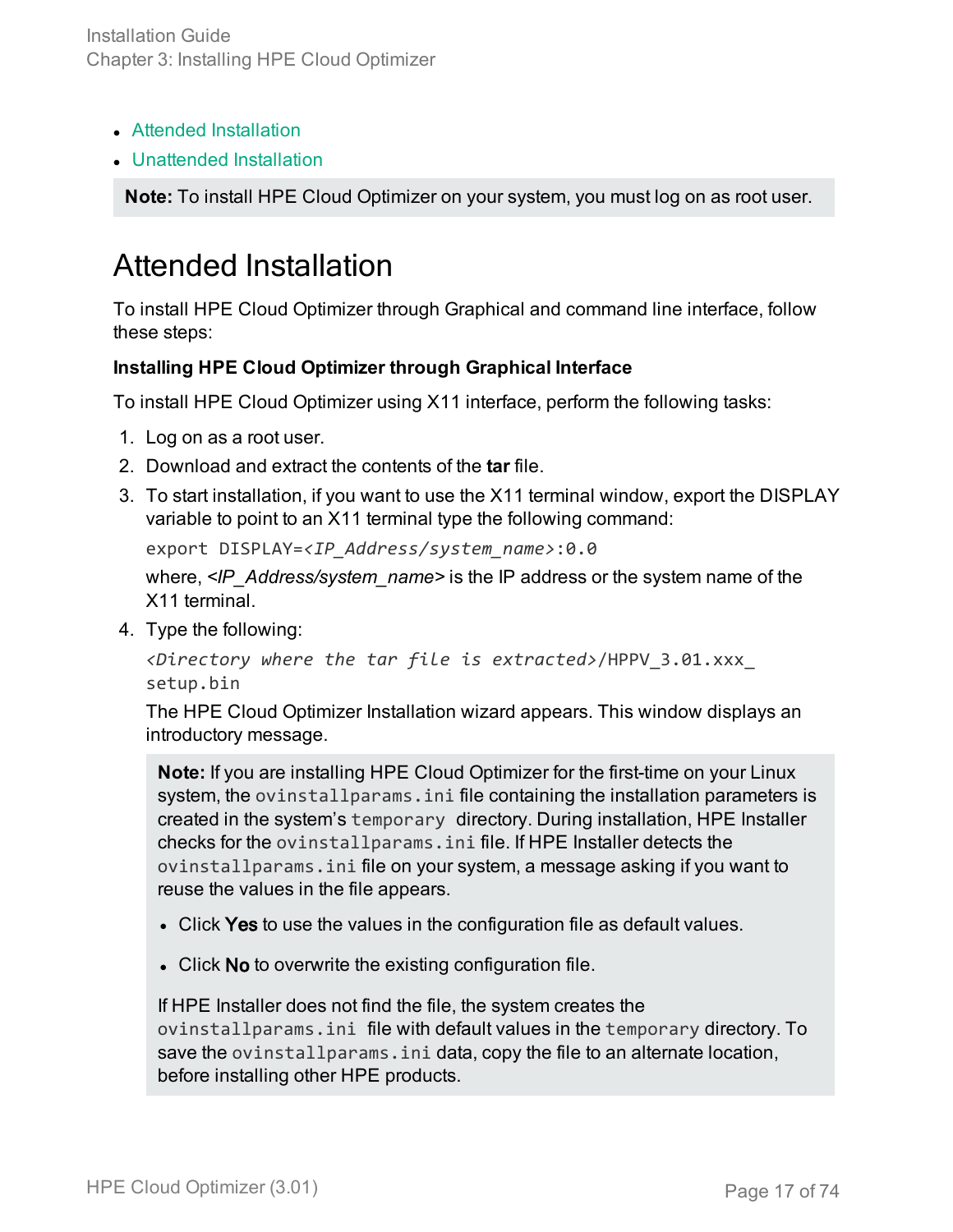- Attended Installation
- Unattended Installation

**Note:** To install HPE Cloud Optimizer on your system, you must log on as root user.

# Attended Installation

To install HPE Cloud Optimizer through Graphical and command line interface, follow these steps:

**Installing HPE Cloud Optimizer through Graphical Interface**

To install HPE Cloud Optimizer using X11 interface, perform the following tasks:

1. Log on as a root user.
2. Download and extract the contents of the **tar** file.
3. To start installation, if you want to use the X11 terminal window, export the DISPLAY variable to point to an X11 terminal type the following command:

   ```
   export DISPLAY=<IP_Address/system_name>:0.0
   ```

   where, *<IP_Address/system_name>* is the IP address or the system name of the X11 terminal.
4. Type the following:

   ```
   <Directory where the tar file is extracted>/HPPV_3.01.xxx_setup.bin
   ```

   The HPE Cloud Optimizer Installation wizard appears. This window displays an introductory message.

   **Note:** If you are installing HPE Cloud Optimizer for the first-time on your Linux system, the `ovinstallparams.ini` file containing the installation parameters is created in the system's `temporary` directory. During installation, HPE Installer checks for the `ovinstallparams.ini` file. If HPE Installer detects the `ovinstallparams.ini` file on your system, a message asking if you want to reuse the values in the file appears.

   - Click **Yes** to use the values in the configuration file as default values.
   - Click **No** to overwrite the existing configuration file.

   If HPE Installer does not find the file, the system creates the `ovinstallparams.ini` file with default values in the `temporary` directory. To save the `ovinstallparams.ini` data, copy the file to an alternate location, before installing other HPE products.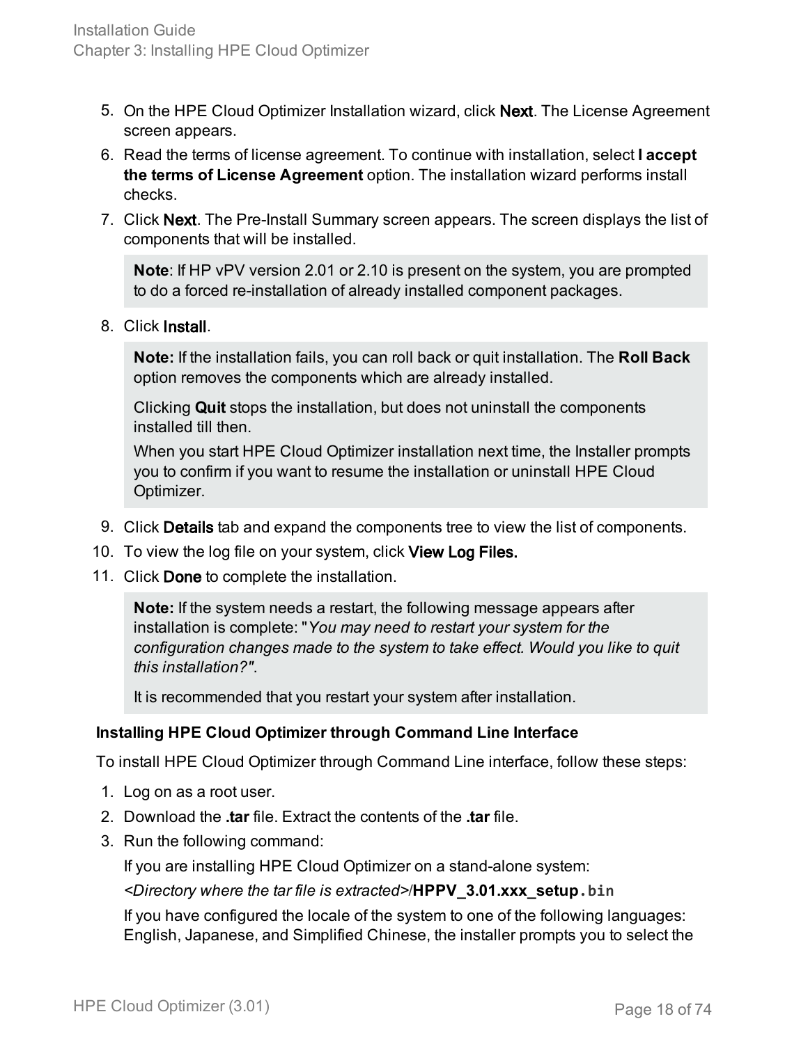5. On the HPE Cloud Optimizer Installation wizard, click **Next**. The License Agreement screen appears.
6. Read the terms of license agreement. To continue with installation, select **I accept the terms of License Agreement** option. The installation wizard performs install checks.
7. Click **Next**. The Pre-Install Summary screen appears. The screen displays the list of components that will be installed.

   **Note**: If HP vPV version 2.01 or 2.10 is present on the system, you are prompted to do a forced re-installation of already installed component packages.

8. Click **Install**.

   **Note:** If the installation fails, you can roll back or quit installation. The **Roll Back** option removes the components which are already installed.

   Clicking **Quit** stops the installation, but does not uninstall the components installed till then.

   When you start HPE Cloud Optimizer installation next time, the Installer prompts you to confirm if you want to resume the installation or uninstall HPE Cloud Optimizer.

9. Click **Details** tab and expand the components tree to view the list of components.
10. To view the log file on your system, click **View Log Files.**
11. Click **Done** to complete the installation.

    **Note:** If the system needs a restart, the following message appears after installation is complete: "*You may need to restart your system for the configuration changes made to the system to take effect. Would you like to quit this installation?".*

    It is recommended that you restart your system after installation.

#### Installing HPE Cloud Optimizer through Command Line Interface

To install HPE Cloud Optimizer through Command Line interface, follow these steps:

1. Log on as a root user.
2. Download the **.tar** file. Extract the contents of the **.tar** file.
3. Run the following command:

   If you are installing HPE Cloud Optimizer on a stand-alone system:

   *<Directory where the tar file is extracted>*/**HPPV_3.01.xxx_setup.bin**

   If you have configured the locale of the system to one of the following languages: English, Japanese, and Simplified Chinese, the installer prompts you to select the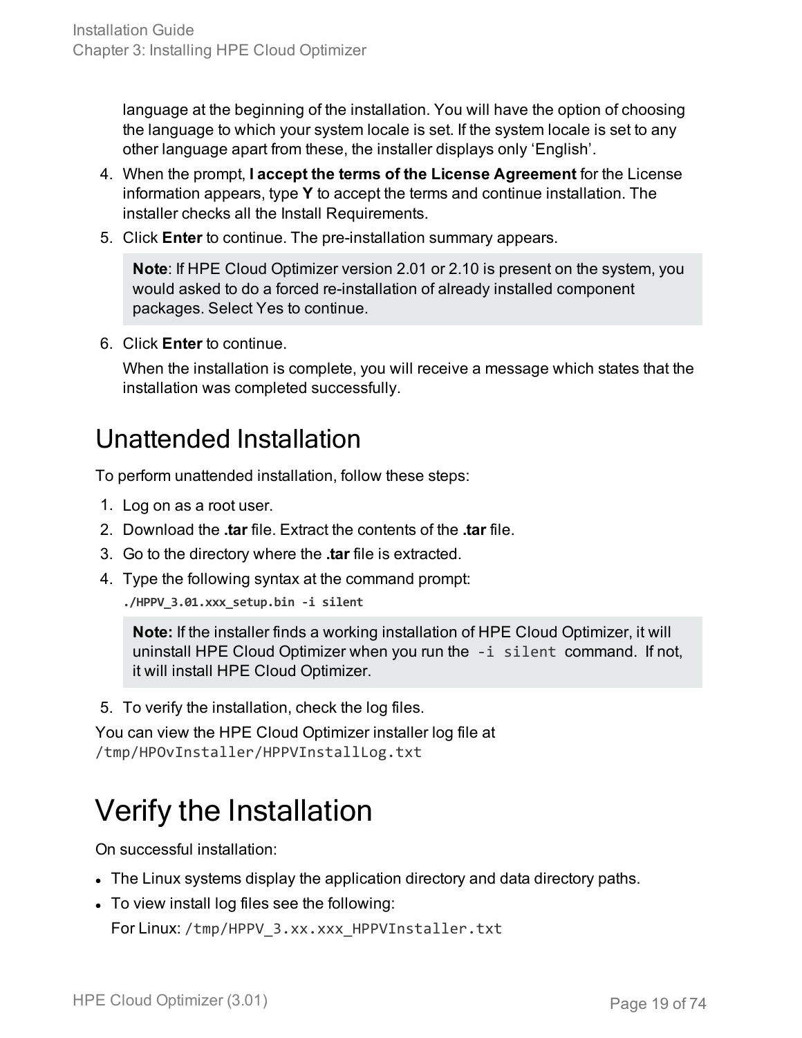language at the beginning of the installation. You will have the option of choosing the language to which your system locale is set. If the system locale is set to any other language apart from these, the installer displays only 'English'.

4. When the prompt, **I accept the terms of the License Agreement** for the License information appears, type **Y** to accept the terms and continue installation. The installer checks all the Install Requirements.
5. Click **Enter** to continue. The pre-installation summary appears.

   > **Note**: If HPE Cloud Optimizer version 2.01 or 2.10 is present on the system, you would asked to do a forced re-installation of already installed component packages. Select Yes to continue.

6. Click **Enter** to continue.

   When the installation is complete, you will receive a message which states that the installation was completed successfully.

## Unattended Installation

To perform unattended installation, follow these steps:

1. Log on as a root user.
2. Download the **.tar** file. Extract the contents of the **.tar** file.
3. Go to the directory where the **.tar** file is extracted.
4. Type the following syntax at the command prompt:

   ```
   ./HPPV_3.01.xxx_setup.bin -i silent
   ```

   > **Note:** If the installer finds a working installation of HPE Cloud Optimizer, it will uninstall HPE Cloud Optimizer when you run the `-i silent` command. If not, it will install HPE Cloud Optimizer.

5. To verify the installation, check the log files.

You can view the HPE Cloud Optimizer installer log file at `/tmp/HPOvInstaller/HPPVInstallLog.txt`

# Verify the Installation

On successful installation:

- The Linux systems display the application directory and data directory paths.
- To view install log files see the following:

  For Linux: `/tmp/HPPV_3.xx.xxx_HPPVInstaller.txt`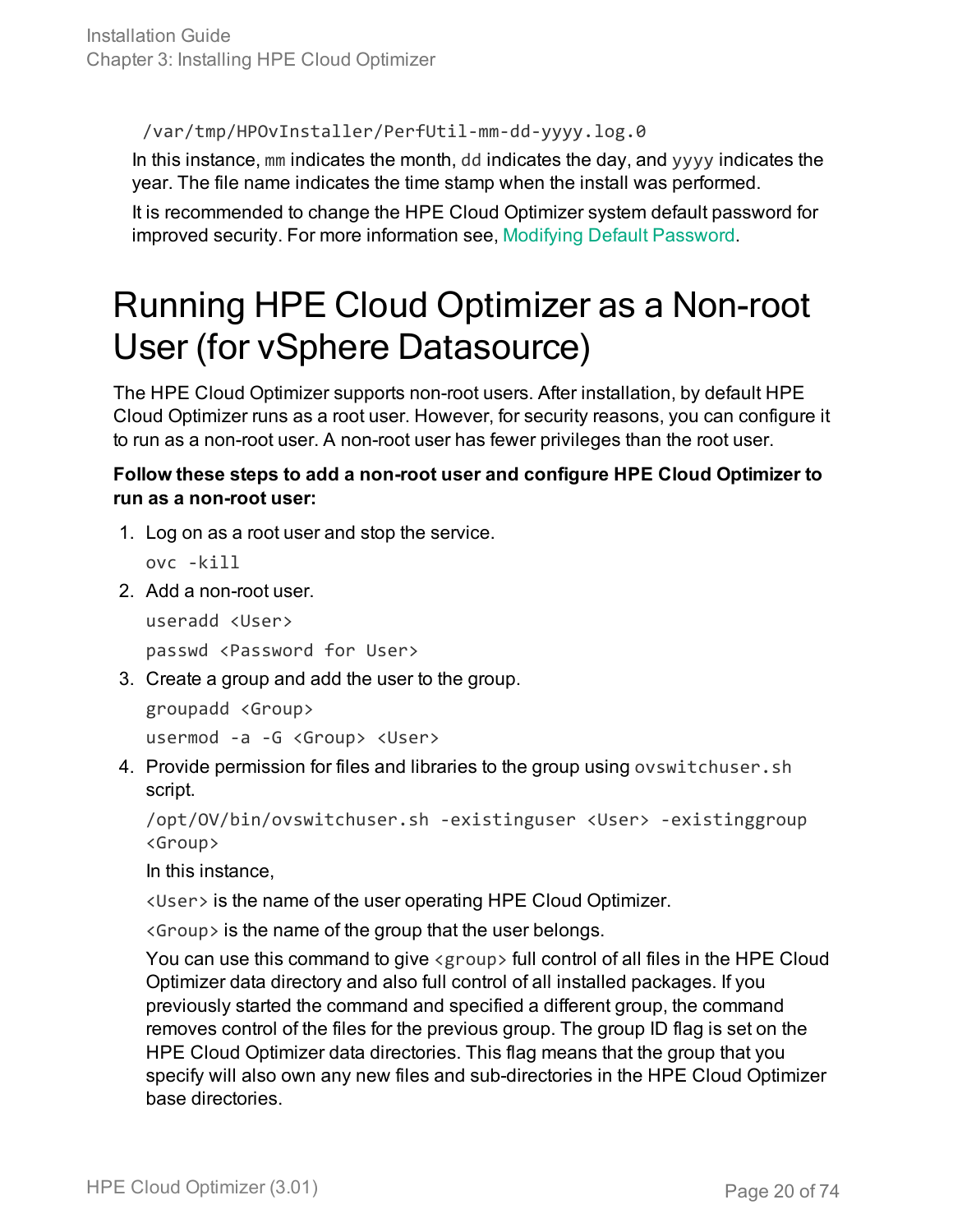```
/var/tmp/HPOvInstaller/PerfUtil-mm-dd-yyyy.log.0
```

In this instance, `mm` indicates the month, `dd` indicates the day, and `yyyy` indicates the year. The file name indicates the time stamp when the install was performed.

It is recommended to change the HPE Cloud Optimizer system default password for improved security. For more information see, Modifying Default Password.

# Running HPE Cloud Optimizer as a Non-root User (for vSphere Datasource)

The HPE Cloud Optimizer supports non-root users. After installation, by default HPE Cloud Optimizer runs as a root user. However, for security reasons, you can configure it to run as a non-root user. A non-root user has fewer privileges than the root user.

**Follow these steps to add a non-root user and configure HPE Cloud Optimizer to run as a non-root user:**

1. Log on as a root user and stop the service.

   ```
   ovc -kill
   ```

2. Add a non-root user.

   ```
   useradd <User>
   passwd <Password for User>
   ```

3. Create a group and add the user to the group.

   ```
   groupadd <Group>
   usermod -a -G <Group> <User>
   ```

4. Provide permission for files and libraries to the group using `ovswitchuser.sh` script.

   ```
   /opt/OV/bin/ovswitchuser.sh -existinguser <User> -existinggroup <Group>
   ```

   In this instance,

   `<User>` is the name of the user operating HPE Cloud Optimizer.

   `<Group>` is the name of the group that the user belongs.

   You can use this command to give `<group>` full control of all files in the HPE Cloud Optimizer data directory and also full control of all installed packages. If you previously started the command and specified a different group, the command removes control of the files for the previous group. The group ID flag is set on the HPE Cloud Optimizer data directories. This flag means that the group that you specify will also own any new files and sub-directories in the HPE Cloud Optimizer base directories.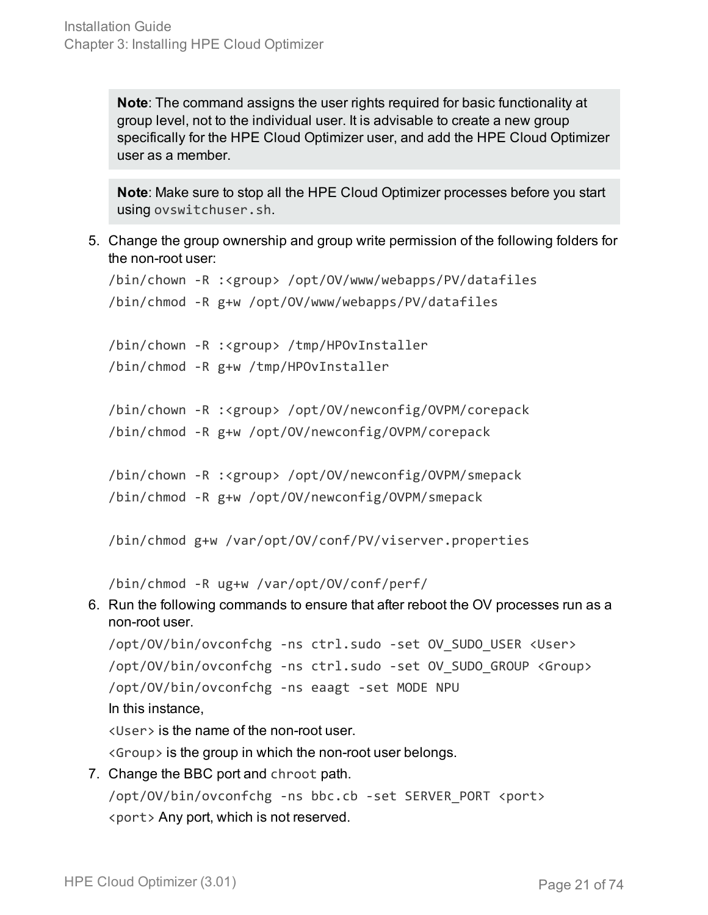> **Note**: The command assigns the user rights required for basic functionality at group level, not to the individual user. It is advisable to create a new group specifically for the HPE Cloud Optimizer user, and add the HPE Cloud Optimizer user as a member.

> **Note**: Make sure to stop all the HPE Cloud Optimizer processes before you start using `ovswitchuser.sh`.

5. Change the group ownership and group write permission of the following folders for the non-root user:

   ```
   /bin/chown -R :<group> /opt/OV/www/webapps/PV/datafiles
   /bin/chmod -R g+w /opt/OV/www/webapps/PV/datafiles

   /bin/chown -R :<group> /tmp/HPOvInstaller
   /bin/chmod -R g+w /tmp/HPOvInstaller

   /bin/chown -R :<group> /opt/OV/newconfig/OVPM/corepack
   /bin/chmod -R g+w /opt/OV/newconfig/OVPM/corepack

   /bin/chown -R :<group> /opt/OV/newconfig/OVPM/smepack
   /bin/chmod -R g+w /opt/OV/newconfig/OVPM/smepack

   /bin/chmod g+w /var/opt/OV/conf/PV/viserver.properties

   /bin/chmod -R ug+w /var/opt/OV/conf/perf/
   ```

6. Run the following commands to ensure that after reboot the OV processes run as a non-root user.

   ```
   /opt/OV/bin/ovconfchg -ns ctrl.sudo -set OV_SUDO_USER <User>
   /opt/OV/bin/ovconfchg -ns ctrl.sudo -set OV_SUDO_GROUP <Group>
   /opt/OV/bin/ovconfchg -ns eaagt -set MODE NPU
   ```

   In this instance,

   `<User>` is the name of the non-root user.

   `<Group>` is the group in which the non-root user belongs.

7. Change the BBC port and `chroot` path.

   ```
   /opt/OV/bin/ovconfchg -ns bbc.cb -set SERVER_PORT <port>
   ```

   `<port>` Any port, which is not reserved.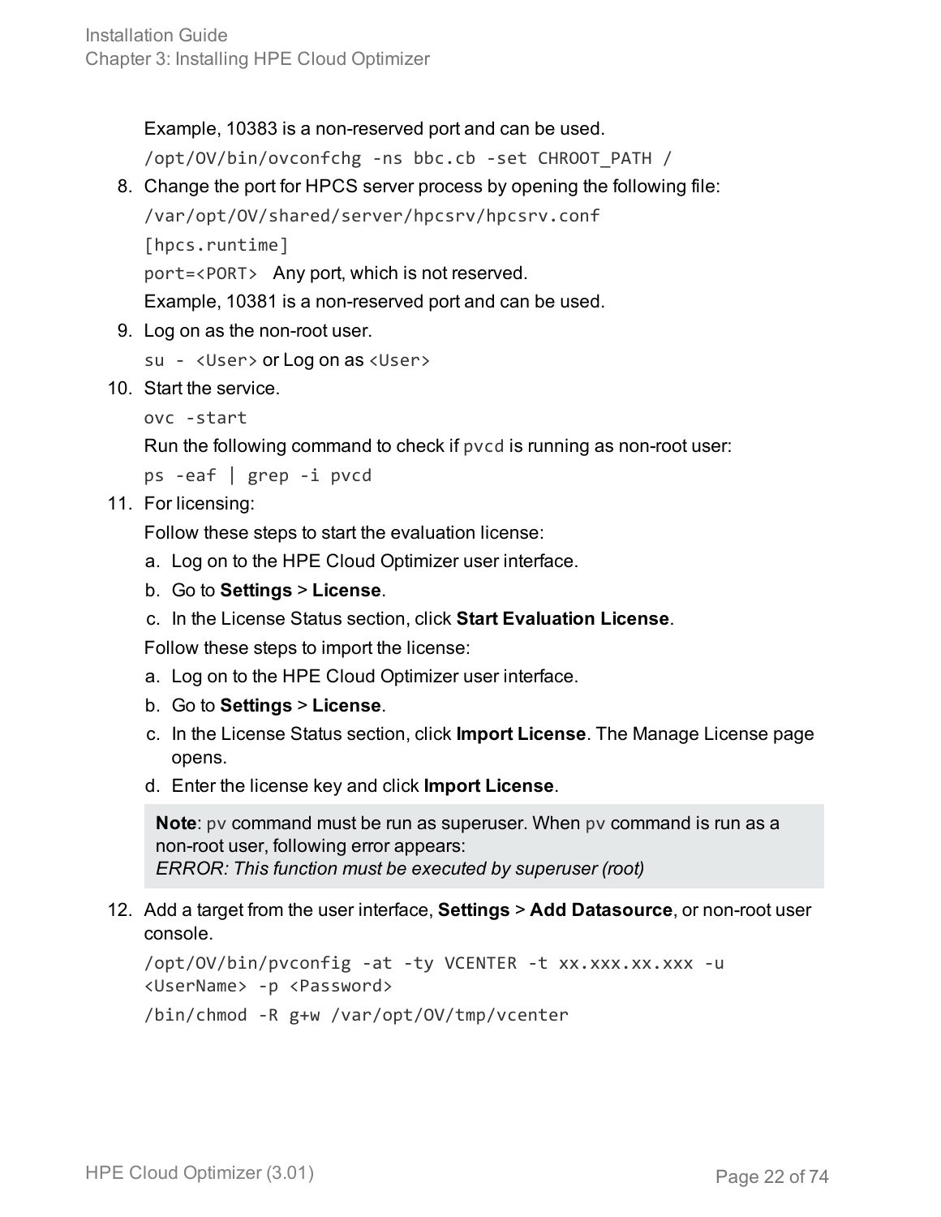Example, 10383 is a non-reserved port and can be used.

```
/opt/OV/bin/ovconfchg -ns bbc.cb -set CHROOT_PATH /
```

8. Change the port for HPCS server process by opening the following file:

   ```
   /var/opt/OV/shared/server/hpcsrv/hpcsrv.conf
   [hpcs.runtime]
   ```

   `port=<PORT>` Any port, which is not reserved.

   Example, 10381 is a non-reserved port and can be used.

9. Log on as the non-root user.

   `su - <User>` or Log on as `<User>`

10. Start the service.

    ```
    ovc -start
    ```

    Run the following command to check if `pvcd` is running as non-root user:

    ```
    ps -eaf | grep -i pvcd
    ```

11. For licensing:

    Follow these steps to start the evaluation license:

    a. Log on to the HPE Cloud Optimizer user interface.
    b. Go to **Settings** > **License**.
    c. In the License Status section, click **Start Evaluation License**.

    Follow these steps to import the license:

    a. Log on to the HPE Cloud Optimizer user interface.
    b. Go to **Settings** > **License**.
    c. In the License Status section, click **Import License**. The Manage License page opens.
    d. Enter the license key and click **Import License**.

    > **Note**: `pv` command must be run as superuser. When `pv` command is run as a non-root user, following error appears:
    > *ERROR: This function must be executed by superuser (root)*

12. Add a target from the user interface, **Settings** > **Add Datasource**, or non-root user console.

    ```
    /opt/OV/bin/pvconfig -at -ty VCENTER -t xx.xxx.xx.xxx -u
    <UserName> -p <Password>
    /bin/chmod -R g+w /var/opt/OV/tmp/vcenter
    ```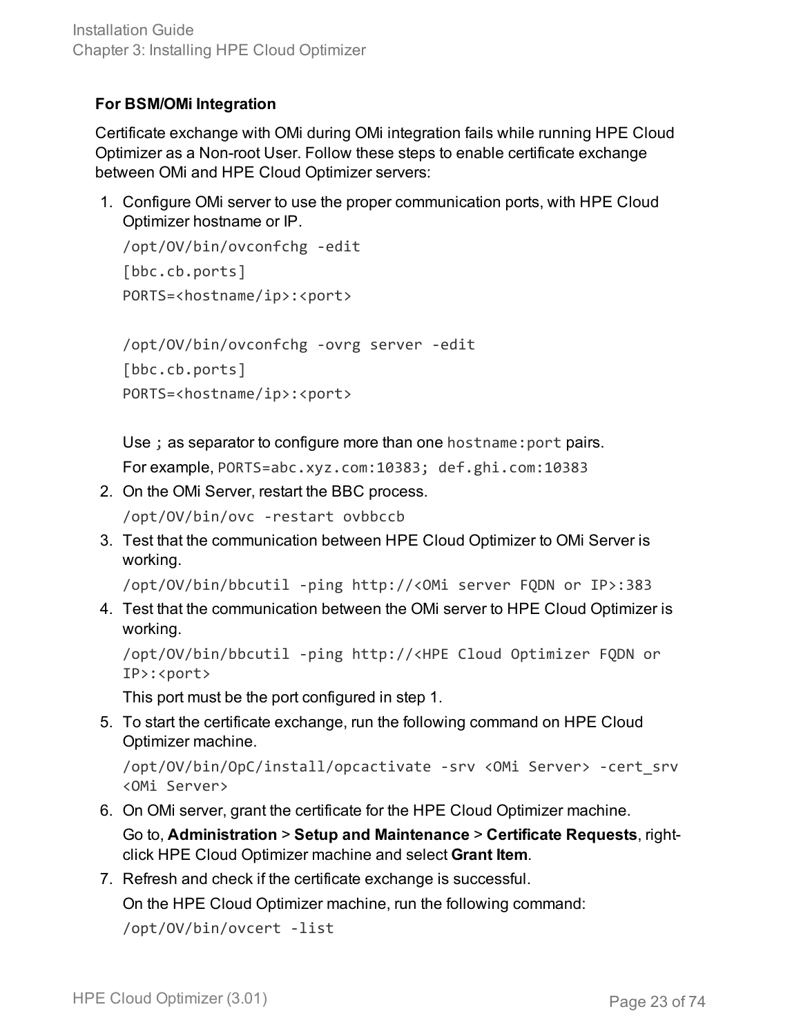**For BSM/OMi Integration**

Certificate exchange with OMi during OMi integration fails while running HPE Cloud Optimizer as a Non-root User. Follow these steps to enable certificate exchange between OMi and HPE Cloud Optimizer servers:

1. Configure OMi server to use the proper communication ports, with HPE Cloud Optimizer hostname or IP.

   ```
   /opt/OV/bin/ovconfchg -edit
   [bbc.cb.ports]
   PORTS=<hostname/ip>:<port>

   /opt/OV/bin/ovconfchg -ovrg server -edit
   [bbc.cb.ports]
   PORTS=<hostname/ip>:<port>
   ```

   Use `;` as separator to configure more than one `hostname:port` pairs.

   For example, `PORTS=abc.xyz.com:10383; def.ghi.com:10383`

2. On the OMi Server, restart the BBC process.

   ```
   /opt/OV/bin/ovc -restart ovbbccb
   ```

3. Test that the communication between HPE Cloud Optimizer to OMi Server is working.

   ```
   /opt/OV/bin/bbcutil -ping http://<OMi server FQDN or IP>:383
   ```

4. Test that the communication between the OMi server to HPE Cloud Optimizer is working.

   ```
   /opt/OV/bin/bbcutil -ping http://<HPE Cloud Optimizer FQDN or IP>:<port>
   ```

   This port must be the port configured in step 1.

5. To start the certificate exchange, run the following command on HPE Cloud Optimizer machine.

   ```
   /opt/OV/bin/OpC/install/opcactivate -srv <OMi Server> -cert_srv <OMi Server>
   ```

6. On OMi server, grant the certificate for the HPE Cloud Optimizer machine.

   Go to, **Administration** > **Setup and Maintenance** > **Certificate Requests**, right-click HPE Cloud Optimizer machine and select **Grant Item**.

7. Refresh and check if the certificate exchange is successful.

   On the HPE Cloud Optimizer machine, run the following command:

   ```
   /opt/OV/bin/ovcert -list
   ```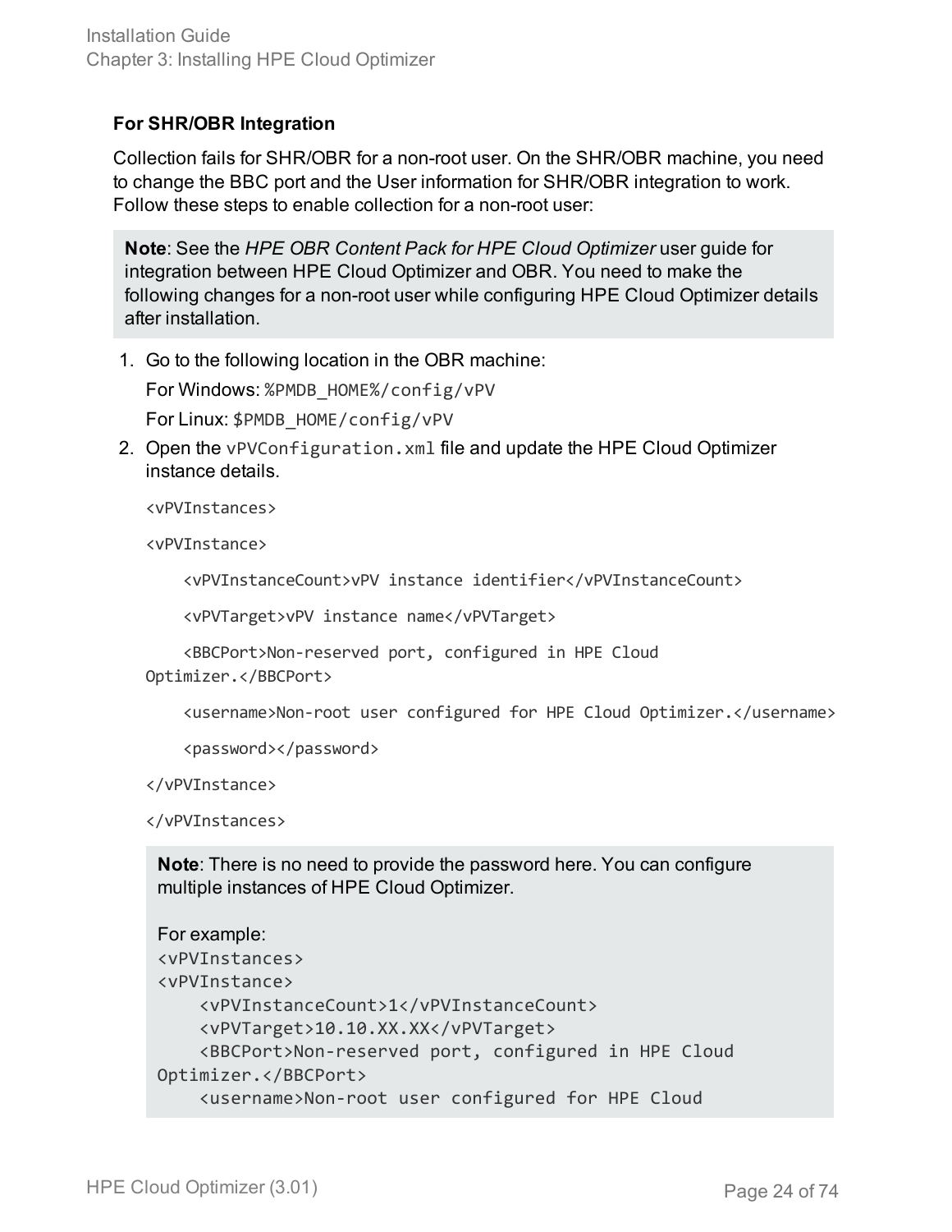### For SHR/OBR Integration

Collection fails for SHR/OBR for a non-root user. On the SHR/OBR machine, you need to change the BBC port and the User information for SHR/OBR integration to work. Follow these steps to enable collection for a non-root user:

> **Note**: See the *HPE OBR Content Pack for HPE Cloud Optimizer* user guide for integration between HPE Cloud Optimizer and OBR. You need to make the following changes for a non-root user while configuring HPE Cloud Optimizer details after installation.

1. Go to the following location in the OBR machine:

   For Windows: `%PMDB_HOME%/config/vPV`

   For Linux: `$PMDB_HOME/config/vPV`

2. Open the `vPVConfiguration.xml` file and update the HPE Cloud Optimizer instance details.

   ```
   <vPVInstances>

   <vPVInstance>

       <vPVInstanceCount>vPV instance identifier</vPVInstanceCount>

       <vPVTarget>vPV instance name</vPVTarget>

       <BBCPort>Non-reserved port, configured in HPE Cloud
   Optimizer.</BBCPort>

       <username>Non-root user configured for HPE Cloud Optimizer.</username>

       <password></password>

   </vPVInstance>

   </vPVInstances>
   ```

   > **Note**: There is no need to provide the password here. You can configure multiple instances of HPE Cloud Optimizer.
   >
   > For example:
   > ```
   > <vPVInstances>
   > <vPVInstance>
   >     <vPVInstanceCount>1</vPVInstanceCount>
   >     <vPVTarget>10.10.XX.XX</vPVTarget>
   >     <BBCPort>Non-reserved port, configured in HPE Cloud
   > Optimizer.</BBCPort>
   >     <username>Non-root user configured for HPE Cloud
   > ```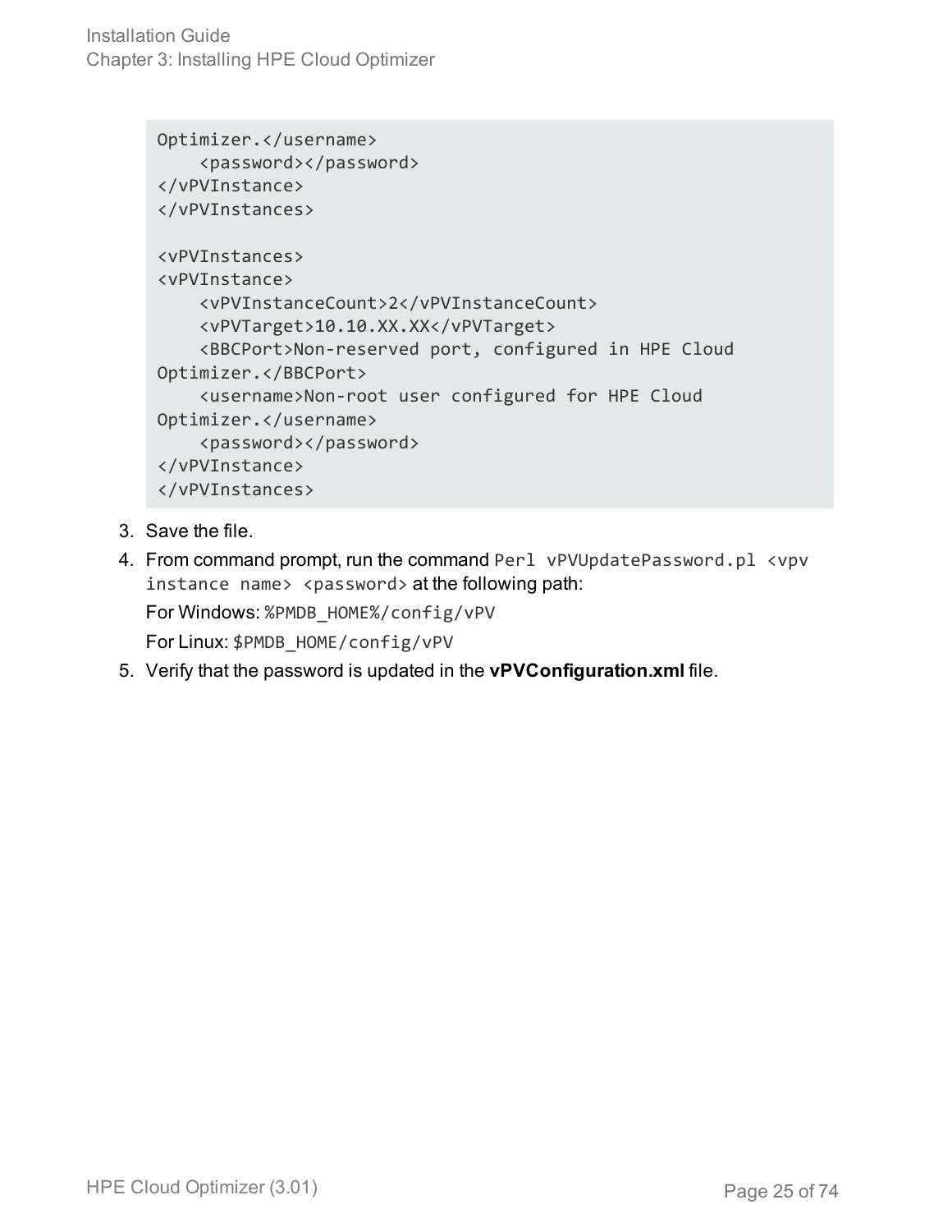```
Optimizer.</username>
    <password></password>
</vPVInstance>
</vPVInstances>

<vPVInstances>
<vPVInstance>
    <vPVInstanceCount>2</vPVInstanceCount>
    <vPVTarget>10.10.XX.XX</vPVTarget>
    <BBCPort>Non-reserved port, configured in HPE Cloud
Optimizer.</BBCPort>
    <username>Non-root user configured for HPE Cloud
Optimizer.</username>
    <password></password>
</vPVInstance>
</vPVInstances>
```

3. Save the file.
4. From command prompt, run the command `Perl vPVUpdatePassword.pl <vpv instance name> <password>` at the following path:

   For Windows: `%PMDB_HOME%/config/vPV`

   For Linux: `$PMDB_HOME/config/vPV`
5. Verify that the password is updated in the **vPVConfiguration.xml** file.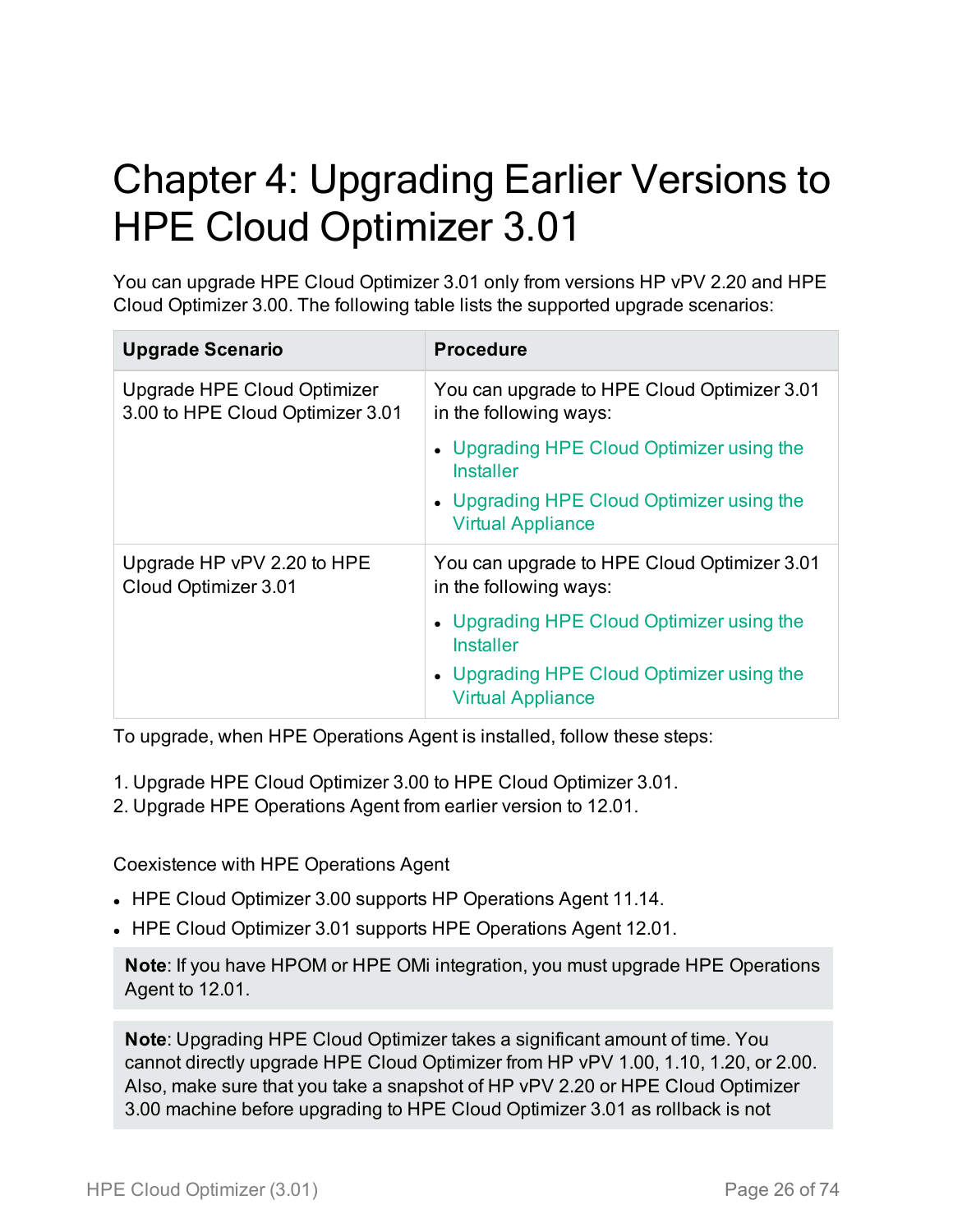# Chapter 4: Upgrading Earlier Versions to HPE Cloud Optimizer 3.01

You can upgrade HPE Cloud Optimizer 3.01 only from versions HP vPV 2.20 and HPE Cloud Optimizer 3.00. The following table lists the supported upgrade scenarios:

| Upgrade Scenario | Procedure |
|---|---|
| Upgrade HPE Cloud Optimizer 3.00 to HPE Cloud Optimizer 3.01 | You can upgrade to HPE Cloud Optimizer 3.01 in the following ways:<br>• Upgrading HPE Cloud Optimizer using the Installer<br>• Upgrading HPE Cloud Optimizer using the Virtual Appliance |
| Upgrade HP vPV 2.20 to HPE Cloud Optimizer 3.01 | You can upgrade to HPE Cloud Optimizer 3.01 in the following ways:<br>• Upgrading HPE Cloud Optimizer using the Installer<br>• Upgrading HPE Cloud Optimizer using the Virtual Appliance |

To upgrade, when HPE Operations Agent is installed, follow these steps:

1. Upgrade HPE Cloud Optimizer 3.00 to HPE Cloud Optimizer 3.01.
2. Upgrade HPE Operations Agent from earlier version to 12.01.

Coexistence with HPE Operations Agent

- HPE Cloud Optimizer 3.00 supports HP Operations Agent 11.14.
- HPE Cloud Optimizer 3.01 supports HPE Operations Agent 12.01.

**Note**: If you have HPOM or HPE OMi integration, you must upgrade HPE Operations Agent to 12.01.

**Note**: Upgrading HPE Cloud Optimizer takes a significant amount of time. You cannot directly upgrade HPE Cloud Optimizer from HP vPV 1.00, 1.10, 1.20, or 2.00. Also, make sure that you take a snapshot of HP vPV 2.20 or HPE Cloud Optimizer 3.00 machine before upgrading to HPE Cloud Optimizer 3.01 as rollback is not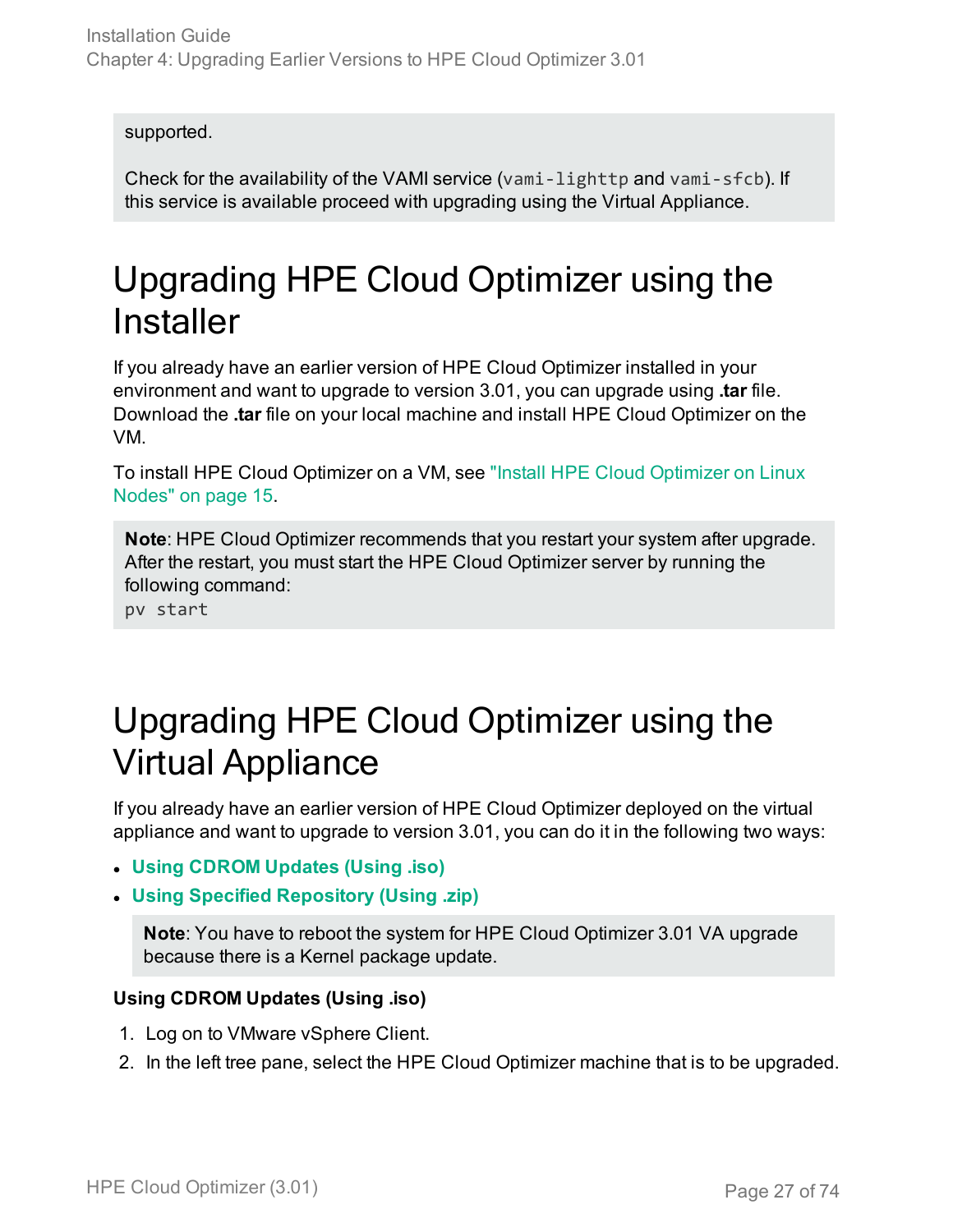supported.

Check for the availability of the VAMI service (`vami-lighttp` and `vami-sfcb`). If this service is available proceed with upgrading using the Virtual Appliance.

# Upgrading HPE Cloud Optimizer using the Installer

If you already have an earlier version of HPE Cloud Optimizer installed in your environment and want to upgrade to version 3.01, you can upgrade using **.tar** file. Download the **.tar** file on your local machine and install HPE Cloud Optimizer on the VM.

To install HPE Cloud Optimizer on a VM, see "Install HPE Cloud Optimizer on Linux Nodes" on page 15.

> **Note**: HPE Cloud Optimizer recommends that you restart your system after upgrade. After the restart, you must start the HPE Cloud Optimizer server by running the following command:
> ```
> pv start
> ```

# Upgrading HPE Cloud Optimizer using the Virtual Appliance

If you already have an earlier version of HPE Cloud Optimizer deployed on the virtual appliance and want to upgrade to version 3.01, you can do it in the following two ways:

- **Using CDROM Updates (Using .iso)**
- **Using Specified Repository (Using .zip)**

> **Note**: You have to reboot the system for HPE Cloud Optimizer 3.01 VA upgrade because there is a Kernel package update.

**Using CDROM Updates (Using .iso)**

1. Log on to VMware vSphere Client.
2. In the left tree pane, select the HPE Cloud Optimizer machine that is to be upgraded.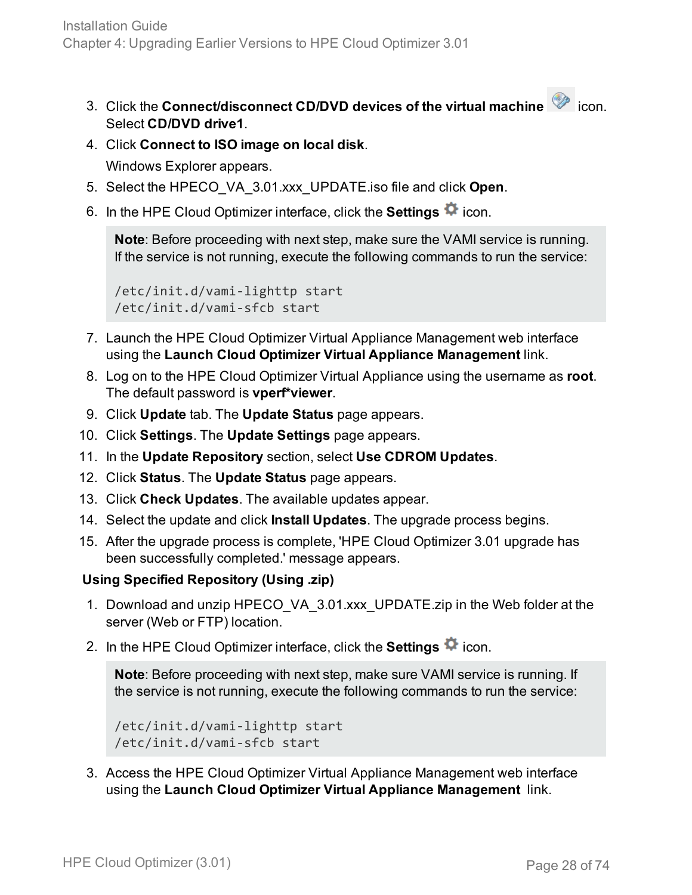3. Click the **Connect/disconnect CD/DVD devices of the virtual machine** icon. Select **CD/DVD drive1**.
4. Click **Connect to ISO image on local disk**.

   Windows Explorer appears.
5. Select the HPECO_VA_3.01.xxx_UPDATE.iso file and click **Open**.
6. In the HPE Cloud Optimizer interface, click the **Settings** icon.

   **Note**: Before proceeding with next step, make sure the VAMI service is running. If the service is not running, execute the following commands to run the service:

   ```
   /etc/init.d/vami-lighttp start
   /etc/init.d/vami-sfcb start
   ```
7. Launch the HPE Cloud Optimizer Virtual Appliance Management web interface using the **Launch Cloud Optimizer Virtual Appliance Management** link.
8. Log on to the HPE Cloud Optimizer Virtual Appliance using the username as **root**. The default password is **vperf*viewer**.
9. Click **Update** tab. The **Update Status** page appears.
10. Click **Settings**. The **Update Settings** page appears.
11. In the **Update Repository** section, select **Use CDROM Updates**.
12. Click **Status**. The **Update Status** page appears.
13. Click **Check Updates**. The available updates appear.
14. Select the update and click **Install Updates**. The upgrade process begins.
15. After the upgrade process is complete, 'HPE Cloud Optimizer 3.01 upgrade has been successfully completed.' message appears.

**Using Specified Repository (Using .zip)**

1. Download and unzip HPECO_VA_3.01.xxx_UPDATE.zip in the Web folder at the server (Web or FTP) location.
2. In the HPE Cloud Optimizer interface, click the **Settings** icon.

   **Note**: Before proceeding with next step, make sure VAMI service is running. If the service is not running, execute the following commands to run the service:

   ```
   /etc/init.d/vami-lighttp start
   /etc/init.d/vami-sfcb start
   ```
3. Access the HPE Cloud Optimizer Virtual Appliance Management web interface using the **Launch Cloud Optimizer Virtual Appliance Management** link.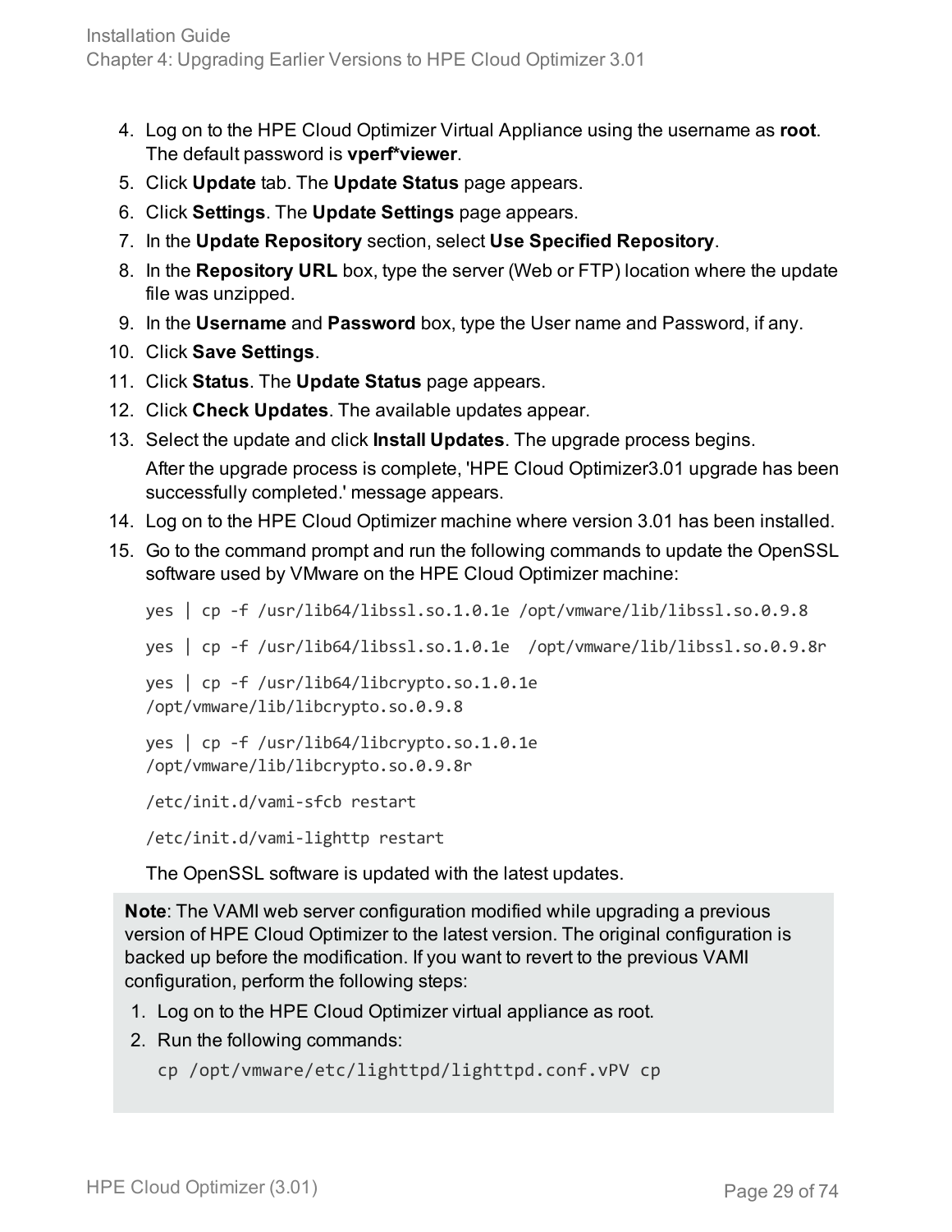4. Log on to the HPE Cloud Optimizer Virtual Appliance using the username as **root**. The default password is **vperf*viewer**.
5. Click **Update** tab. The **Update Status** page appears.
6. Click **Settings**. The **Update Settings** page appears.
7. In the **Update Repository** section, select **Use Specified Repository**.
8. In the **Repository URL** box, type the server (Web or FTP) location where the update file was unzipped.
9. In the **Username** and **Password** box, type the User name and Password, if any.
10. Click **Save Settings**.
11. Click **Status**. The **Update Status** page appears.
12. Click **Check Updates**. The available updates appear.
13. Select the update and click **Install Updates**. The upgrade process begins.

    After the upgrade process is complete, 'HPE Cloud Optimizer3.01 upgrade has been successfully completed.' message appears.
14. Log on to the HPE Cloud Optimizer machine where version 3.01 has been installed.
15. Go to the command prompt and run the following commands to update the OpenSSL software used by VMware on the HPE Cloud Optimizer machine:

    ```
    yes | cp -f /usr/lib64/libssl.so.1.0.1e /opt/vmware/lib/libssl.so.0.9.8

    yes | cp -f /usr/lib64/libssl.so.1.0.1e  /opt/vmware/lib/libssl.so.0.9.8r

    yes | cp -f /usr/lib64/libcrypto.so.1.0.1e
    /opt/vmware/lib/libcrypto.so.0.9.8

    yes | cp -f /usr/lib64/libcrypto.so.1.0.1e
    /opt/vmware/lib/libcrypto.so.0.9.8r

    /etc/init.d/vami-sfcb restart

    /etc/init.d/vami-lighttp restart
    ```

    The OpenSSL software is updated with the latest updates.

> **Note**: The VAMI web server configuration modified while upgrading a previous version of HPE Cloud Optimizer to the latest version. The original configuration is backed up before the modification. If you want to revert to the previous VAMI configuration, perform the following steps:
>
> 1. Log on to the HPE Cloud Optimizer virtual appliance as root.
> 2. Run the following commands:
>
>    ```
>    cp /opt/vmware/etc/lighttpd/lighttpd.conf.vPV cp
>    ```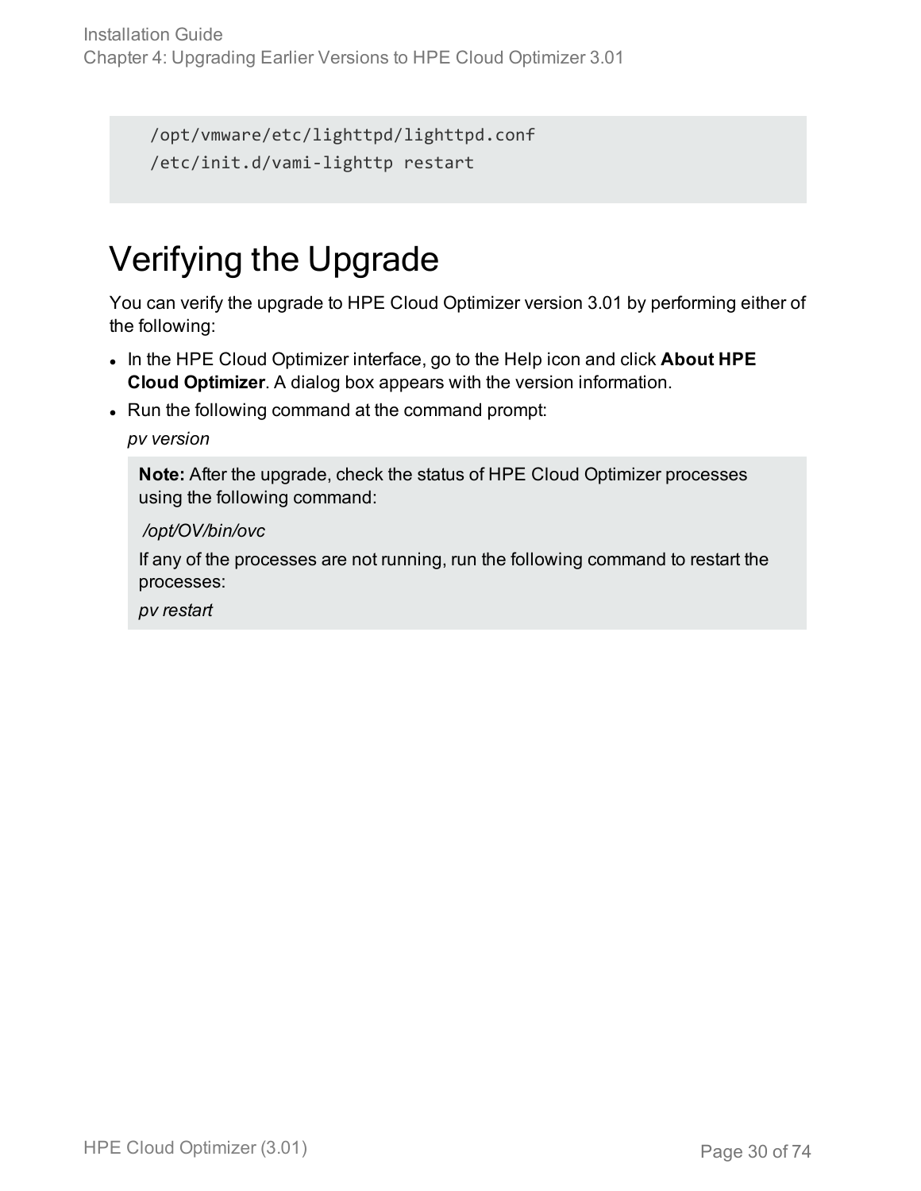```
/opt/vmware/etc/lighttpd/lighttpd.conf
/etc/init.d/vami-lighttp restart
```

# Verifying the Upgrade

You can verify the upgrade to HPE Cloud Optimizer version 3.01 by performing either of the following:

- In the HPE Cloud Optimizer interface, go to the Help icon and click **About HPE Cloud Optimizer**. A dialog box appears with the version information.
- Run the following command at the command prompt:

  *pv version*

  > **Note:** After the upgrade, check the status of HPE Cloud Optimizer processes using the following command:
  >
  > */opt/OV/bin/ovc*
  >
  > If any of the processes are not running, run the following command to restart the processes:
  >
  > *pv restart*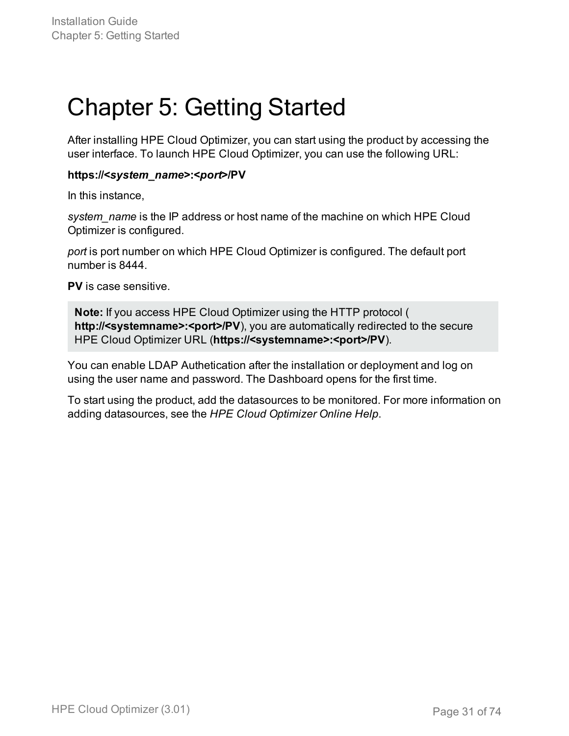# Chapter 5: Getting Started

After installing HPE Cloud Optimizer, you can start using the product by accessing the user interface. To launch HPE Cloud Optimizer, you can use the following URL:

**https://<*system_name*>:<*port*>/PV**

In this instance,

*system_name* is the IP address or host name of the machine on which HPE Cloud Optimizer is configured.

*port* is port number on which HPE Cloud Optimizer is configured. The default port number is 8444.

**PV** is case sensitive.

> **Note:** If you access HPE Cloud Optimizer using the HTTP protocol ( **http://<systemname>:<port>/PV**), you are automatically redirected to the secure HPE Cloud Optimizer URL (**https://<systemname>:<port>/PV**).

You can enable LDAP Authetication after the installation or deployment and log on using the user name and password. The Dashboard opens for the first time.

To start using the product, add the datasources to be monitored. For more information on adding datasources, see the *HPE Cloud Optimizer Online Help*.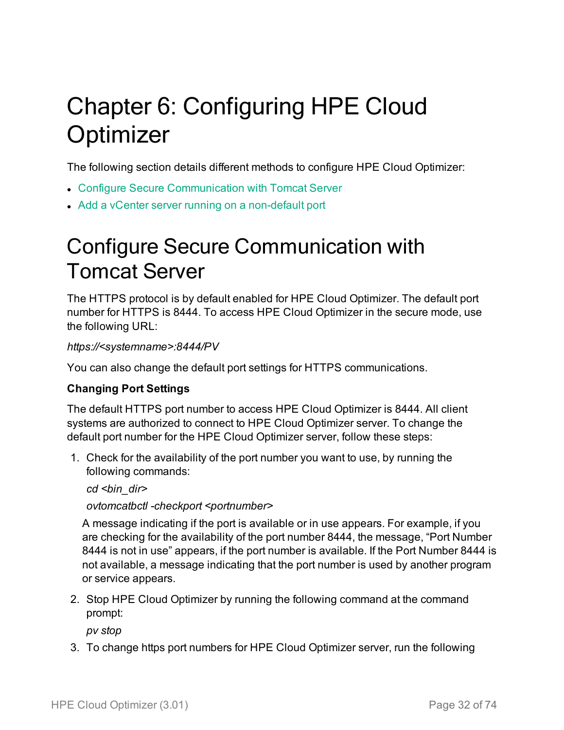# Chapter 6: Configuring HPE Cloud Optimizer

The following section details different methods to configure HPE Cloud Optimizer:

- Configure Secure Communication with Tomcat Server
- Add a vCenter server running on a non-default port

## Configure Secure Communication with Tomcat Server

The HTTPS protocol is by default enabled for HPE Cloud Optimizer. The default port number for HTTPS is 8444. To access HPE Cloud Optimizer in the secure mode, use the following URL:

*https://<systemname>:8444/PV*

You can also change the default port settings for HTTPS communications.

**Changing Port Settings**

The default HTTPS port number to access HPE Cloud Optimizer is 8444. All client systems are authorized to connect to HPE Cloud Optimizer server. To change the default port number for the HPE Cloud Optimizer server, follow these steps:

1. Check for the availability of the port number you want to use, by running the following commands:

   *cd <bin_dir>*

   *ovtomcatbctl -checkport <portnumber>*

   A message indicating if the port is available or in use appears. For example, if you are checking for the availability of the port number 8444, the message, “Port Number 8444 is not in use” appears, if the port number is available. If the Port Number 8444 is not available, a message indicating that the port number is used by another program or service appears.

2. Stop HPE Cloud Optimizer by running the following command at the command prompt:

   *pv stop*

3. To change https port numbers for HPE Cloud Optimizer server, run the following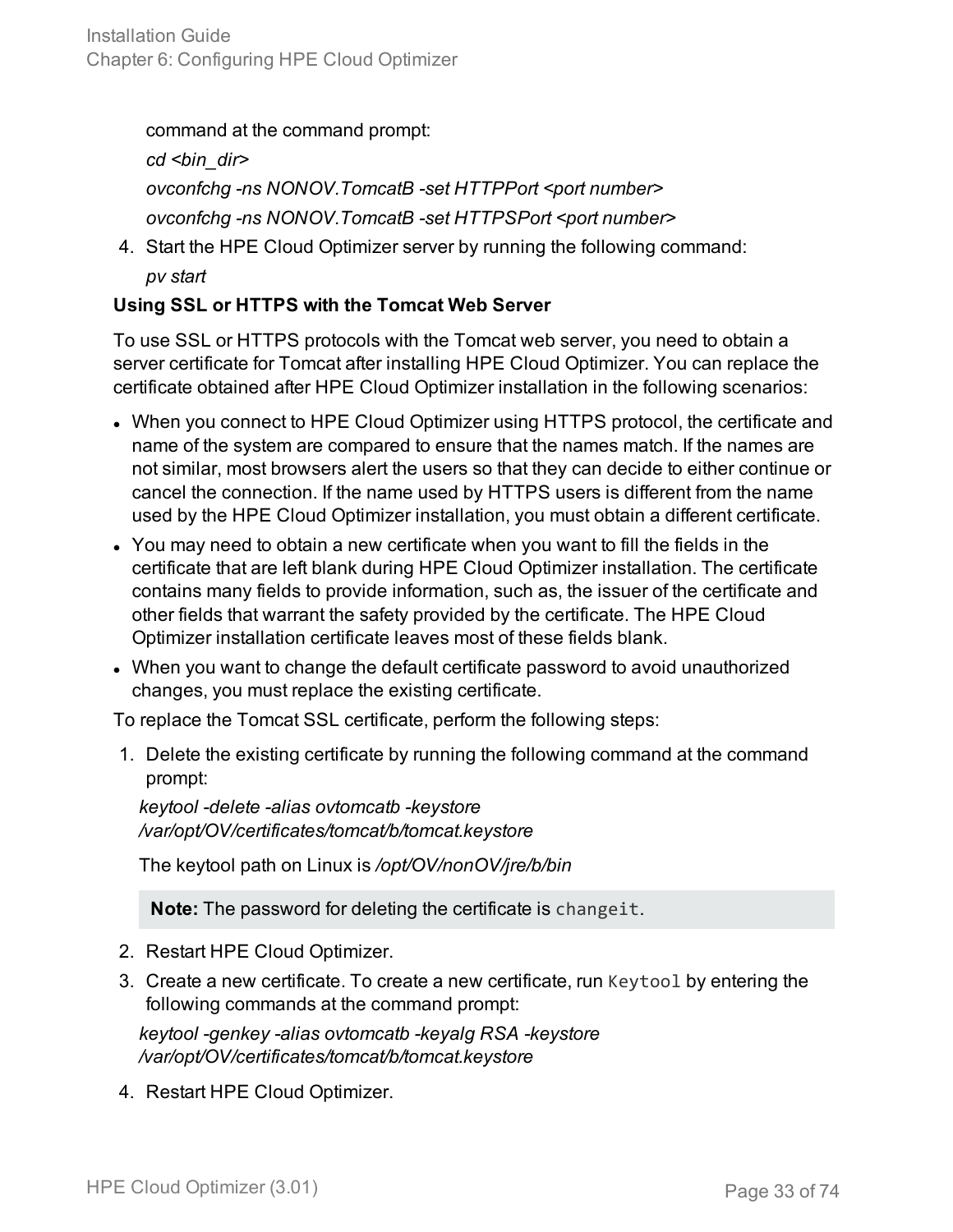command at the command prompt:

*cd <bin_dir>*

*ovconfchg -ns NONOV.TomcatB -set HTTPPort <port number>*

*ovconfchg -ns NONOV.TomcatB -set HTTPSPort <port number>*

4. Start the HPE Cloud Optimizer server by running the following command:

   *pv start*

**Using SSL or HTTPS with the Tomcat Web Server**

To use SSL or HTTPS protocols with the Tomcat web server, you need to obtain a server certificate for Tomcat after installing HPE Cloud Optimizer. You can replace the certificate obtained after HPE Cloud Optimizer installation in the following scenarios:

- When you connect to HPE Cloud Optimizer using HTTPS protocol, the certificate and name of the system are compared to ensure that the names match. If the names are not similar, most browsers alert the users so that they can decide to either continue or cancel the connection. If the name used by HTTPS users is different from the name used by the HPE Cloud Optimizer installation, you must obtain a different certificate.
- You may need to obtain a new certificate when you want to fill the fields in the certificate that are left blank during HPE Cloud Optimizer installation. The certificate contains many fields to provide information, such as, the issuer of the certificate and other fields that warrant the safety provided by the certificate. The HPE Cloud Optimizer installation certificate leaves most of these fields blank.
- When you want to change the default certificate password to avoid unauthorized changes, you must replace the existing certificate.

To replace the Tomcat SSL certificate, perform the following steps:

1. Delete the existing certificate by running the following command at the command prompt:

   *keytool -delete -alias ovtomcatb -keystore /var/opt/OV/certificates/tomcat/b/tomcat.keystore*

   The keytool path on Linux is */opt/OV/nonOV/jre/b/bin*

   > **Note:** The password for deleting the certificate is `changeit`.

2. Restart HPE Cloud Optimizer.
3. Create a new certificate. To create a new certificate, run `Keytool` by entering the following commands at the command prompt:

   *keytool -genkey -alias ovtomcatb -keyalg RSA -keystore /var/opt/OV/certificates/tomcat/b/tomcat.keystore*

4. Restart HPE Cloud Optimizer.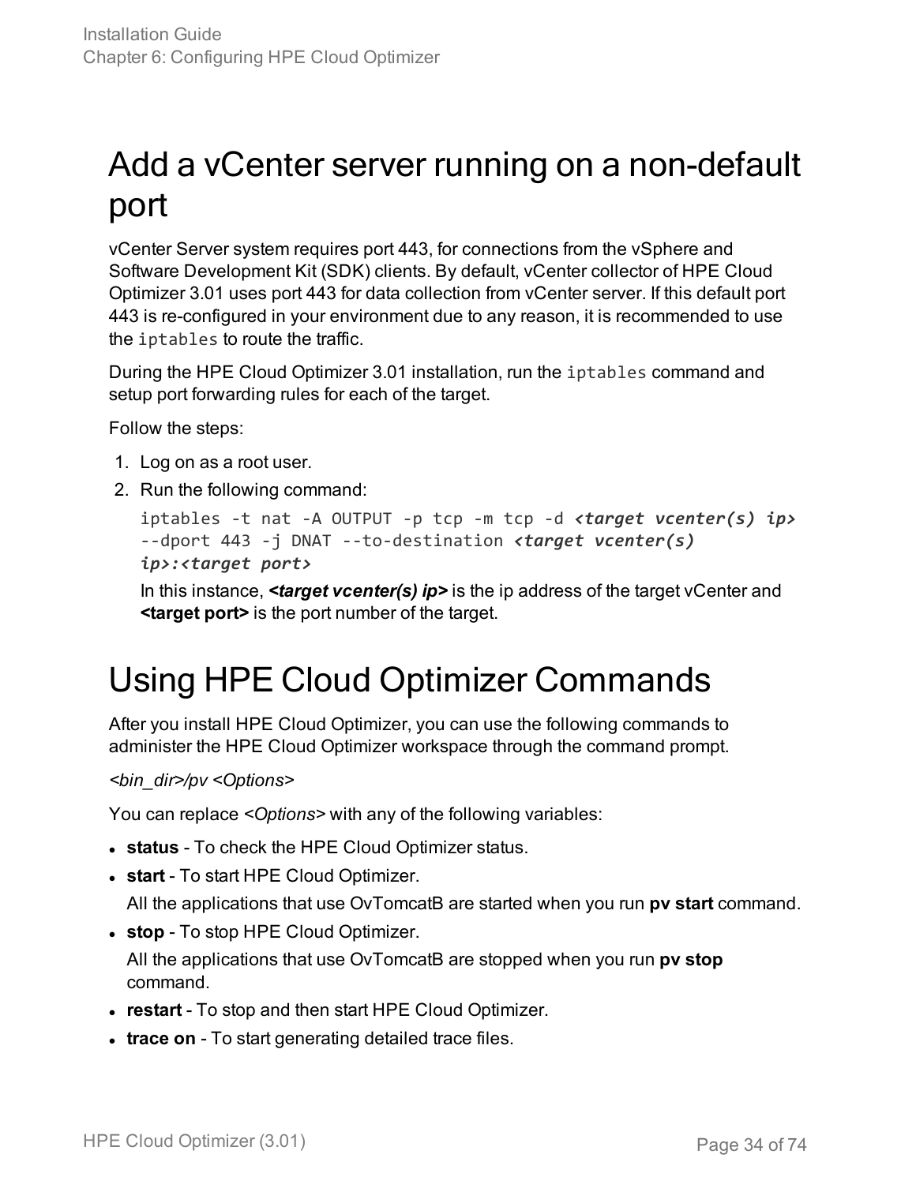# Add a vCenter server running on a non-default port

vCenter Server system requires port 443, for connections from the vSphere and Software Development Kit (SDK) clients. By default, vCenter collector of HPE Cloud Optimizer 3.01 uses port 443 for data collection from vCenter server. If this default port 443 is re-configured in your environment due to any reason, it is recommended to use the `iptables` to route the traffic.

During the HPE Cloud Optimizer 3.01 installation, run the `iptables` command and setup port forwarding rules for each of the target.

Follow the steps:

1. Log on as a root user.
2. Run the following command:

   ```
   iptables -t nat -A OUTPUT -p tcp -m tcp -d <target vcenter(s) ip> --dport 443 -j DNAT --to-destination <target vcenter(s) ip>:<target port>
   ```

   In this instance, ***<target vcenter(s) ip>*** is the ip address of the target vCenter and **<target port>** is the port number of the target.

# Using HPE Cloud Optimizer Commands

After you install HPE Cloud Optimizer, you can use the following commands to administer the HPE Cloud Optimizer workspace through the command prompt.

*<bin_dir>/pv <Options>*

You can replace *<Options>* with any of the following variables:

- **status** - To check the HPE Cloud Optimizer status.
- **start** - To start HPE Cloud Optimizer.

  All the applications that use OvTomcatB are started when you run **pv start** command.
- **stop** - To stop HPE Cloud Optimizer.

  All the applications that use OvTomcatB are stopped when you run **pv stop** command.
- **restart** - To stop and then start HPE Cloud Optimizer.
- **trace on** - To start generating detailed trace files.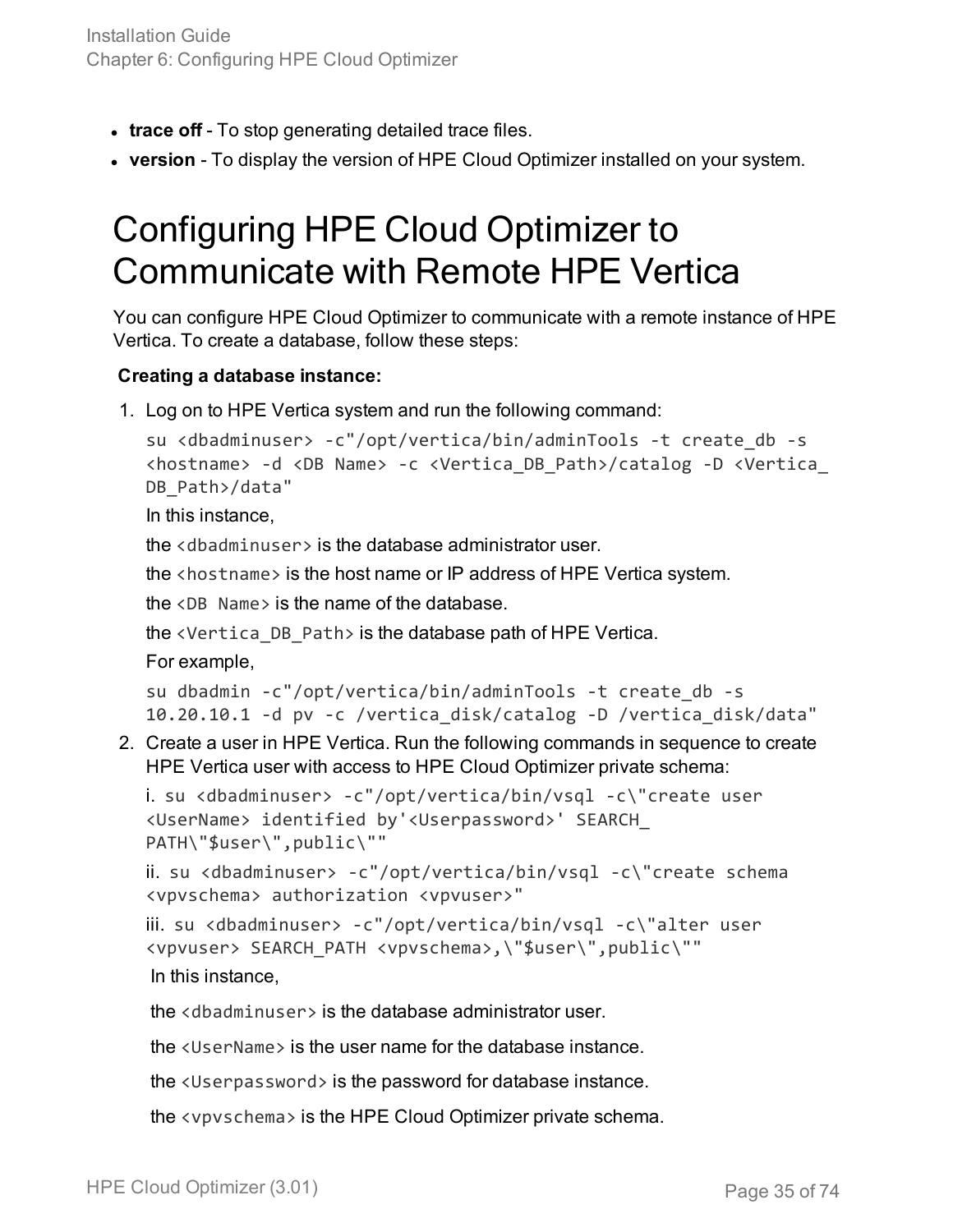- **trace off** - To stop generating detailed trace files.
- **version** - To display the version of HPE Cloud Optimizer installed on your system.

# Configuring HPE Cloud Optimizer to Communicate with Remote HPE Vertica

You can configure HPE Cloud Optimizer to communicate with a remote instance of HPE Vertica. To create a database, follow these steps:

**Creating a database instance:**

1. Log on to HPE Vertica system and run the following command:

   ```
   su <dbadminuser> -c"/opt/vertica/bin/adminTools -t create_db -s <hostname> -d <DB Name> -c <Vertica_DB_Path>/catalog -D <Vertica_DB_Path>/data"
   ```

   In this instance,

   the `<dbadminuser>` is the database administrator user.

   the `<hostname>` is the host name or IP address of HPE Vertica system.

   the `<DB Name>` is the name of the database.

   the `<Vertica_DB_Path>` is the database path of HPE Vertica.

   For example,

   ```
   su dbadmin -c"/opt/vertica/bin/adminTools -t create_db -s 10.20.10.1 -d pv -c /vertica_disk/catalog -D /vertica_disk/data"
   ```

2. Create a user in HPE Vertica. Run the following commands in sequence to create HPE Vertica user with access to HPE Cloud Optimizer private schema:

   i. `su <dbadminuser> -c"/opt/vertica/bin/vsql -c\"create user <UserName> identified by'<Userpassword>' SEARCH_PATH\"$user\",public\""`

   ii. `su <dbadminuser> -c"/opt/vertica/bin/vsql -c\"create schema <vpvschema> authorization <vpvuser>"`

   iii. `su <dbadminuser> -c"/opt/vertica/bin/vsql -c\"alter user <vpvuser> SEARCH_PATH <vpvschema>,\"$user\",public\""`

   In this instance,

   the `<dbadminuser>` is the database administrator user.

   the `<UserName>` is the user name for the database instance.

   the `<Userpassword>` is the password for database instance.

   the `<vpvschema>` is the HPE Cloud Optimizer private schema.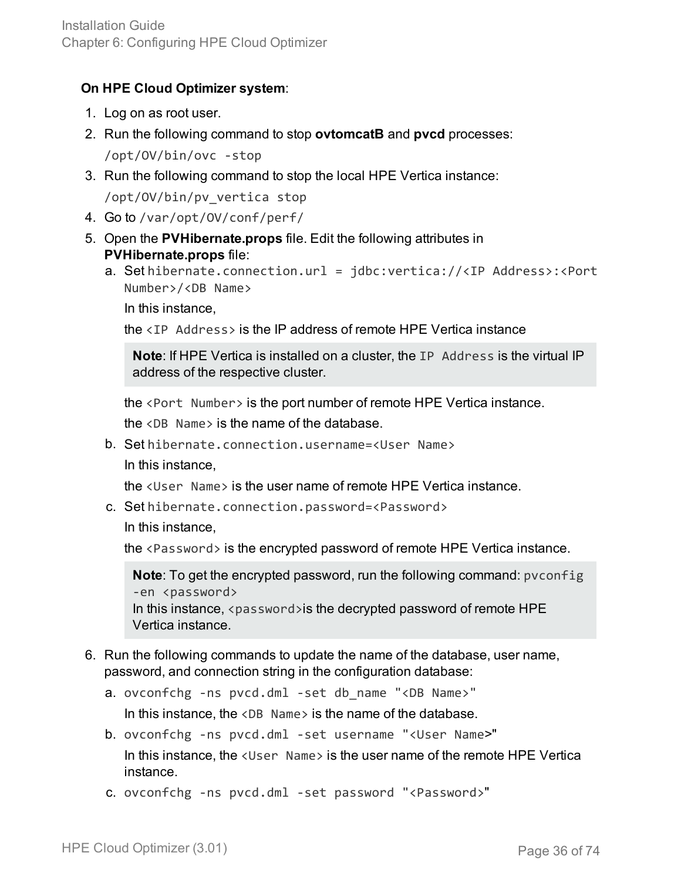**On HPE Cloud Optimizer system**:

1. Log on as root user.
2. Run the following command to stop **ovtomcatB** and **pvcd** processes:

   `/opt/OV/bin/ovc -stop`
3. Run the following command to stop the local HPE Vertica instance:

   `/opt/OV/bin/pv_vertica stop`
4. Go to `/var/opt/OV/conf/perf/`
5. Open the **PVHibernate.props** file. Edit the following attributes in **PVHibernate.props** file:
   1. Set `hibernate.connection.url = jdbc:vertica://<IP Address>:<Port Number>/<DB Name>`

      In this instance,

      the `<IP Address>` is the IP address of remote HPE Vertica instance

      > **Note**: If HPE Vertica is installed on a cluster, the `IP Address` is the virtual IP address of the respective cluster.

      the `<Port Number>` is the port number of remote HPE Vertica instance.

      the `<DB Name>` is the name of the database.
   2. Set `hibernate.connection.username=<User Name>`

      In this instance,

      the `<User Name>` is the user name of remote HPE Vertica instance.
   3. Set `hibernate.connection.password=<Password>`

      In this instance,

      the `<Password>` is the encrypted password of remote HPE Vertica instance.

      > **Note**: To get the encrypted password, run the following command: `pvconfig -en <password>`
      > In this instance, `<password>`is the decrypted password of remote HPE Vertica instance.
6. Run the following commands to update the name of the database, user name, password, and connection string in the configuration database:
   1. `ovconfchg -ns pvcd.dml -set db_name "<DB Name>"`

      In this instance, the `<DB Name>` is the name of the database.
   2. `ovconfchg -ns pvcd.dml -set username "<User Name>"`

      In this instance, the `<User Name>` is the user name of the remote HPE Vertica instance.
   3. `ovconfchg -ns pvcd.dml -set password "<Password>"`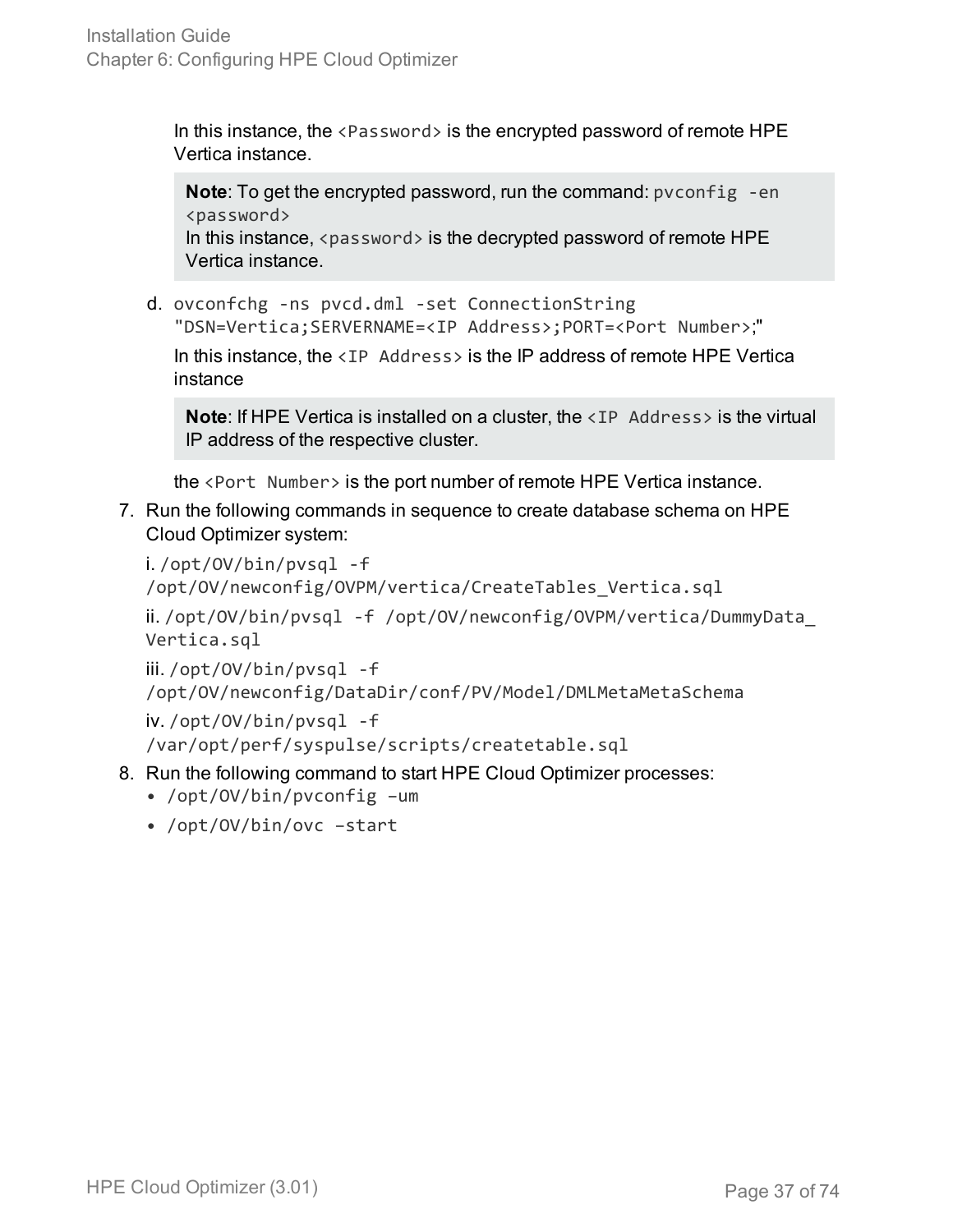In this instance, the `<Password>` is the encrypted password of remote HPE Vertica instance.

> **Note**: To get the encrypted password, run the command: `pvconfig -en <password>`
> In this instance, `<password>` is the decrypted password of remote HPE Vertica instance.

d. `ovconfchg -ns pvcd.dml -set ConnectionString "DSN=Vertica;SERVERNAME=<IP Address>;PORT=<Port Number>;"`

   In this instance, the `<IP Address>` is the IP address of remote HPE Vertica instance

   > **Note**: If HPE Vertica is installed on a cluster, the `<IP Address>` is the virtual IP address of the respective cluster.

   the `<Port Number>` is the port number of remote HPE Vertica instance.

7. Run the following commands in sequence to create database schema on HPE Cloud Optimizer system:

   i. `/opt/OV/bin/pvsql -f /opt/OV/newconfig/OVPM/vertica/CreateTables_Vertica.sql`

   ii. `/opt/OV/bin/pvsql -f /opt/OV/newconfig/OVPM/vertica/DummyData_Vertica.sql`

   iii. `/opt/OV/bin/pvsql -f /opt/OV/newconfig/DataDir/conf/PV/Model/DMLMetaMetaSchema`

   iv. `/opt/OV/bin/pvsql -f /var/opt/perf/syspulse/scripts/createtable.sql`

8. Run the following command to start HPE Cloud Optimizer processes:
   - `/opt/OV/bin/pvconfig –um`
   - `/opt/OV/bin/ovc –start`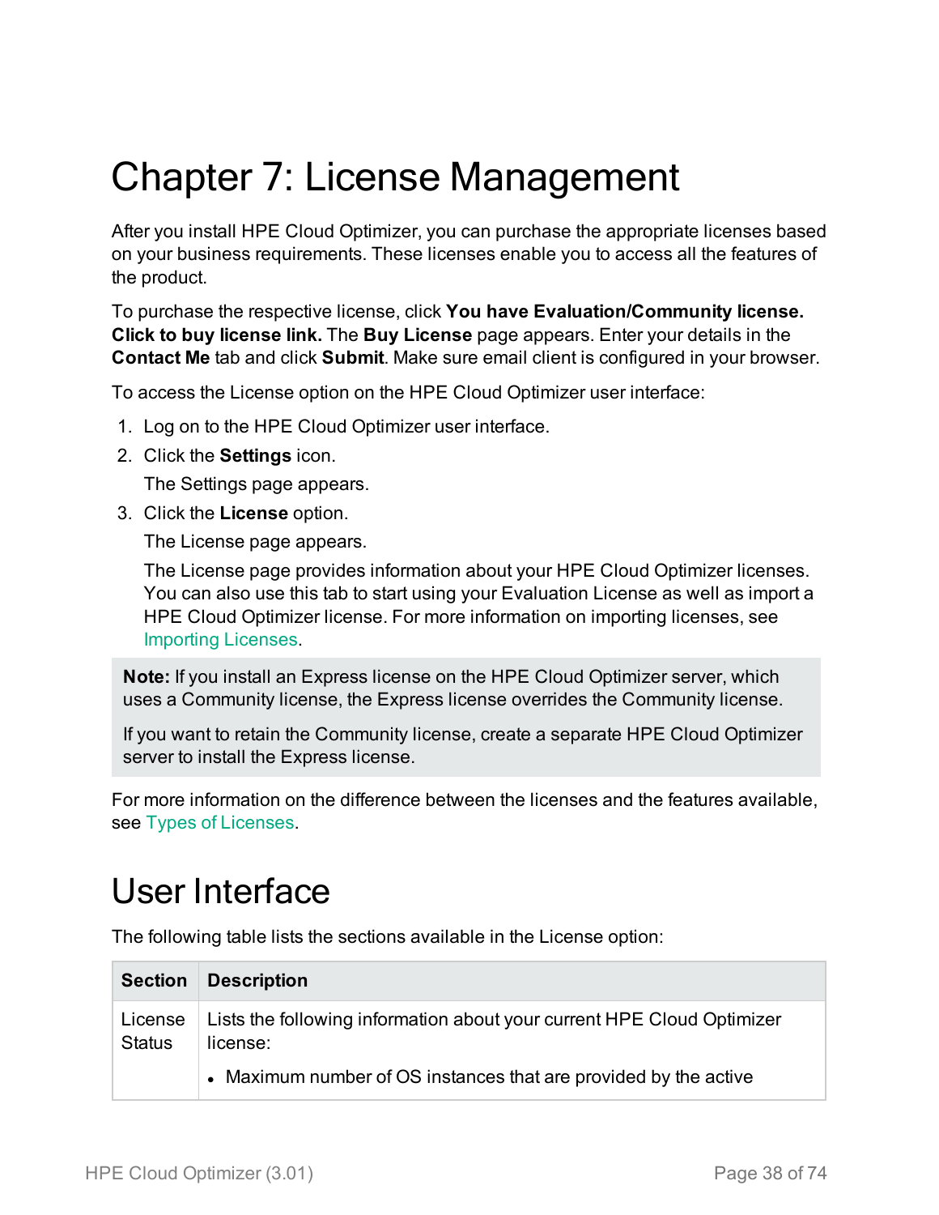# Chapter 7: License Management

After you install HPE Cloud Optimizer, you can purchase the appropriate licenses based on your business requirements. These licenses enable you to access all the features of the product.

To purchase the respective license, click **You have Evaluation/Community license. Click to buy license link.** The **Buy License** page appears. Enter your details in the **Contact Me** tab and click **Submit**. Make sure email client is configured in your browser.

To access the License option on the HPE Cloud Optimizer user interface:

1. Log on to the HPE Cloud Optimizer user interface.
2. Click the **Settings** icon.

   The Settings page appears.
3. Click the **License** option.

   The License page appears.

   The License page provides information about your HPE Cloud Optimizer licenses. You can also use this tab to start using your Evaluation License as well as import a HPE Cloud Optimizer license. For more information on importing licenses, see Importing Licenses.

> **Note:** If you install an Express license on the HPE Cloud Optimizer server, which uses a Community license, the Express license overrides the Community license.
>
> If you want to retain the Community license, create a separate HPE Cloud Optimizer server to install the Express license.

For more information on the difference between the licenses and the features available, see Types of Licenses.

# User Interface

The following table lists the sections available in the License option:

| Section | Description |
|---|---|
| License Status | Lists the following information about your current HPE Cloud Optimizer license:<br>• Maximum number of OS instances that are provided by the active |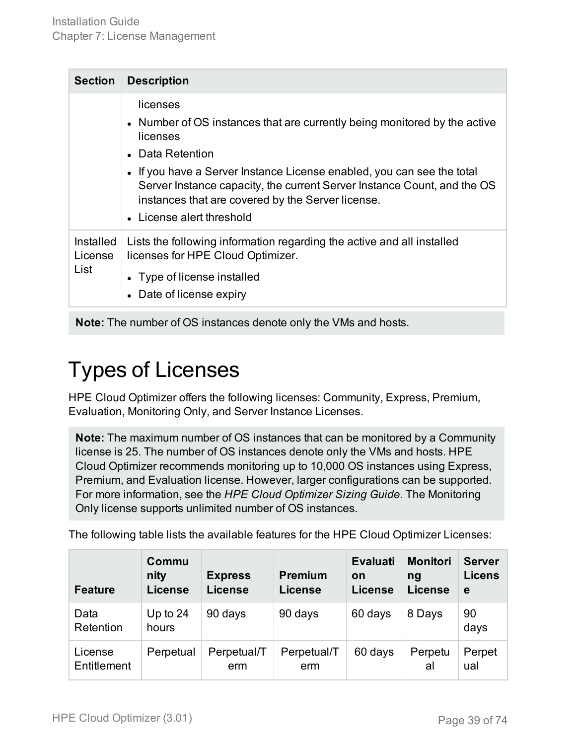| Section | Description |
| --- | --- |
| | licenses<br>• Number of OS instances that are currently being monitored by the active licenses<br>• Data Retention<br>• If you have a Server Instance License enabled, you can see the total Server Instance capacity, the current Server Instance Count, and the OS instances that are covered by the Server license.<br>• License alert threshold |
| Installed License List | Lists the following information regarding the active and all installed licenses for HPE Cloud Optimizer.<br>• Type of license installed<br>• Date of license expiry |

**Note:** The number of OS instances denote only the VMs and hosts.

# Types of Licenses

HPE Cloud Optimizer offers the following licenses: Community, Express, Premium, Evaluation, Monitoring Only, and Server Instance Licenses.

**Note:** The maximum number of OS instances that can be monitored by a Community license is 25. The number of OS instances denote only the VMs and hosts. HPE Cloud Optimizer recommends monitoring up to 10,000 OS instances using Express, Premium, and Evaluation license. However, larger configurations can be supported. For more information, see the *HPE Cloud Optimizer Sizing Guide*. The Monitoring Only license supports unlimited number of OS instances.

The following table lists the available features for the HPE Cloud Optimizer Licenses:

| Feature | Community License | Express License | Premium License | Evaluation License | Monitoring License | Server License |
| --- | --- | --- | --- | --- | --- | --- |
| Data Retention | Up to 24 hours | 90 days | 90 days | 60 days | 8 Days | 90 days |
| License Entitlement | Perpetual | Perpetual/Term | Perpetual/Term | 60 days | Perpetual | Perpetual |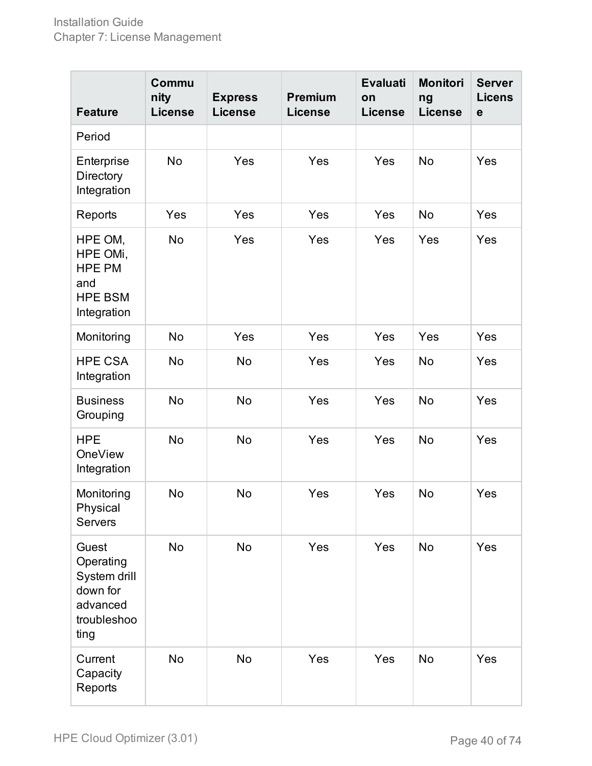| Feature | Community License | Express License | Premium License | Evaluation License | Monitoring License | Server License |
|---|---|---|---|---|---|---|
| Period | | | | | | |
| Enterprise Directory Integration | No | Yes | Yes | Yes | No | Yes |
| Reports | Yes | Yes | Yes | Yes | No | Yes |
| HPE OM, HPE OMi, HPE PM and HPE BSM Integration | No | Yes | Yes | Yes | Yes | Yes |
| Monitoring | No | Yes | Yes | Yes | Yes | Yes |
| HPE CSA Integration | No | No | Yes | Yes | No | Yes |
| Business Grouping | No | No | Yes | Yes | No | Yes |
| HPE OneView Integration | No | No | Yes | Yes | No | Yes |
| Monitoring Physical Servers | No | No | Yes | Yes | No | Yes |
| Guest Operating System drill down for advanced troubleshooting | No | No | Yes | Yes | No | Yes |
| Current Capacity Reports | No | No | Yes | Yes | No | Yes |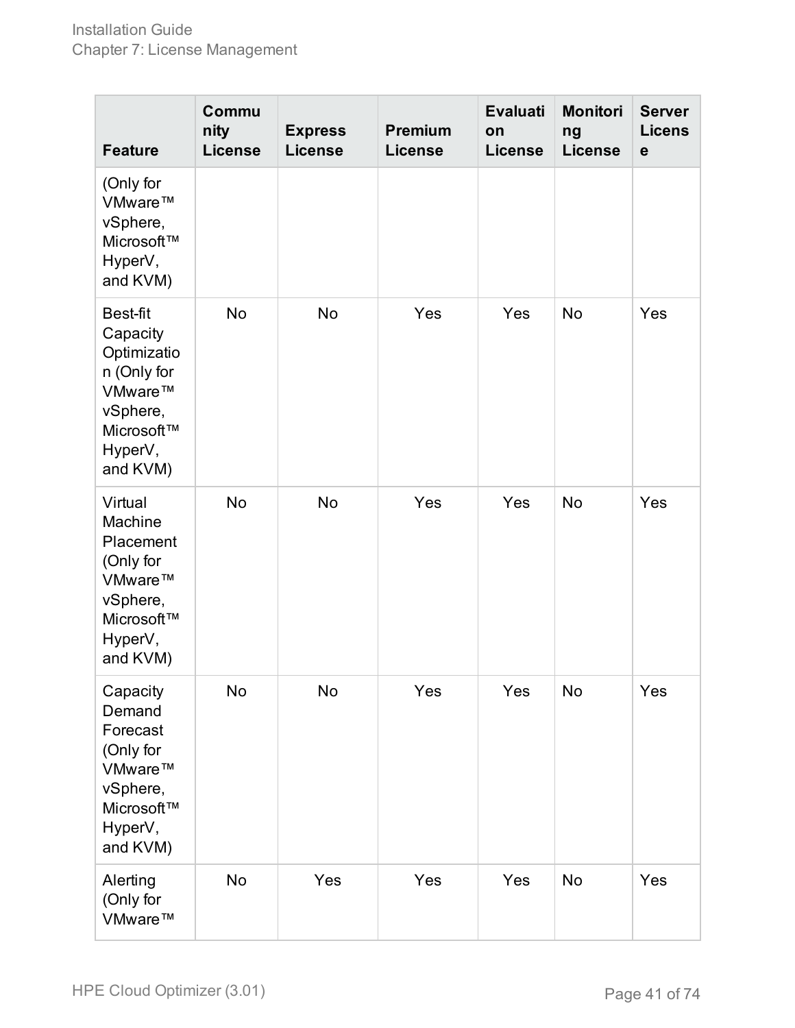| Feature | Community License | Express License | Premium License | Evaluation License | Monitoring License | Server License |
|---|---|---|---|---|---|---|
| (Only for VMware™ vSphere, Microsoft™ HyperV, and KVM) | | | | | | |
| Best-fit Capacity Optimization (Only for VMware™ vSphere, Microsoft™ HyperV, and KVM) | No | No | Yes | Yes | No | Yes |
| Virtual Machine Placement (Only for VMware™ vSphere, Microsoft™ HyperV, and KVM) | No | No | Yes | Yes | No | Yes |
| Capacity Demand Forecast (Only for VMware™ vSphere, Microsoft™ HyperV, and KVM) | No | No | Yes | Yes | No | Yes |
| Alerting (Only for VMware™ | No | Yes | Yes | Yes | No | Yes |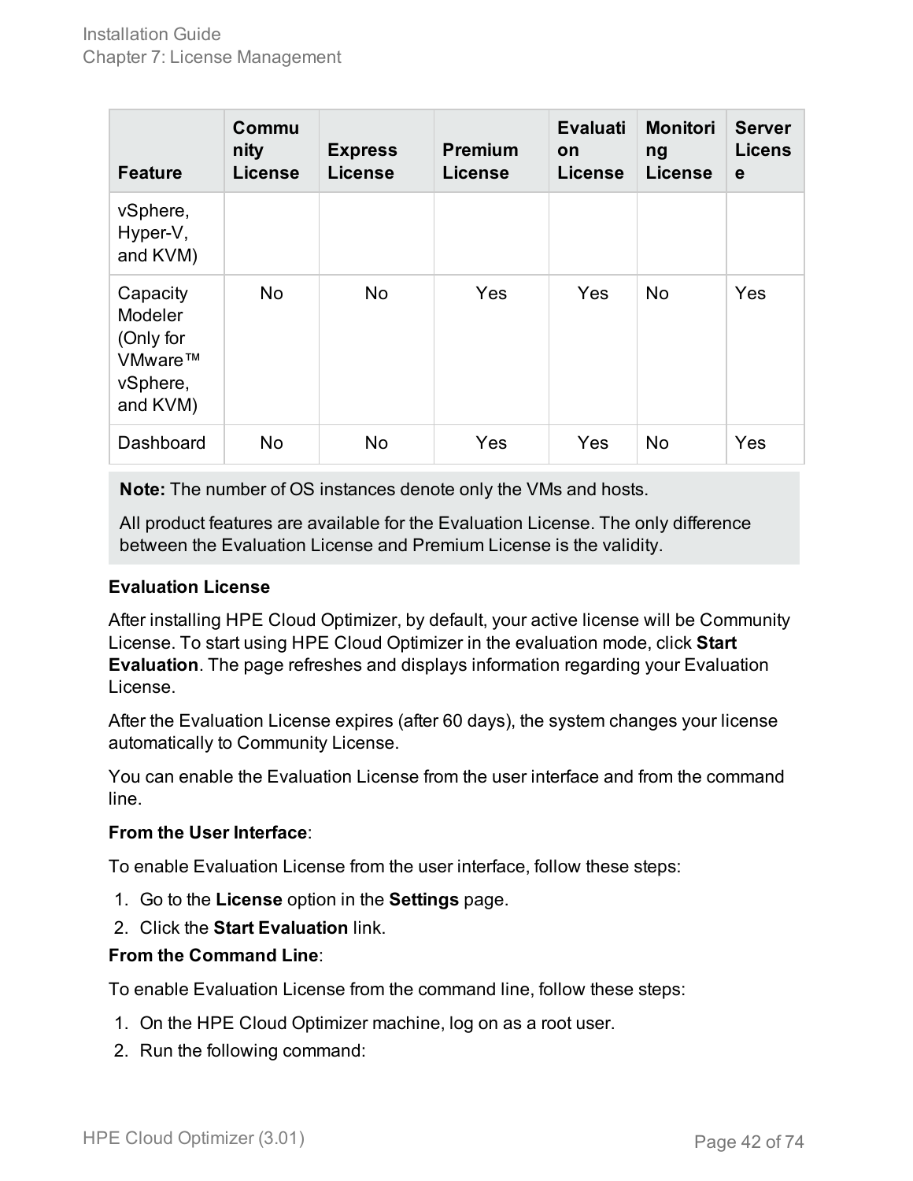| Feature | Community License | Express License | Premium License | Evaluation License | Monitoring License | Server License |
|---|---|---|---|---|---|---|
| vSphere, Hyper-V, and KVM) | | | | | | |
| Capacity Modeler (Only for VMware™ vSphere, and KVM) | No | No | Yes | Yes | No | Yes |
| Dashboard | No | No | Yes | Yes | No | Yes |

**Note:** The number of OS instances denote only the VMs and hosts.

All product features are available for the Evaluation License. The only difference between the Evaluation License and Premium License is the validity.

**Evaluation License**

After installing HPE Cloud Optimizer, by default, your active license will be Community License. To start using HPE Cloud Optimizer in the evaluation mode, click **Start Evaluation**. The page refreshes and displays information regarding your Evaluation License.

After the Evaluation License expires (after 60 days), the system changes your license automatically to Community License.

You can enable the Evaluation License from the user interface and from the command line.

**From the User Interface**:

To enable Evaluation License from the user interface, follow these steps:

1. Go to the **License** option in the **Settings** page.
2. Click the **Start Evaluation** link.

**From the Command Line**:

To enable Evaluation License from the command line, follow these steps:

1. On the HPE Cloud Optimizer machine, log on as a root user.
2. Run the following command: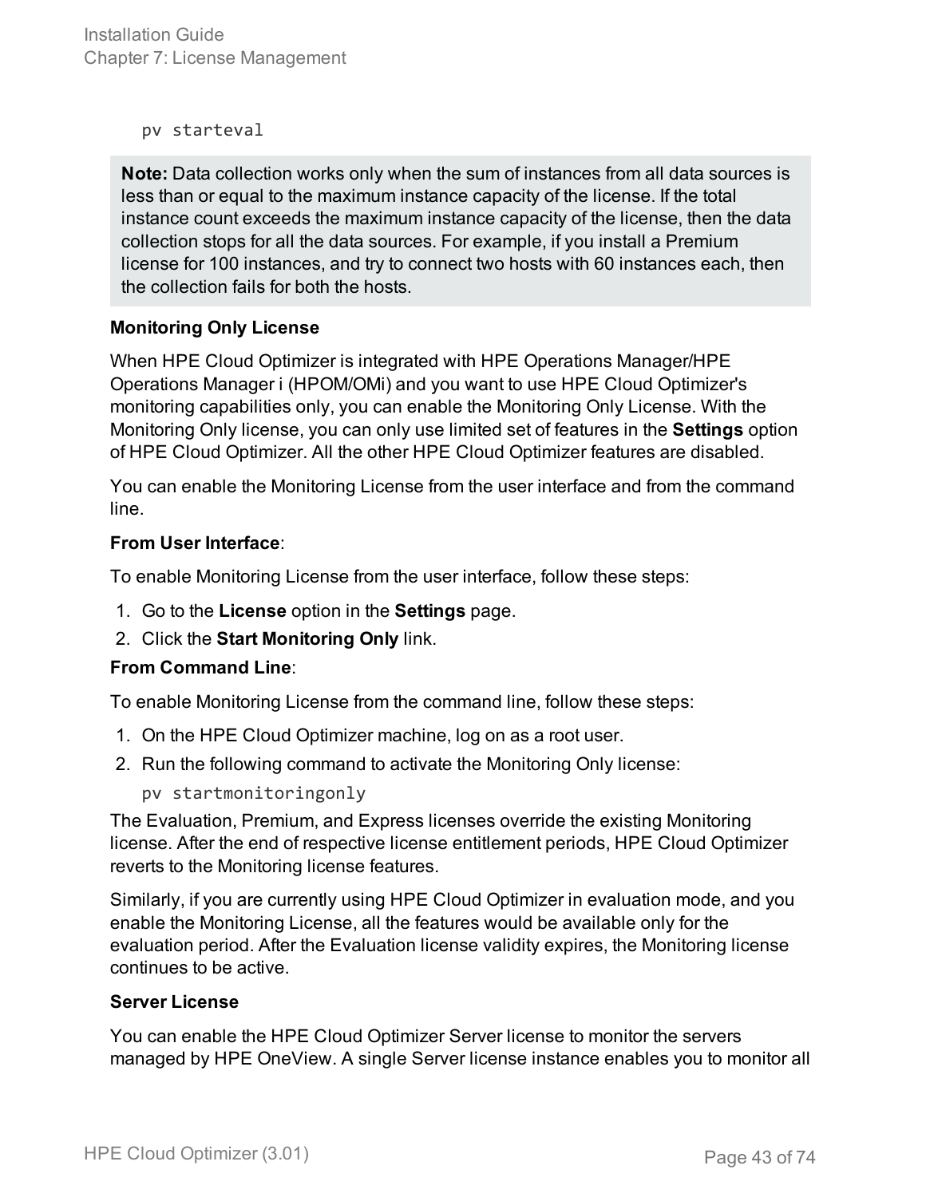```
pv starteval
```

> **Note:** Data collection works only when the sum of instances from all data sources is less than or equal to the maximum instance capacity of the license. If the total instance count exceeds the maximum instance capacity of the license, then the data collection stops for all the data sources. For example, if you install a Premium license for 100 instances, and try to connect two hosts with 60 instances each, then the collection fails for both the hosts.

**Monitoring Only License**

When HPE Cloud Optimizer is integrated with HPE Operations Manager/HPE Operations Manager i (HPOM/OMi) and you want to use HPE Cloud Optimizer's monitoring capabilities only, you can enable the Monitoring Only License. With the Monitoring Only license, you can only use limited set of features in the **Settings** option of HPE Cloud Optimizer. All the other HPE Cloud Optimizer features are disabled.

You can enable the Monitoring License from the user interface and from the command line.

**From User Interface**:

To enable Monitoring License from the user interface, follow these steps:

1. Go to the **License** option in the **Settings** page.
2. Click the **Start Monitoring Only** link.

**From Command Line**:

To enable Monitoring License from the command line, follow these steps:

1. On the HPE Cloud Optimizer machine, log on as a root user.
2. Run the following command to activate the Monitoring Only license:

   ```
   pv startmonitoringonly
   ```

The Evaluation, Premium, and Express licenses override the existing Monitoring license. After the end of respective license entitlement periods, HPE Cloud Optimizer reverts to the Monitoring license features.

Similarly, if you are currently using HPE Cloud Optimizer in evaluation mode, and you enable the Monitoring License, all the features would be available only for the evaluation period. After the Evaluation license validity expires, the Monitoring license continues to be active.

**Server License**

You can enable the HPE Cloud Optimizer Server license to monitor the servers managed by HPE OneView. A single Server license instance enables you to monitor all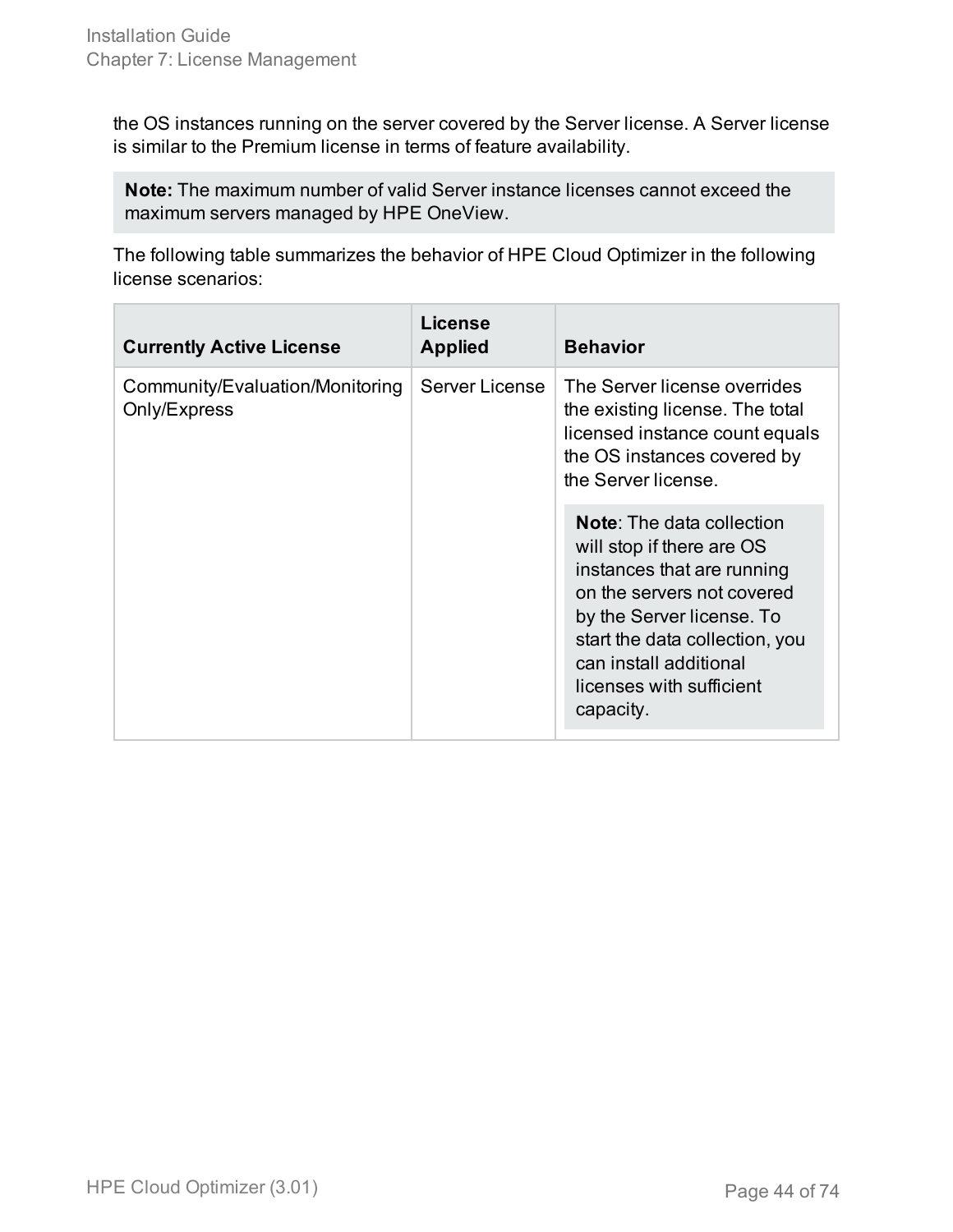the OS instances running on the server covered by the Server license. A Server license is similar to the Premium license in terms of feature availability.

> **Note:** The maximum number of valid Server instance licenses cannot exceed the maximum servers managed by HPE OneView.

The following table summarizes the behavior of HPE Cloud Optimizer in the following license scenarios:

| Currently Active License | License Applied | Behavior |
| --- | --- | --- |
| Community/Evaluation/Monitoring Only/Express | Server License | The Server license overrides the existing license. The total licensed instance count equals the OS instances covered by the Server license.<br><br>**Note**: The data collection will stop if there are OS instances that are running on the servers not covered by the Server license. To start the data collection, you can install additional licenses with sufficient capacity. |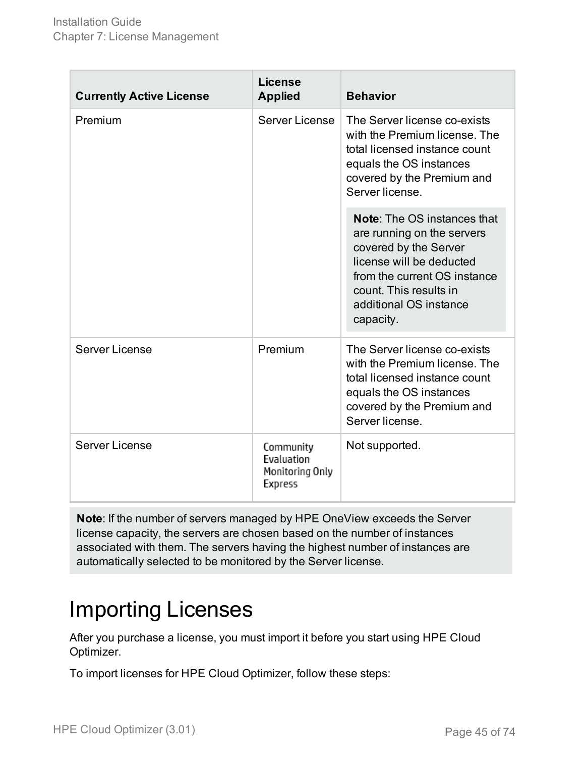| Currently Active License | License Applied | Behavior |
| --- | --- | --- |
| Premium | Server License | The Server license co-exists with the Premium license. The total licensed instance count equals the OS instances covered by the Premium and Server license.<br><br>**Note**: The OS instances that are running on the servers covered by the Server license will be deducted from the current OS instance count. This results in additional OS instance capacity. |
| Server License | Premium | The Server license co-exists with the Premium license. The total licensed instance count equals the OS instances covered by the Premium and Server license. |
| Server License | Community<br>Evaluation<br>Monitoring Only<br>Express | Not supported. |

**Note**: If the number of servers managed by HPE OneView exceeds the Server license capacity, the servers are chosen based on the number of instances associated with them. The servers having the highest number of instances are automatically selected to be monitored by the Server license.

# Importing Licenses

After you purchase a license, you must import it before you start using HPE Cloud Optimizer.

To import licenses for HPE Cloud Optimizer, follow these steps: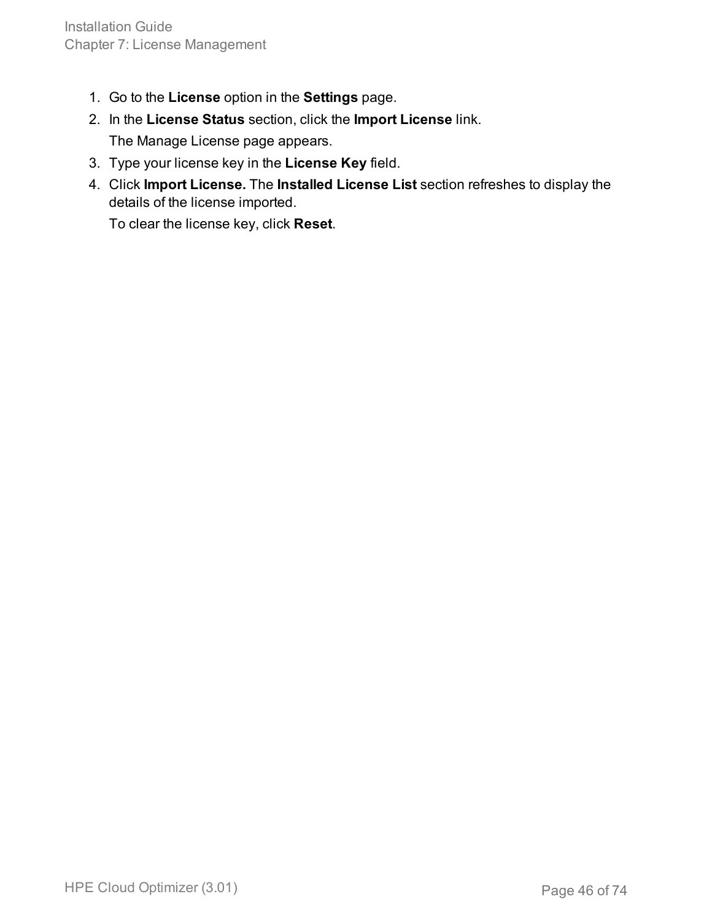1. Go to the **License** option in the **Settings** page.
2. In the **License Status** section, click the **Import License** link.

   The Manage License page appears.
3. Type your license key in the **License Key** field.
4. Click **Import License.** The **Installed License List** section refreshes to display the details of the license imported.

   To clear the license key, click **Reset**.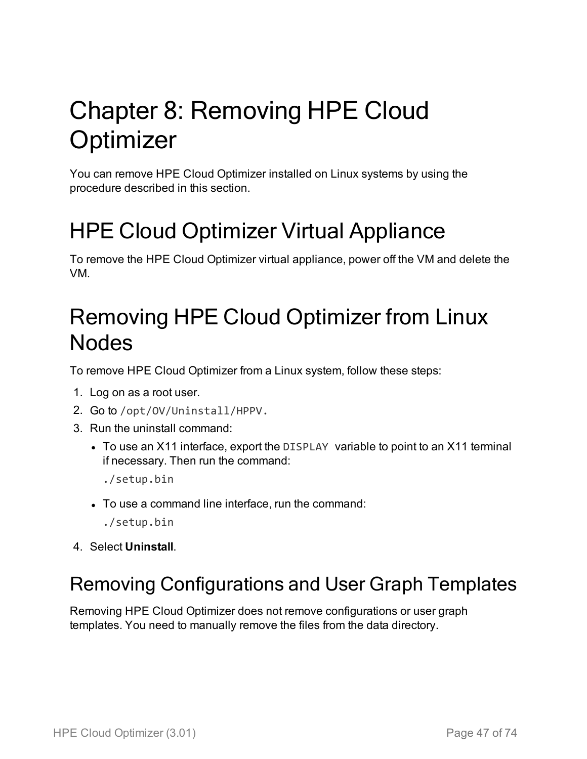# Chapter 8: Removing HPE Cloud Optimizer

You can remove HPE Cloud Optimizer installed on Linux systems by using the procedure described in this section.

# HPE Cloud Optimizer Virtual Appliance

To remove the HPE Cloud Optimizer virtual appliance, power off the VM and delete the VM.

# Removing HPE Cloud Optimizer from Linux Nodes

To remove HPE Cloud Optimizer from a Linux system, follow these steps:

1. Log on as a root user.
2. Go to `/opt/OV/Uninstall/HPPV`.
3. Run the uninstall command:
   - To use an X11 interface, export the `DISPLAY` variable to point to an X11 terminal if necessary. Then run the command:

     ```
     ./setup.bin
     ```

   - To use a command line interface, run the command:

     ```
     ./setup.bin
     ```

4. Select **Uninstall**.

## Removing Configurations and User Graph Templates

Removing HPE Cloud Optimizer does not remove configurations or user graph templates. You need to manually remove the files from the data directory.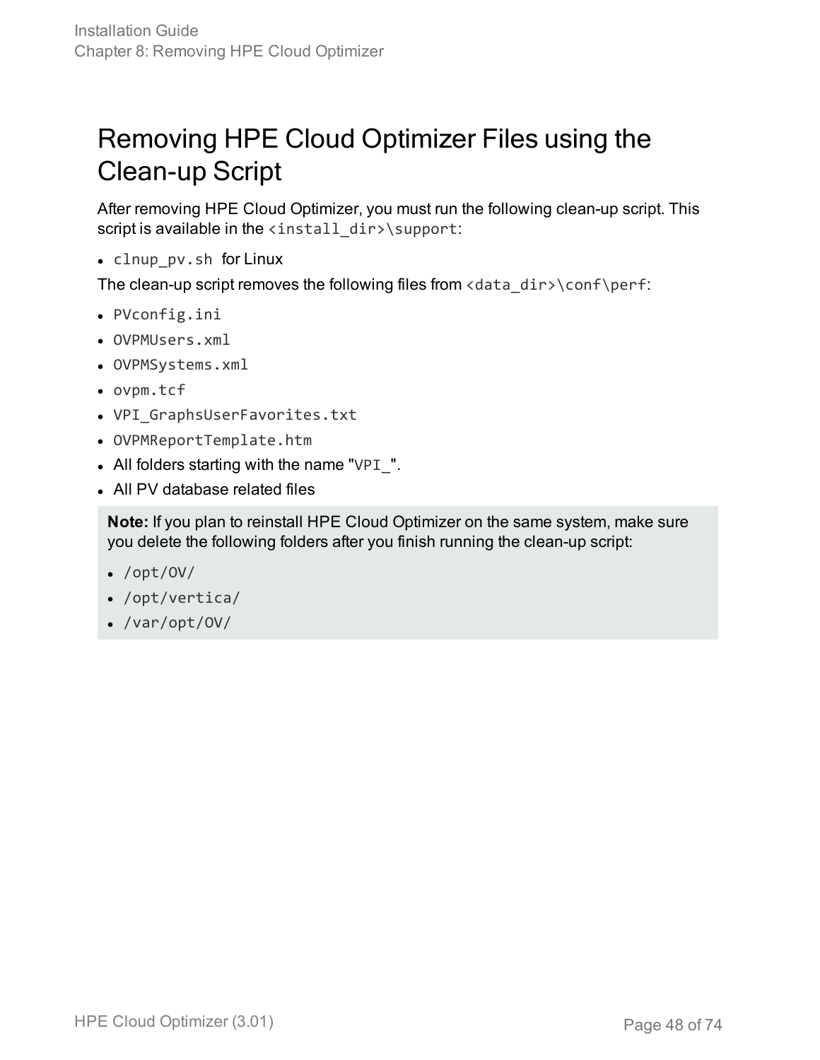# Removing HPE Cloud Optimizer Files using the Clean-up Script

After removing HPE Cloud Optimizer, you must run the following clean-up script. This script is available in the `<install_dir>\support`:

- `clnup_pv.sh` for Linux

The clean-up script removes the following files from `<data_dir>\conf\perf`:

- `PVconfig.ini`
- `OVPMUsers.xml`
- `OVPMSystems.xml`
- `ovpm.tcf`
- `VPI_GraphsUserFavorites.txt`
- `OVPMReportTemplate.htm`
- All folders starting with the name "`VPI_`".
- All PV database related files

> **Note:** If you plan to reinstall HPE Cloud Optimizer on the same system, make sure you delete the following folders after you finish running the clean-up script:
>
> - `/opt/OV/`
> - `/opt/vertica/`
> - `/var/opt/OV/`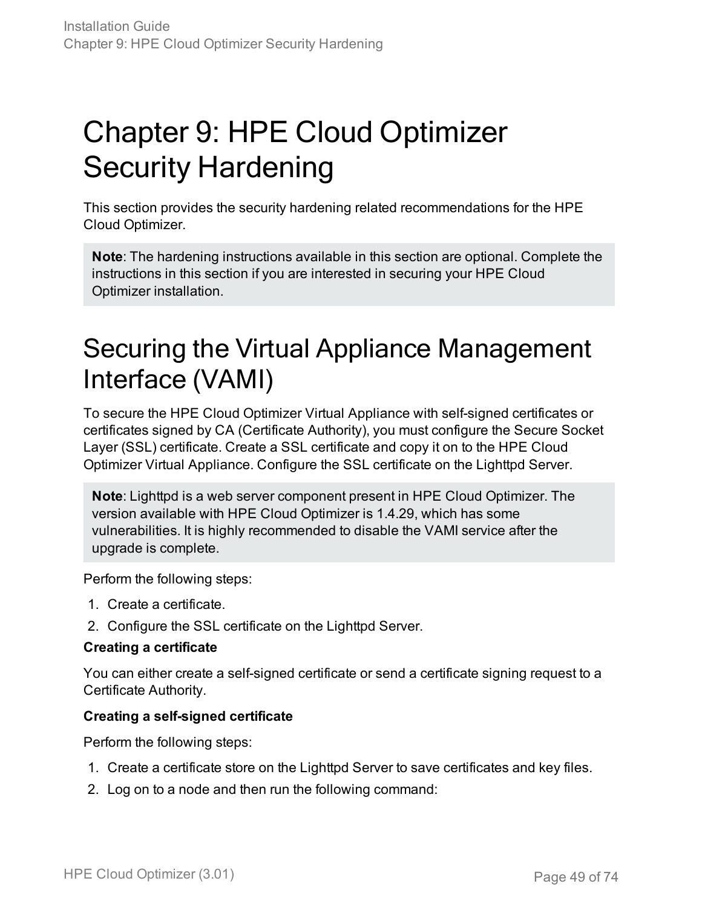# Chapter 9: HPE Cloud Optimizer Security Hardening

This section provides the security hardening related recommendations for the HPE Cloud Optimizer.

> **Note**: The hardening instructions available in this section are optional. Complete the instructions in this section if you are interested in securing your HPE Cloud Optimizer installation.

# Securing the Virtual Appliance Management Interface (VAMI)

To secure the HPE Cloud Optimizer Virtual Appliance with self-signed certificates or certificates signed by CA (Certificate Authority), you must configure the Secure Socket Layer (SSL) certificate. Create a SSL certificate and copy it on to the HPE Cloud Optimizer Virtual Appliance. Configure the SSL certificate on the Lighttpd Server.

> **Note**: Lighttpd is a web server component present in HPE Cloud Optimizer. The version available with HPE Cloud Optimizer is 1.4.29, which has some vulnerabilities. It is highly recommended to disable the VAMI service after the upgrade is complete.

Perform the following steps:

1. Create a certificate.
2. Configure the SSL certificate on the Lighttpd Server.

**Creating a certificate**

You can either create a self-signed certificate or send a certificate signing request to a Certificate Authority.

**Creating a self-signed certificate**

Perform the following steps:

1. Create a certificate store on the Lighttpd Server to save certificates and key files.
2. Log on to a node and then run the following command: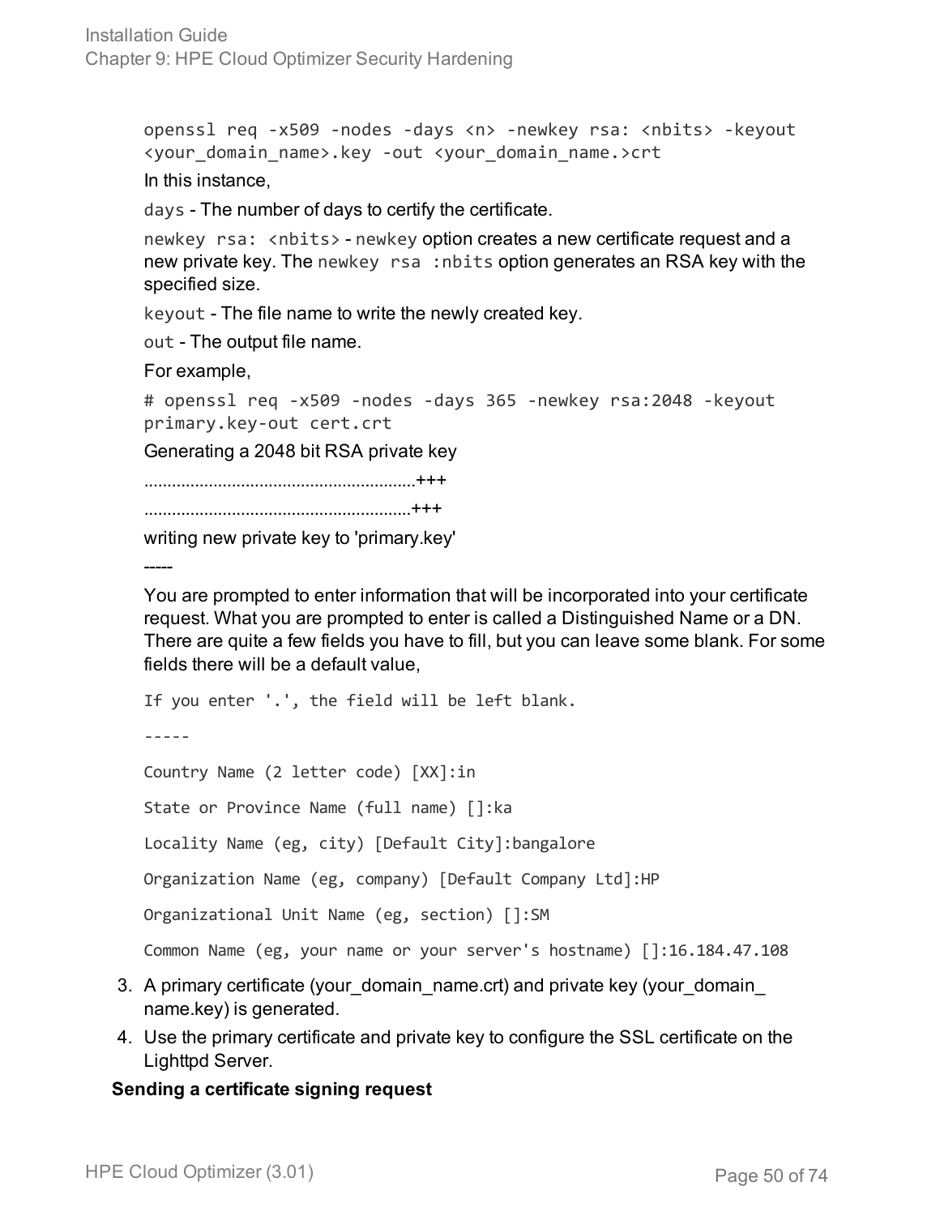```
openssl req -x509 -nodes -days <n> -newkey rsa: <nbits> -keyout
<your_domain_name>.key -out <your_domain_name.>crt
```

In this instance,

`days` - The number of days to certify the certificate.

`newkey rsa: <nbits>` - `newkey` option creates a new certificate request and a new private key. The `newkey rsa :nbits` option generates an RSA key with the specified size.

`keyout` - The file name to write the newly created key.

`out` - The output file name.

For example,

```
# openssl req -x509 -nodes -days 365 -newkey rsa:2048 -keyout
primary.key-out cert.crt
```

Generating a 2048 bit RSA private key

..........................................................+++

.........................................................+++

writing new private key to 'primary.key'

-----

You are prompted to enter information that will be incorporated into your certificate request. What you are prompted to enter is called a Distinguished Name or a DN. There are quite a few fields you have to fill, but you can leave some blank. For some fields there will be a default value,

```
If you enter '.', the field will be left blank.

-----

Country Name (2 letter code) [XX]:in

State or Province Name (full name) []:ka

Locality Name (eg, city) [Default City]:bangalore

Organization Name (eg, company) [Default Company Ltd]:HP

Organizational Unit Name (eg, section) []:SM

Common Name (eg, your name or your server's hostname) []:16.184.47.108
```

3. A primary certificate (your_domain_name.crt) and private key (your_domain_name.key) is generated.
4. Use the primary certificate and private key to configure the SSL certificate on the Lighttpd Server.

**Sending a certificate signing request**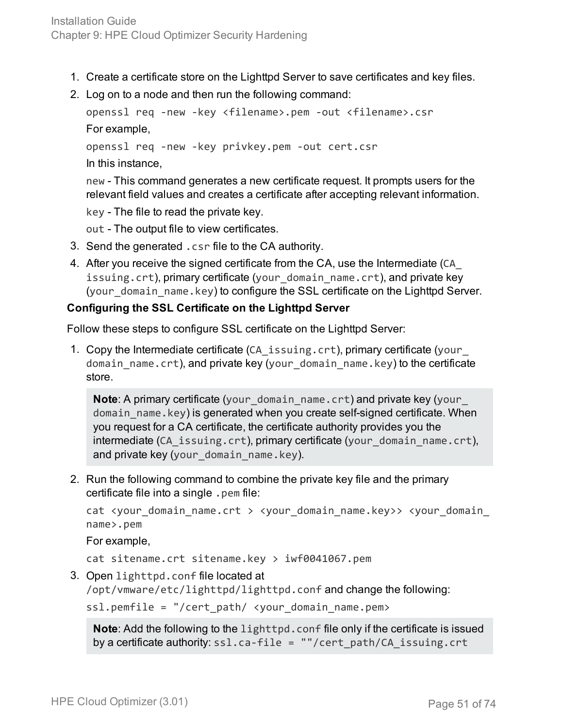1. Create a certificate store on the Lighttpd Server to save certificates and key files.
2. Log on to a node and then run the following command:

   ```
   openssl req -new -key <filename>.pem -out <filename>.csr
   ```

   For example,

   ```
   openssl req -new -key privkey.pem -out cert.csr
   ```

   In this instance,

   `new` - This command generates a new certificate request. It prompts users for the relevant field values and creates a certificate after accepting relevant information.

   `key` - The file to read the private key.

   `out` - The output file to view certificates.
3. Send the generated `.csr` file to the CA authority.
4. After you receive the signed certificate from the CA, use the Intermediate (`CA_issuing.crt`), primary certificate (`your_domain_name.crt`), and private key (`your_domain_name.key`) to configure the SSL certificate on the Lighttpd Server.

**Configuring the SSL Certificate on the Lighttpd Server**

Follow these steps to configure SSL certificate on the Lighttpd Server:

1. Copy the Intermediate certificate (`CA_issuing.crt`), primary certificate (`your_domain_name.crt`), and private key (`your_domain_name.key`) to the certificate store.

   > **Note**: A primary certificate (`your_domain_name.crt`) and private key (`your_domain_name.key`) is generated when you create self-signed certificate. When you request for a CA certificate, the certificate authority provides you the intermediate (`CA_issuing.crt`), primary certificate (`your_domain_name.crt`), and private key (`your_domain_name.key`).

2. Run the following command to combine the private key file and the primary certificate file into a single `.pem` file:

   ```
   cat <your_domain_name.crt > <your_domain_name.key>> <your_domain_name>.pem
   ```

   For example,

   ```
   cat sitename.crt sitename.key > iwf0041067.pem
   ```

3. Open `lighttpd.conf` file located at `/opt/vmware/etc/lighttpd/lighttpd.conf` and change the following:

   ```
   ssl.pemfile = "/cert_path/ <your_domain_name.pem>
   ```

   > **Note**: Add the following to the `lighttpd.conf` file only if the certificate is issued by a certificate authority: `ssl.ca-file = ""/cert_path/CA_issuing.crt`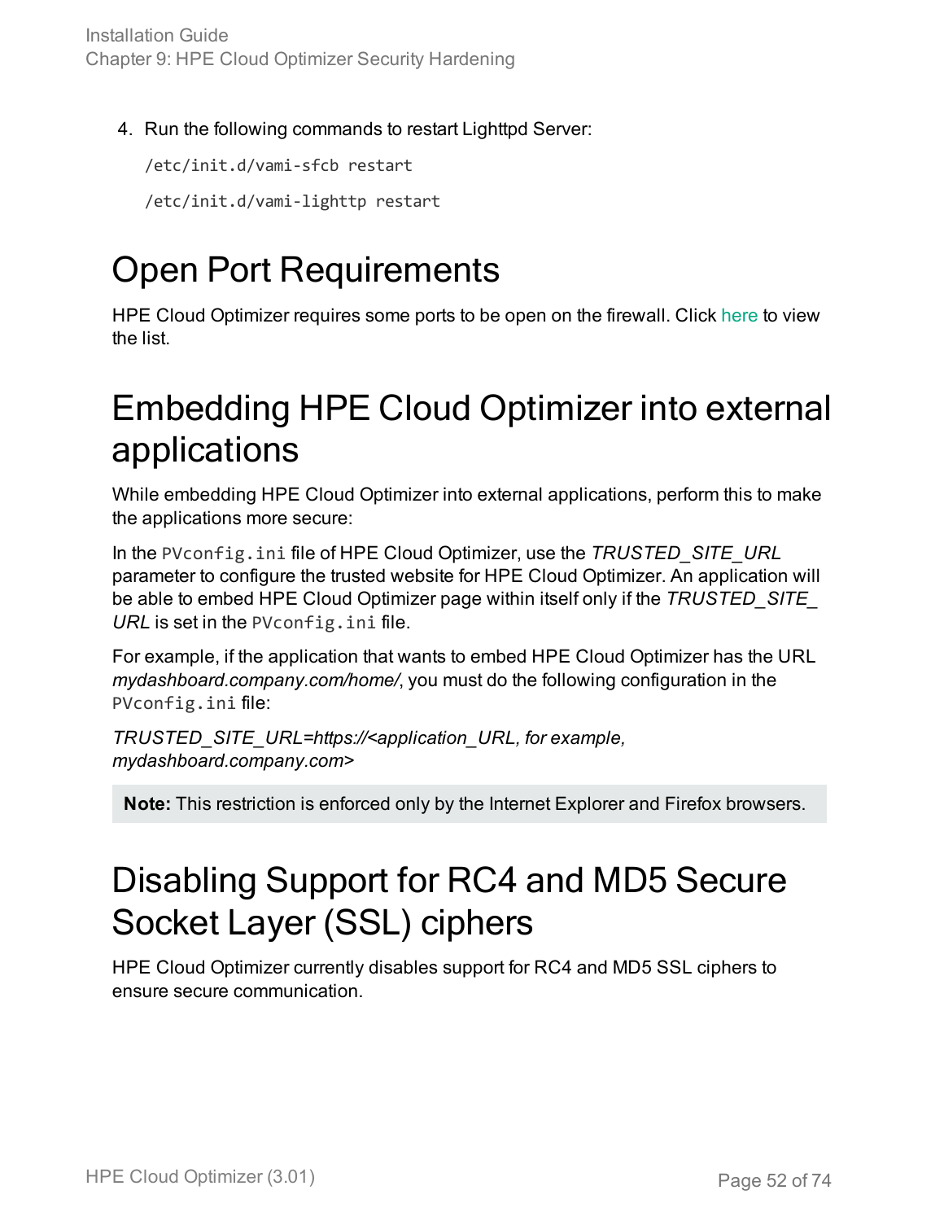4. Run the following commands to restart Lighttpd Server:

```
/etc/init.d/vami-sfcb restart
```

```
/etc/init.d/vami-lighttp restart
```

# Open Port Requirements

HPE Cloud Optimizer requires some ports to be open on the firewall. Click here to view the list.

# Embedding HPE Cloud Optimizer into external applications

While embedding HPE Cloud Optimizer into external applications, perform this to make the applications more secure:

In the `PVconfig.ini` file of HPE Cloud Optimizer, use the *TRUSTED_SITE_URL* parameter to configure the trusted website for HPE Cloud Optimizer. An application will be able to embed HPE Cloud Optimizer page within itself only if the *TRUSTED_SITE_URL* is set in the `PVconfig.ini` file.

For example, if the application that wants to embed HPE Cloud Optimizer has the URL *mydashboard.company.com/home/*, you must do the following configuration in the `PVconfig.ini` file:

*TRUSTED_SITE_URL=https://<application_URL, for example, mydashboard.company.com>*

**Note:** This restriction is enforced only by the Internet Explorer and Firefox browsers.

# Disabling Support for RC4 and MD5 Secure Socket Layer (SSL) ciphers

HPE Cloud Optimizer currently disables support for RC4 and MD5 SSL ciphers to ensure secure communication.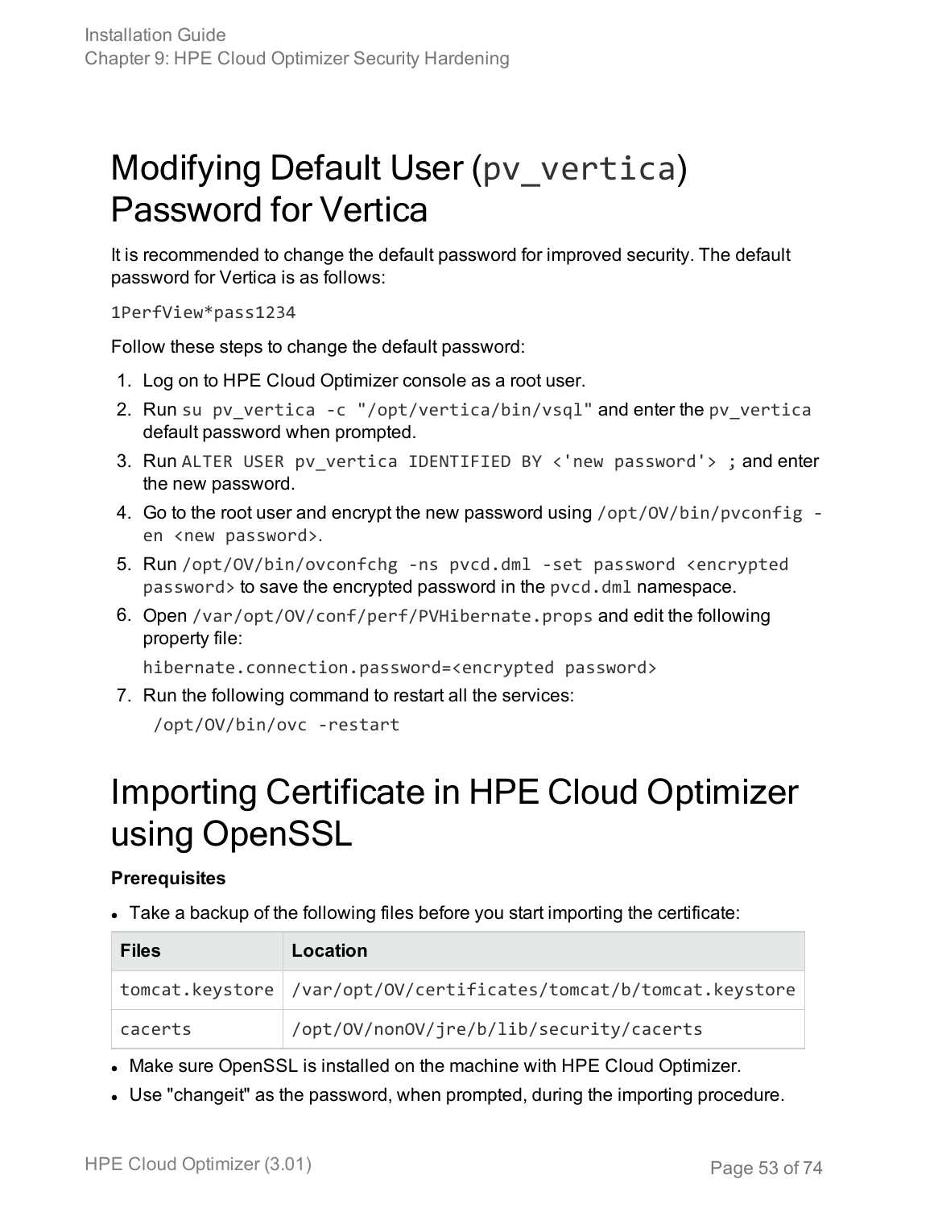# Modifying Default User (`pv_vertica`) Password for Vertica

It is recommended to change the default password for improved security. The default password for Vertica is as follows:

```
1PerfView*pass1234
```

Follow these steps to change the default password:

1. Log on to HPE Cloud Optimizer console as a root user.
2. Run `su pv_vertica -c "/opt/vertica/bin/vsql"` and enter the `pv_vertica` default password when prompted.
3. Run `ALTER USER pv_vertica IDENTIFIED BY <'new password'> ;` and enter the new password.
4. Go to the root user and encrypt the new password using `/opt/OV/bin/pvconfig -en <new password>`.
5. Run `/opt/OV/bin/ovconfchg -ns pvcd.dml -set password <encrypted password>` to save the encrypted password in the `pvcd.dml` namespace.
6. Open `/var/opt/OV/conf/perf/PVHibernate.props` and edit the following property file:

   ```
   hibernate.connection.password=<encrypted password>
   ```

7. Run the following command to restart all the services:

   ```
   /opt/OV/bin/ovc -restart
   ```

# Importing Certificate in HPE Cloud Optimizer using OpenSSL

**Prerequisites**

- Take a backup of the following files before you start importing the certificate:

| Files | Location |
| --- | --- |
| tomcat.keystore | /var/opt/OV/certificates/tomcat/b/tomcat.keystore |
| cacerts | /opt/OV/nonOV/jre/b/lib/security/cacerts |

- Make sure OpenSSL is installed on the machine with HPE Cloud Optimizer.
- Use "changeit" as the password, when prompted, during the importing procedure.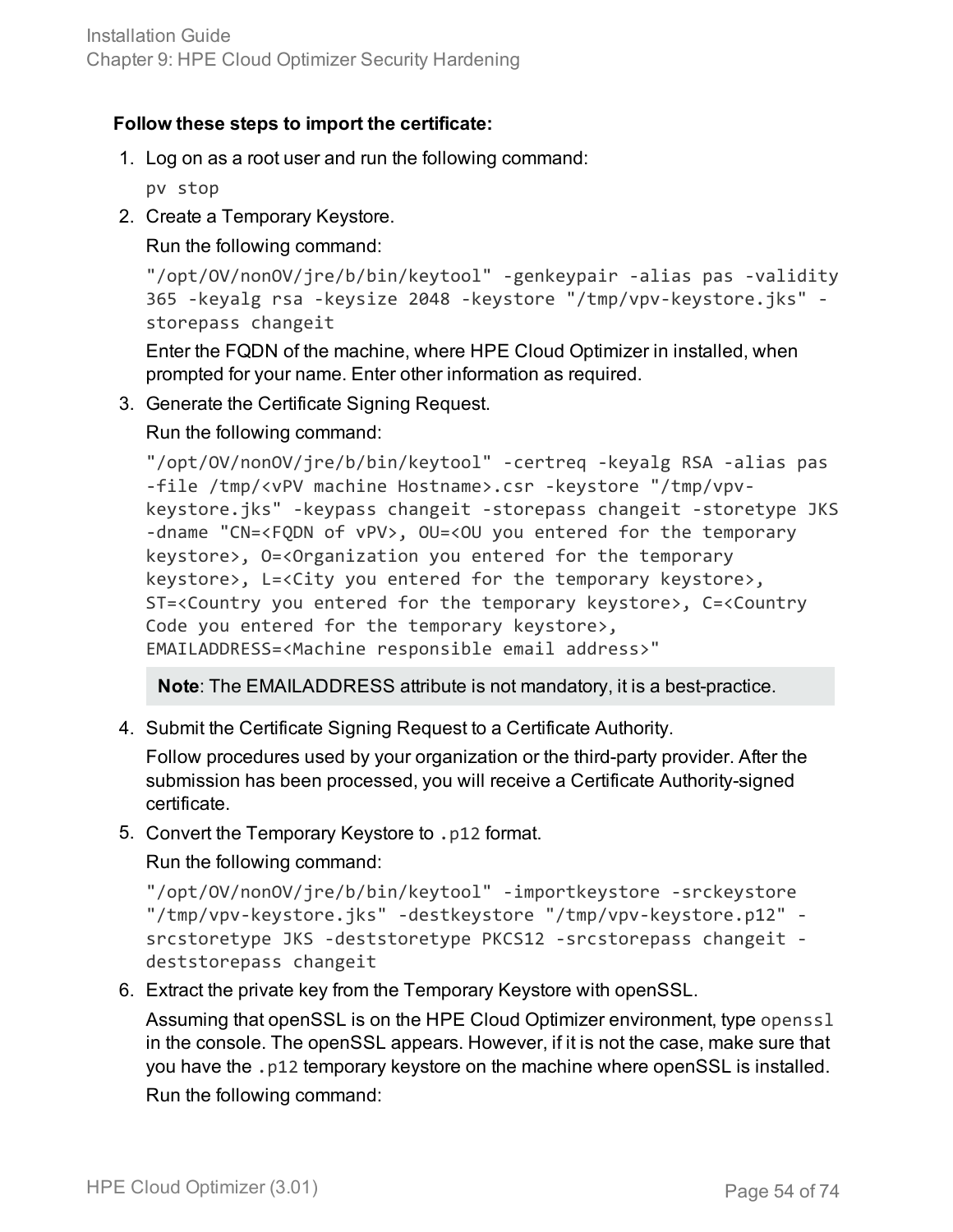**Follow these steps to import the certificate:**

1. Log on as a root user and run the following command:

   ```
   pv stop
   ```

2. Create a Temporary Keystore.

   Run the following command:

   ```
   "/opt/OV/nonOV/jre/b/bin/keytool" -genkeypair -alias pas -validity 365 -keyalg rsa -keysize 2048 -keystore "/tmp/vpv-keystore.jks" -storepass changeit
   ```

   Enter the FQDN of the machine, where HPE Cloud Optimizer in installed, when prompted for your name. Enter other information as required.

3. Generate the Certificate Signing Request.

   Run the following command:

   ```
   "/opt/OV/nonOV/jre/b/bin/keytool" -certreq -keyalg RSA -alias pas -file /tmp/<vPV machine Hostname>.csr -keystore "/tmp/vpv-keystore.jks" -keypass changeit -storepass changeit -storetype JKS -dname "CN=<FQDN of vPV>, OU=<OU you entered for the temporary keystore>, O=<Organization you entered for the temporary keystore>, L=<City you entered for the temporary keystore>, ST=<Country you entered for the temporary keystore>, C=<Country Code you entered for the temporary keystore>, EMAILADDRESS=<Machine responsible email address>"
   ```

   > **Note**: The EMAILADDRESS attribute is not mandatory, it is a best-practice.

4. Submit the Certificate Signing Request to a Certificate Authority.

   Follow procedures used by your organization or the third-party provider. After the submission has been processed, you will receive a Certificate Authority-signed certificate.

5. Convert the Temporary Keystore to `.p12` format.

   Run the following command:

   ```
   "/opt/OV/nonOV/jre/b/bin/keytool" -importkeystore -srckeystore "/tmp/vpv-keystore.jks" -destkeystore "/tmp/vpv-keystore.p12" -srcstoretype JKS -deststoretype PKCS12 -srcstorepass changeit -deststorepass changeit
   ```

6. Extract the private key from the Temporary Keystore with openSSL.

   Assuming that openSSL is on the HPE Cloud Optimizer environment, type `openssl` in the console. The openSSL appears. However, if it is not the case, make sure that you have the `.p12` temporary keystore on the machine where openSSL is installed.

   Run the following command: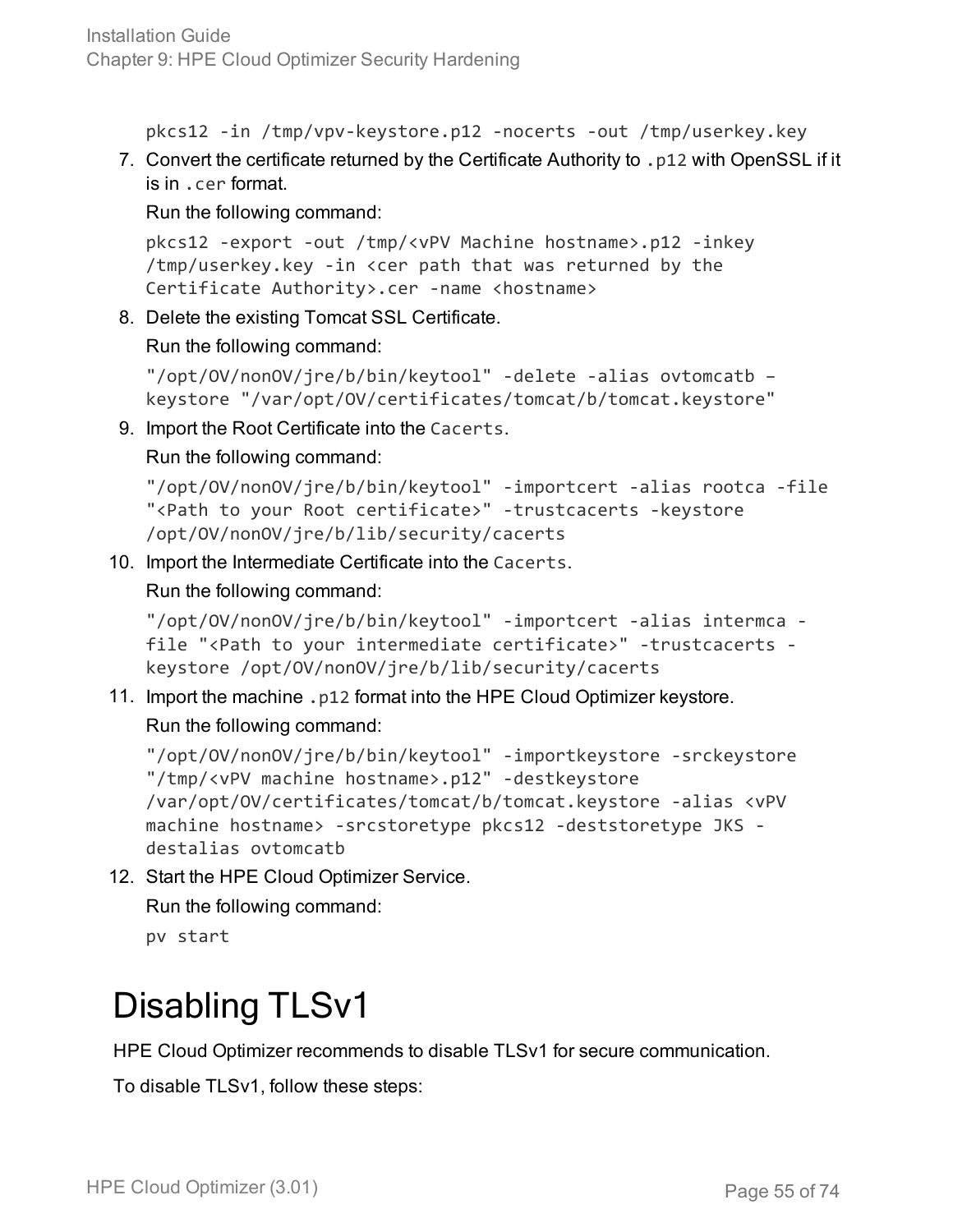```
pkcs12 -in /tmp/vpv-keystore.p12 -nocerts -out /tmp/userkey.key
```

7. Convert the certificate returned by the Certificate Authority to `.p12` with OpenSSL if it is in `.cer` format.

   Run the following command:

   ```
   pkcs12 -export -out /tmp/<vPV Machine hostname>.p12 -inkey
   /tmp/userkey.key -in <cer path that was returned by the
   Certificate Authority>.cer -name <hostname>
   ```

8. Delete the existing Tomcat SSL Certificate.

   Run the following command:

   ```
   "/opt/OV/nonOV/jre/b/bin/keytool" -delete -alias ovtomcatb –
   keystore "/var/opt/OV/certificates/tomcat/b/tomcat.keystore"
   ```

9. Import the Root Certificate into the `Cacerts`.

   Run the following command:

   ```
   "/opt/OV/nonOV/jre/b/bin/keytool" -importcert -alias rootca -file
   "<Path to your Root certificate>" -trustcacerts -keystore
   /opt/OV/nonOV/jre/b/lib/security/cacerts
   ```

10. Import the Intermediate Certificate into the `Cacerts`.

    Run the following command:

    ```
    "/opt/OV/nonOV/jre/b/bin/keytool" -importcert -alias intermca -
    file "<Path to your intermediate certificate>" -trustcacerts -
    keystore /opt/OV/nonOV/jre/b/lib/security/cacerts
    ```

11. Import the machine `.p12` format into the HPE Cloud Optimizer keystore.

    Run the following command:

    ```
    "/opt/OV/nonOV/jre/b/bin/keytool" -importkeystore -srckeystore
    "/tmp/<vPV machine hostname>.p12" -destkeystore
    /var/opt/OV/certificates/tomcat/b/tomcat.keystore -alias <vPV
    machine hostname> -srcstoretype pkcs12 -deststoretype JKS -
    destalias ovtomcatb
    ```

12. Start the HPE Cloud Optimizer Service.

    Run the following command:

    ```
    pv start
    ```

# Disabling TLSv1

HPE Cloud Optimizer recommends to disable TLSv1 for secure communication.

To disable TLSv1, follow these steps: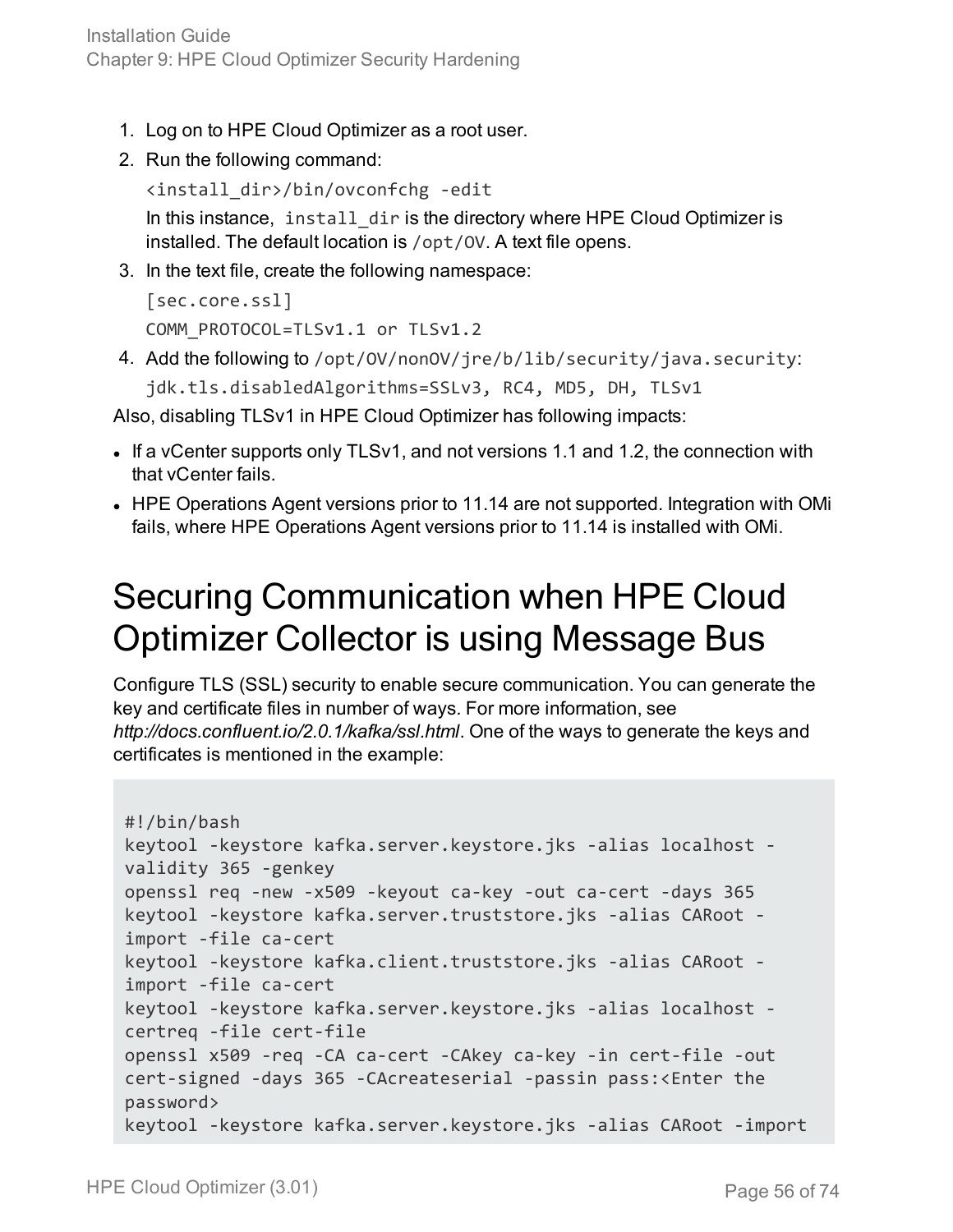1. Log on to HPE Cloud Optimizer as a root user.
2. Run the following command:

   `<install_dir>/bin/ovconfchg -edit`

   In this instance, `install_dir` is the directory where HPE Cloud Optimizer is installed. The default location is `/opt/OV`. A text file opens.
3. In the text file, create the following namespace:

   `[sec.core.ssl]`

   `COMM_PROTOCOL=TLSv1.1 or TLSv1.2`
4. Add the following to `/opt/OV/nonOV/jre/b/lib/security/java.security`:

   `jdk.tls.disabledAlgorithms=SSLv3, RC4, MD5, DH, TLSv1`

Also, disabling TLSv1 in HPE Cloud Optimizer has following impacts:

- If a vCenter supports only TLSv1, and not versions 1.1 and 1.2, the connection with that vCenter fails.
- HPE Operations Agent versions prior to 11.14 are not supported. Integration with OMi fails, where HPE Operations Agent versions prior to 11.14 is installed with OMi.

# Securing Communication when HPE Cloud Optimizer Collector is using Message Bus

Configure TLS (SSL) security to enable secure communication. You can generate the key and certificate files in number of ways. For more information, see *http://docs.confluent.io/2.0.1/kafka/ssl.html*. One of the ways to generate the keys and certificates is mentioned in the example:

```
#!/bin/bash
keytool -keystore kafka.server.keystore.jks -alias localhost -validity 365 -genkey
openssl req -new -x509 -keyout ca-key -out ca-cert -days 365
keytool -keystore kafka.server.truststore.jks -alias CARoot -import -file ca-cert
keytool -keystore kafka.client.truststore.jks -alias CARoot -import -file ca-cert
keytool -keystore kafka.server.keystore.jks -alias localhost -certreq -file cert-file
openssl x509 -req -CA ca-cert -CAkey ca-key -in cert-file -out cert-signed -days 365 -CAcreateserial -passin pass:<Enter the password>
keytool -keystore kafka.server.keystore.jks -alias CARoot -import
```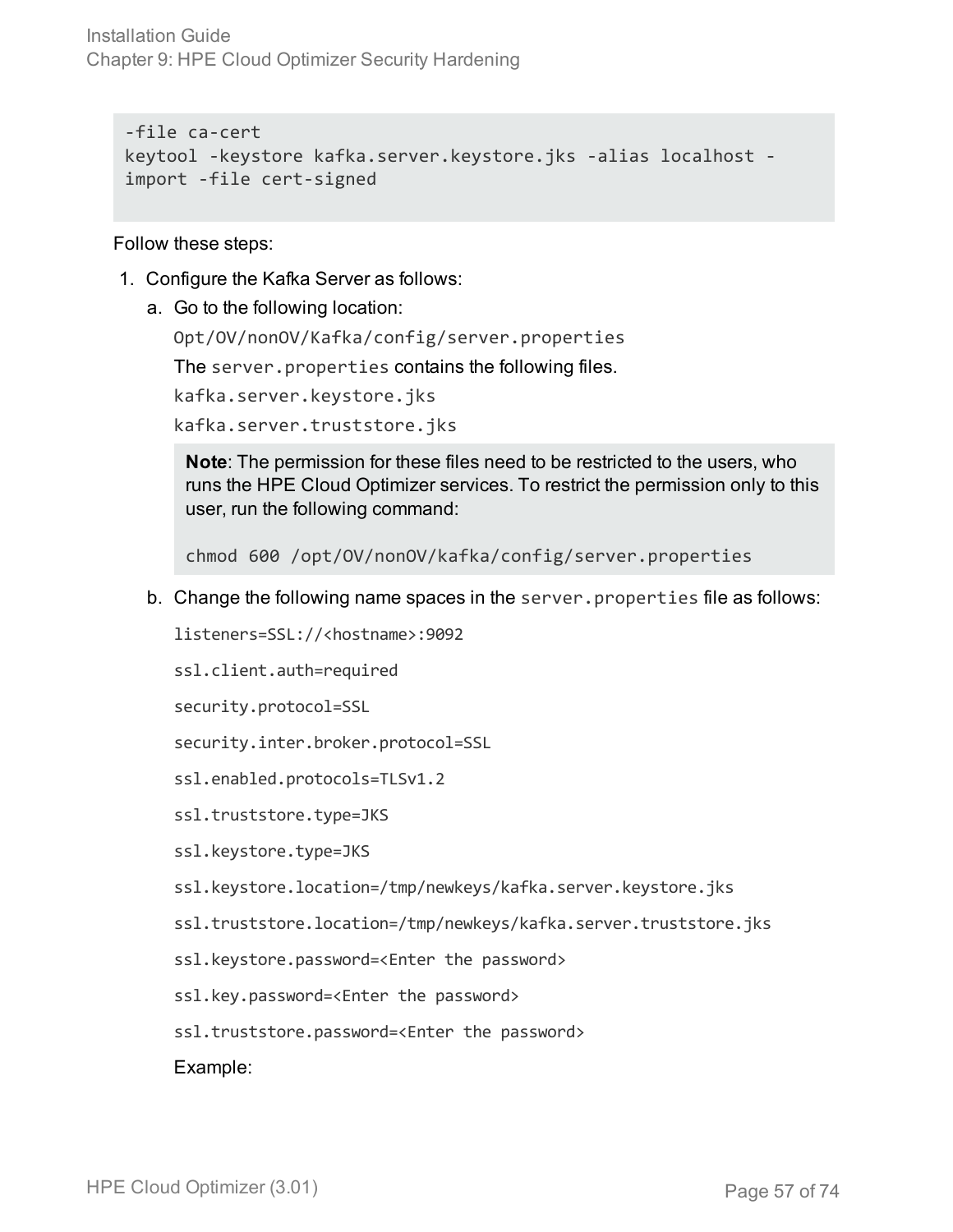```
-file ca-cert
keytool -keystore kafka.server.keystore.jks -alias localhost -
import -file cert-signed
```

Follow these steps:

1. Configure the Kafka Server as follows:
   a. Go to the following location:

      `Opt/OV/nonOV/Kafka/config/server.properties`

      The `server.properties` contains the following files.

      `kafka.server.keystore.jks`

      `kafka.server.truststore.jks`

      > **Note**: The permission for these files need to be restricted to the users, who runs the HPE Cloud Optimizer services. To restrict the permission only to this user, run the following command:
      >
      > `chmod 600 /opt/OV/nonOV/kafka/config/server.properties`

   b. Change the following name spaces in the `server.properties` file as follows:

      ```
      listeners=SSL://<hostname>:9092

      ssl.client.auth=required

      security.protocol=SSL

      security.inter.broker.protocol=SSL

      ssl.enabled.protocols=TLSv1.2

      ssl.truststore.type=JKS

      ssl.keystore.type=JKS

      ssl.keystore.location=/tmp/newkeys/kafka.server.keystore.jks

      ssl.truststore.location=/tmp/newkeys/kafka.server.truststore.jks

      ssl.keystore.password=<Enter the password>

      ssl.key.password=<Enter the password>

      ssl.truststore.password=<Enter the password>
      ```

      Example: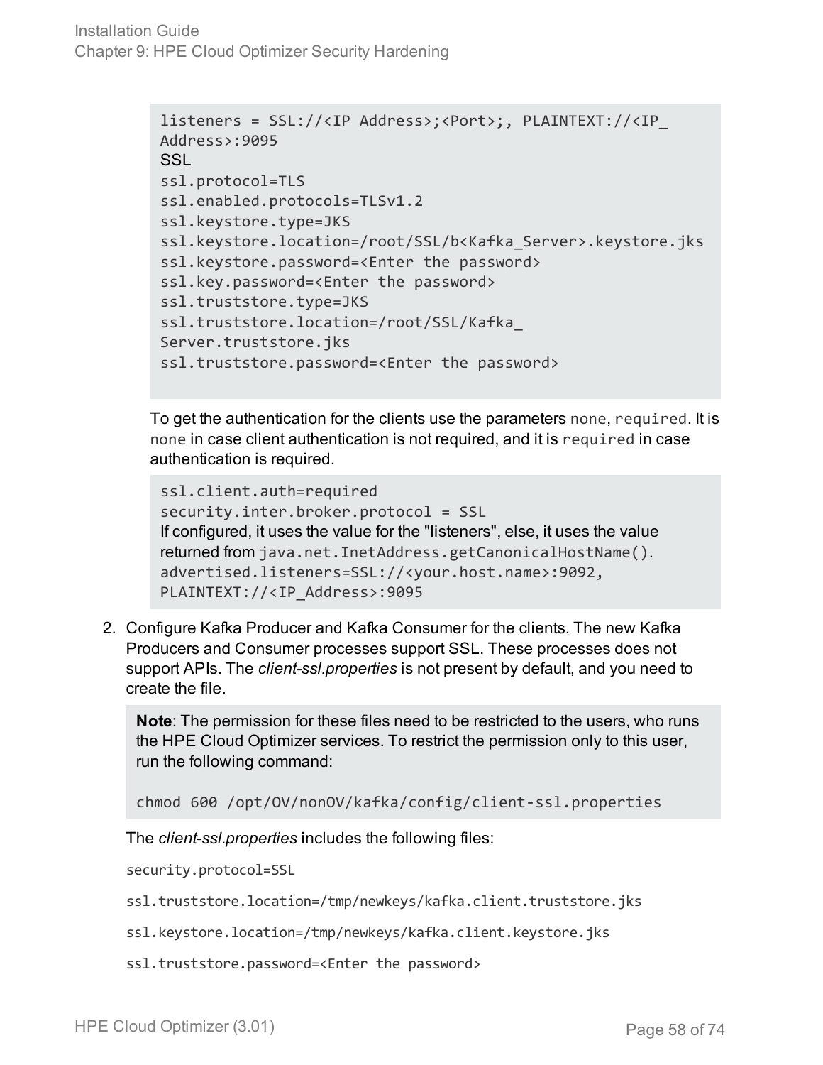```
listeners = SSL://<IP Address>;<Port>;, PLAINTEXT://<IP_
Address>:9095
SSL
ssl.protocol=TLS
ssl.enabled.protocols=TLSv1.2
ssl.keystore.type=JKS
ssl.keystore.location=/root/SSL/b<Kafka_Server>.keystore.jks
ssl.keystore.password=<Enter the password>
ssl.key.password=<Enter the password>
ssl.truststore.type=JKS
ssl.truststore.location=/root/SSL/Kafka_
Server.truststore.jks
ssl.truststore.password=<Enter the password>
```

To get the authentication for the clients use the parameters `none`, `required`. It is `none` in case client authentication is not required, and it is `required` in case authentication is required.

```
ssl.client.auth=required
security.inter.broker.protocol = SSL
If configured, it uses the value for the "listeners", else, it uses the value
returned from java.net.InetAddress.getCanonicalHostName().
advertised.listeners=SSL://<your.host.name>:9092,
PLAINTEXT://<IP_Address>:9095
```

2. Configure Kafka Producer and Kafka Consumer for the clients. The new Kafka Producers and Consumer processes support SSL. These processes does not support APIs. The *client-ssl.properties* is not present by default, and you need to create the file.

   **Note**: The permission for these files need to be restricted to the users, who runs the HPE Cloud Optimizer services. To restrict the permission only to this user, run the following command:

   ```
   chmod 600 /opt/OV/nonOV/kafka/config/client-ssl.properties
   ```

   The *client-ssl.properties* includes the following files:

   ```
   security.protocol=SSL

   ssl.truststore.location=/tmp/newkeys/kafka.client.truststore.jks

   ssl.keystore.location=/tmp/newkeys/kafka.client.keystore.jks

   ssl.truststore.password=<Enter the password>
   ```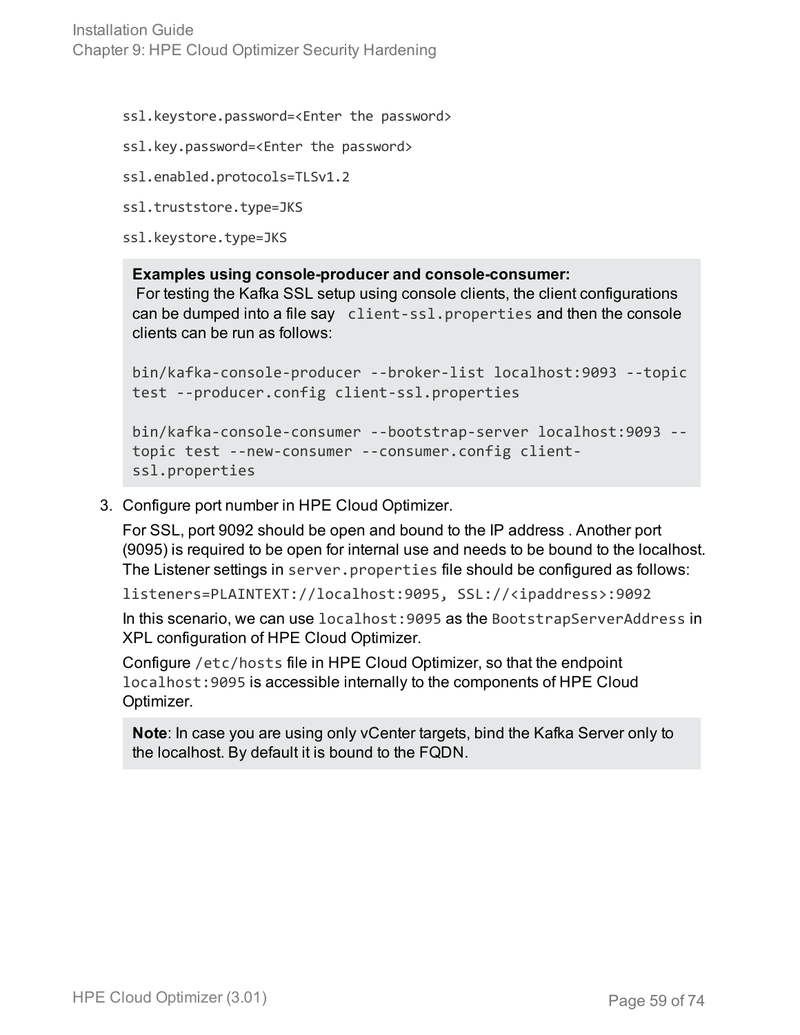```
ssl.keystore.password=<Enter the password>

ssl.key.password=<Enter the password>

ssl.enabled.protocols=TLSv1.2

ssl.truststore.type=JKS

ssl.keystore.type=JKS
```

**Examples using console-producer and console-consumer:**
For testing the Kafka SSL setup using console clients, the client configurations can be dumped into a file say `client-ssl.properties` and then the console clients can be run as follows:

```
bin/kafka-console-producer --broker-list localhost:9093 --topic test --producer.config client-ssl.properties

bin/kafka-console-consumer --bootstrap-server localhost:9093 --topic test --new-consumer --consumer.config client-ssl.properties
```

3. Configure port number in HPE Cloud Optimizer.

   For SSL, port 9092 should be open and bound to the IP address . Another port (9095) is required to be open for internal use and needs to be bound to the localhost. The Listener settings in `server.properties` file should be configured as follows:

   ```
   listeners=PLAINTEXT://localhost:9095, SSL://<ipaddress>:9092
   ```

   In this scenario, we can use `localhost:9095` as the `BootstrapServerAddress` in XPL configuration of HPE Cloud Optimizer.

   Configure `/etc/hosts` file in HPE Cloud Optimizer, so that the endpoint `localhost:9095` is accessible internally to the components of HPE Cloud Optimizer.

   **Note**: In case you are using only vCenter targets, bind the Kafka Server only to the localhost. By default it is bound to the FQDN.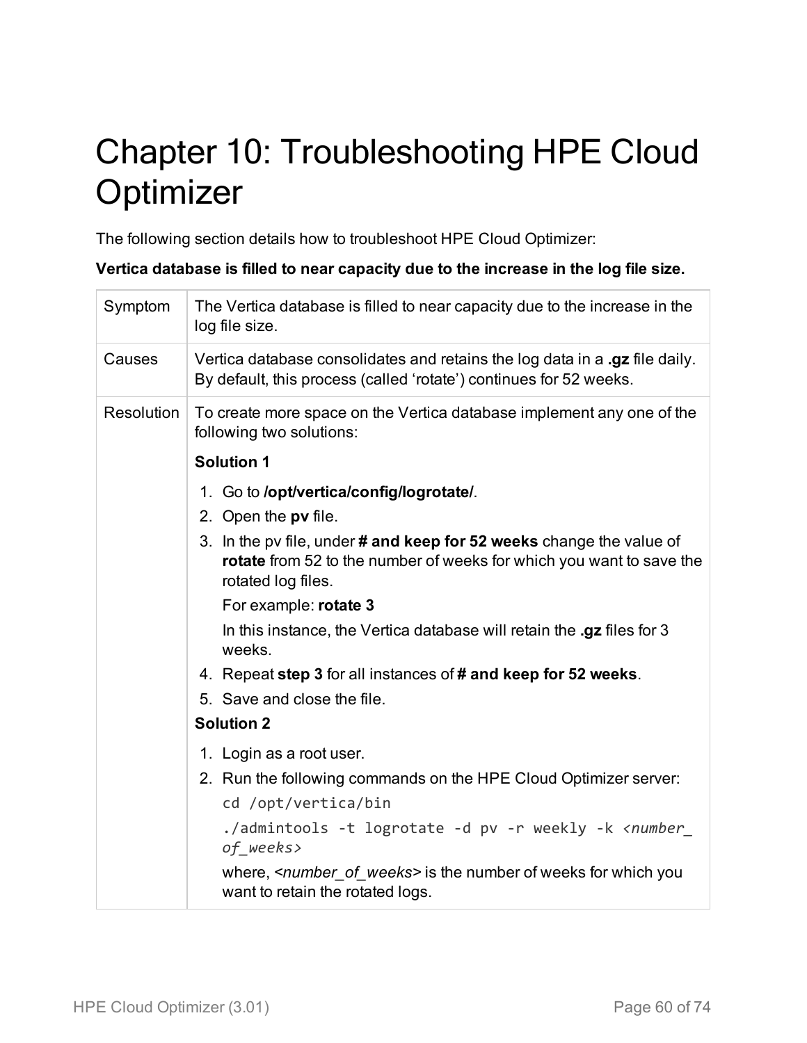# Chapter 10: Troubleshooting HPE Cloud Optimizer

The following section details how to troubleshoot HPE Cloud Optimizer:

**Vertica database is filled to near capacity due to the increase in the log file size.**

| | |
|---|---|
| Symptom | The Vertica database is filled to near capacity due to the increase in the log file size. |
| Causes | Vertica database consolidates and retains the log data in a **.gz** file daily. By default, this process (called 'rotate') continues for 52 weeks. |
| Resolution | To create more space on the Vertica database implement any one of the following two solutions:<br><br>**Solution 1**<br><br>1. Go to **/opt/vertica/config/logrotate/**.<br>2. Open the **pv** file.<br>3. In the pv file, under **# and keep for 52 weeks** change the value of **rotate** from 52 to the number of weeks for which you want to save the rotated log files.<br>For example: **rotate 3**<br>In this instance, the Vertica database will retain the **.gz** files for 3 weeks.<br>4. Repeat **step 3** for all instances of **# and keep for 52 weeks**.<br>5. Save and close the file.<br><br>**Solution 2**<br><br>1. Login as a root user.<br>2. Run the following commands on the HPE Cloud Optimizer server:<br>`cd /opt/vertica/bin`<br>`./admintools -t logrotate -d pv -r weekly -k <number_of_weeks>`<br>where, *<number_of_weeks>* is the number of weeks for which you want to retain the rotated logs. |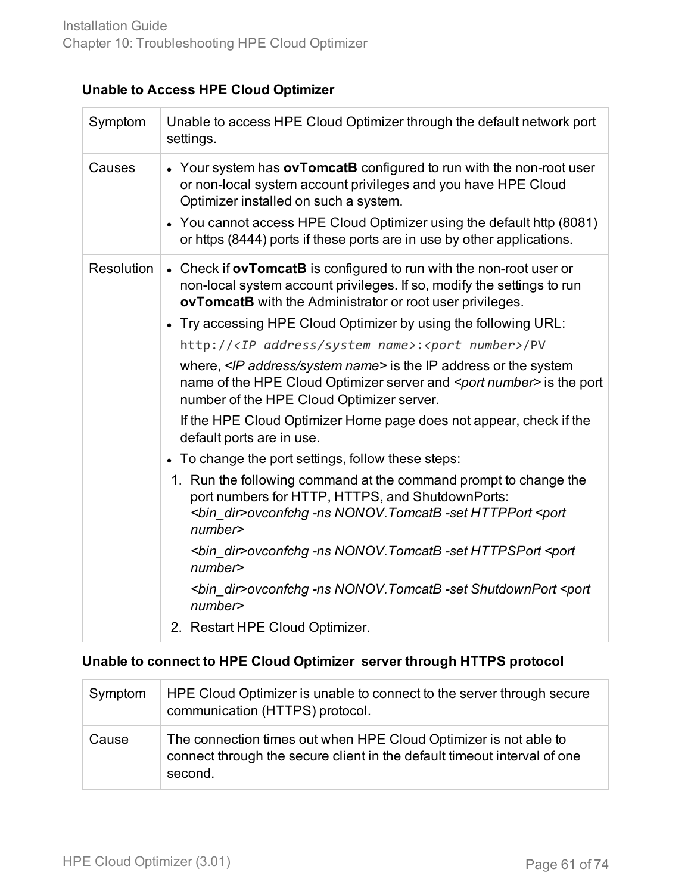**Unable to Access HPE Cloud Optimizer**

| Symptom | Unable to access HPE Cloud Optimizer through the default network port settings. |
|---|---|
| Causes | • Your system has **ovTomcatB** configured to run with the non-root user or non-local system account privileges and you have HPE Cloud Optimizer installed on such a system.<br>• You cannot access HPE Cloud Optimizer using the default http (8081) or https (8444) ports if these ports are in use by other applications. |
| Resolution | • Check if **ovTomcatB** is configured to run with the non-root user or non-local system account privileges. If so, modify the settings to run **ovTomcatB** with the Administrator or root user privileges.<br>• Try accessing HPE Cloud Optimizer by using the following URL:<br>`http://<IP address/system name>:<port number>/PV`<br>where, *<IP address/system name>* is the IP address or the system name of the HPE Cloud Optimizer server and *<port number>* is the port number of the HPE Cloud Optimizer server.<br>If the HPE Cloud Optimizer Home page does not appear, check if the default ports are in use.<br>• To change the port settings, follow these steps:<br>1. Run the following command at the command prompt to change the port numbers for HTTP, HTTPS, and ShutdownPorts:<br>*<bin_dir>ovconfchg -ns NONOV.TomcatB -set HTTPPort <port number>*<br>*<bin_dir>ovconfchg -ns NONOV.TomcatB -set HTTPSPort <port number>*<br>*<bin_dir>ovconfchg -ns NONOV.TomcatB -set ShutdownPort <port number>*<br>2. Restart HPE Cloud Optimizer. |

**Unable to connect to HPE Cloud Optimizer server through HTTPS protocol**

| Symptom | HPE Cloud Optimizer is unable to connect to the server through secure communication (HTTPS) protocol. |
|---|---|
| Cause | The connection times out when HPE Cloud Optimizer is not able to connect through the secure client in the default timeout interval of one second. |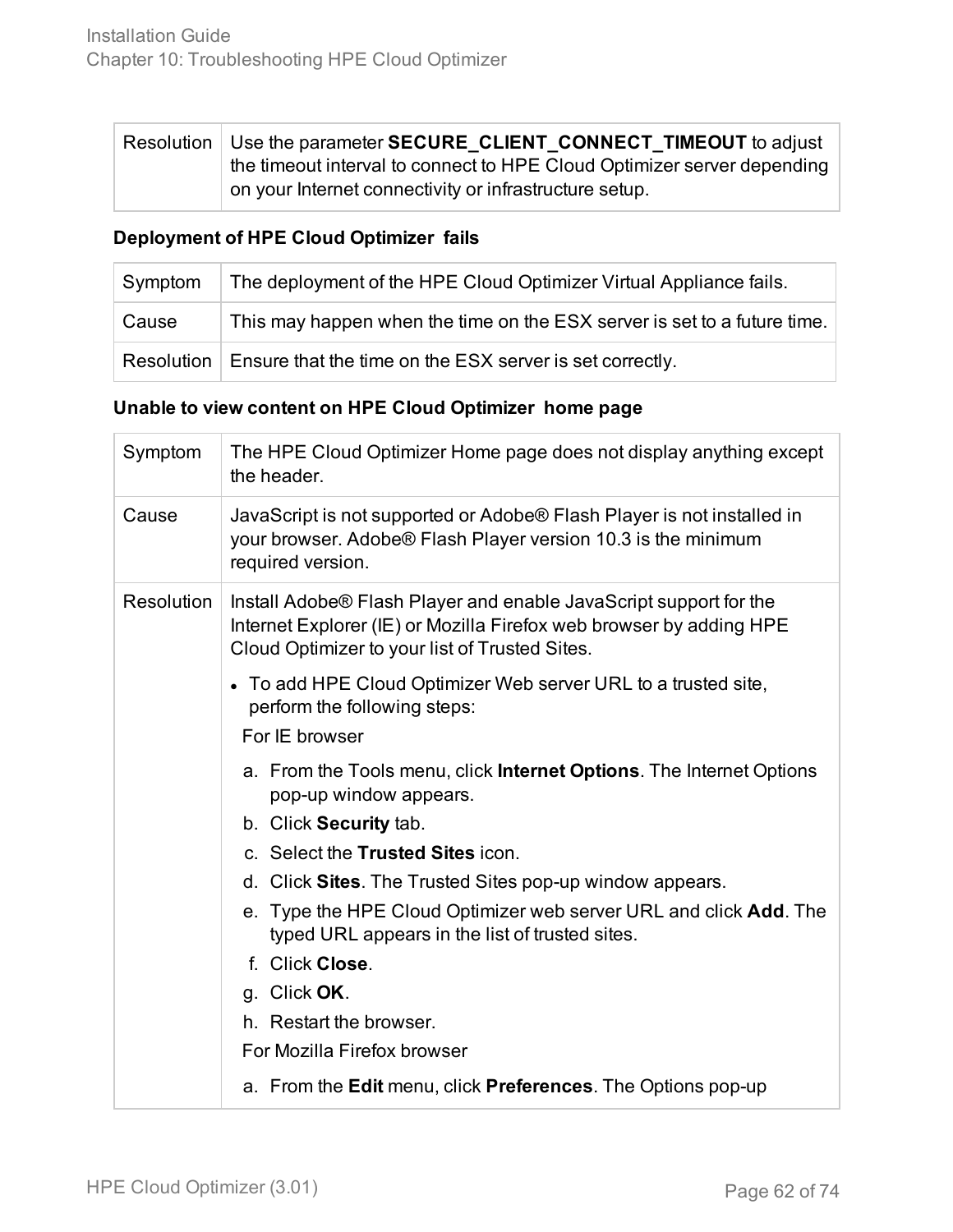| Resolution | Use the parameter **SECURE_CLIENT_CONNECT_TIMEOUT** to adjust the timeout interval to connect to HPE Cloud Optimizer server depending on your Internet connectivity or infrastructure setup. |
|---|---|

**Deployment of HPE Cloud Optimizer fails**

| Symptom | The deployment of the HPE Cloud Optimizer Virtual Appliance fails. |
|---|---|
| Cause | This may happen when the time on the ESX server is set to a future time. |
| Resolution | Ensure that the time on the ESX server is set correctly. |

**Unable to view content on HPE Cloud Optimizer home page**

| Symptom | The HPE Cloud Optimizer Home page does not display anything except the header. |
|---|---|
| Cause | JavaScript is not supported or Adobe® Flash Player is not installed in your browser. Adobe® Flash Player version 10.3 is the minimum required version. |
| Resolution | Install Adobe® Flash Player and enable JavaScript support for the Internet Explorer (IE) or Mozilla Firefox web browser by adding HPE Cloud Optimizer to your list of Trusted Sites.<br><br>• To add HPE Cloud Optimizer Web server URL to a trusted site, perform the following steps:<br><br>For IE browser<br><br>a. From the Tools menu, click **Internet Options**. The Internet Options pop-up window appears.<br>b. Click **Security** tab.<br>c. Select the **Trusted Sites** icon.<br>d. Click **Sites**. The Trusted Sites pop-up window appears.<br>e. Type the HPE Cloud Optimizer web server URL and click **Add**. The typed URL appears in the list of trusted sites.<br>f. Click **Close**.<br>g. Click **OK**.<br>h. Restart the browser.<br><br>For Mozilla Firefox browser<br><br>a. From the **Edit** menu, click **Preferences**. The Options pop-up |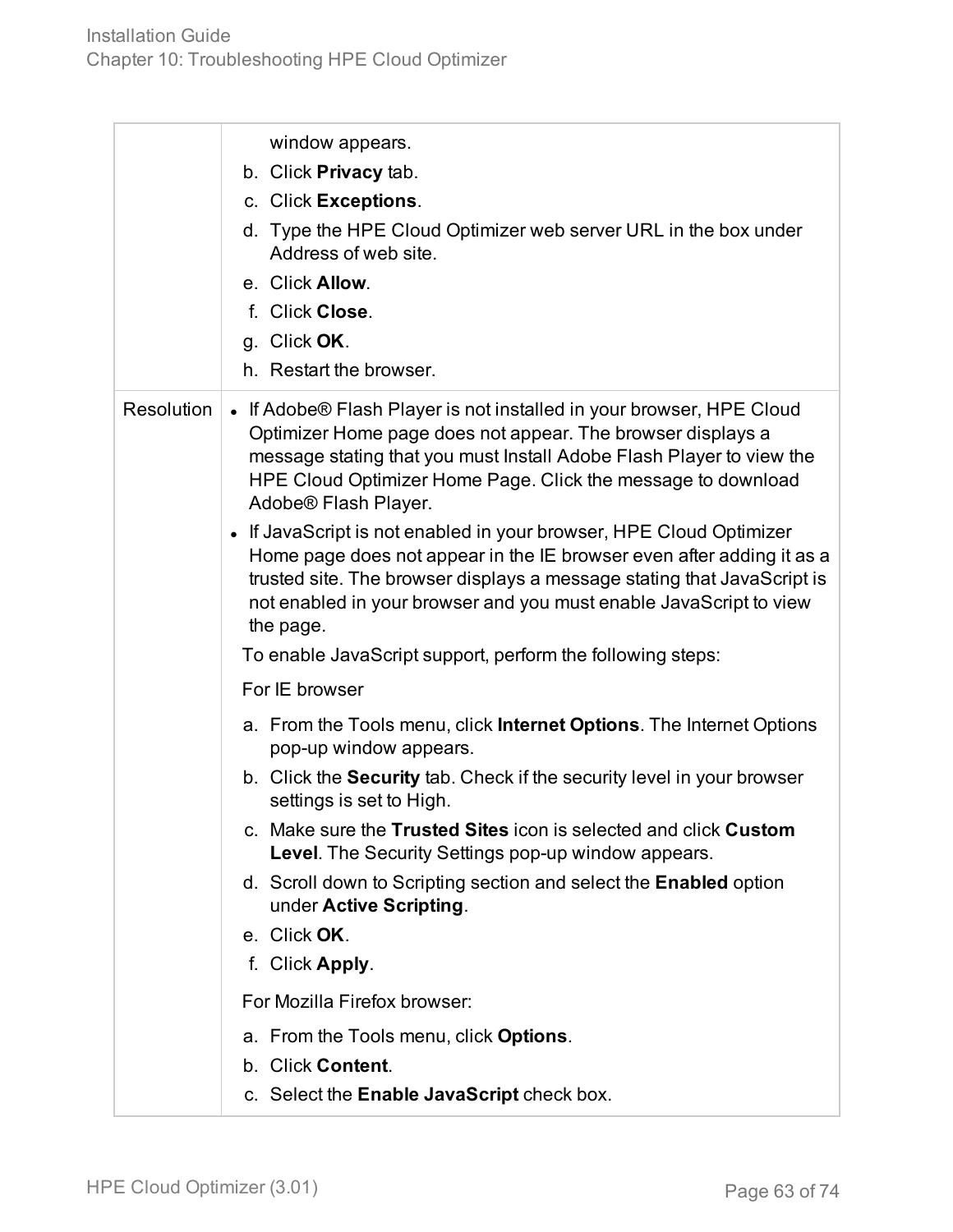| | |
|---|---|
| | window appears.<br>b. Click **Privacy** tab.<br>c. Click **Exceptions**.<br>d. Type the HPE Cloud Optimizer web server URL in the box under Address of web site.<br>e. Click **Allow**.<br>f. Click **Close**.<br>g. Click **OK**.<br>h. Restart the browser. |
| Resolution | • If Adobe® Flash Player is not installed in your browser, HPE Cloud Optimizer Home page does not appear. The browser displays a message stating that you must Install Adobe Flash Player to view the HPE Cloud Optimizer Home Page. Click the message to download Adobe® Flash Player.<br>• If JavaScript is not enabled in your browser, HPE Cloud Optimizer Home page does not appear in the IE browser even after adding it as a trusted site. The browser displays a message stating that JavaScript is not enabled in your browser and you must enable JavaScript to view the page.<br>To enable JavaScript support, perform the following steps:<br>For IE browser<br>a. From the Tools menu, click **Internet Options**. The Internet Options pop-up window appears.<br>b. Click the **Security** tab. Check if the security level in your browser settings is set to High.<br>c. Make sure the **Trusted Sites** icon is selected and click **Custom Level**. The Security Settings pop-up window appears.<br>d. Scroll down to Scripting section and select the **Enabled** option under **Active Scripting**.<br>e. Click **OK**.<br>f. Click **Apply**.<br>For Mozilla Firefox browser:<br>a. From the Tools menu, click **Options**.<br>b. Click **Content**.<br>c. Select the **Enable JavaScript** check box. |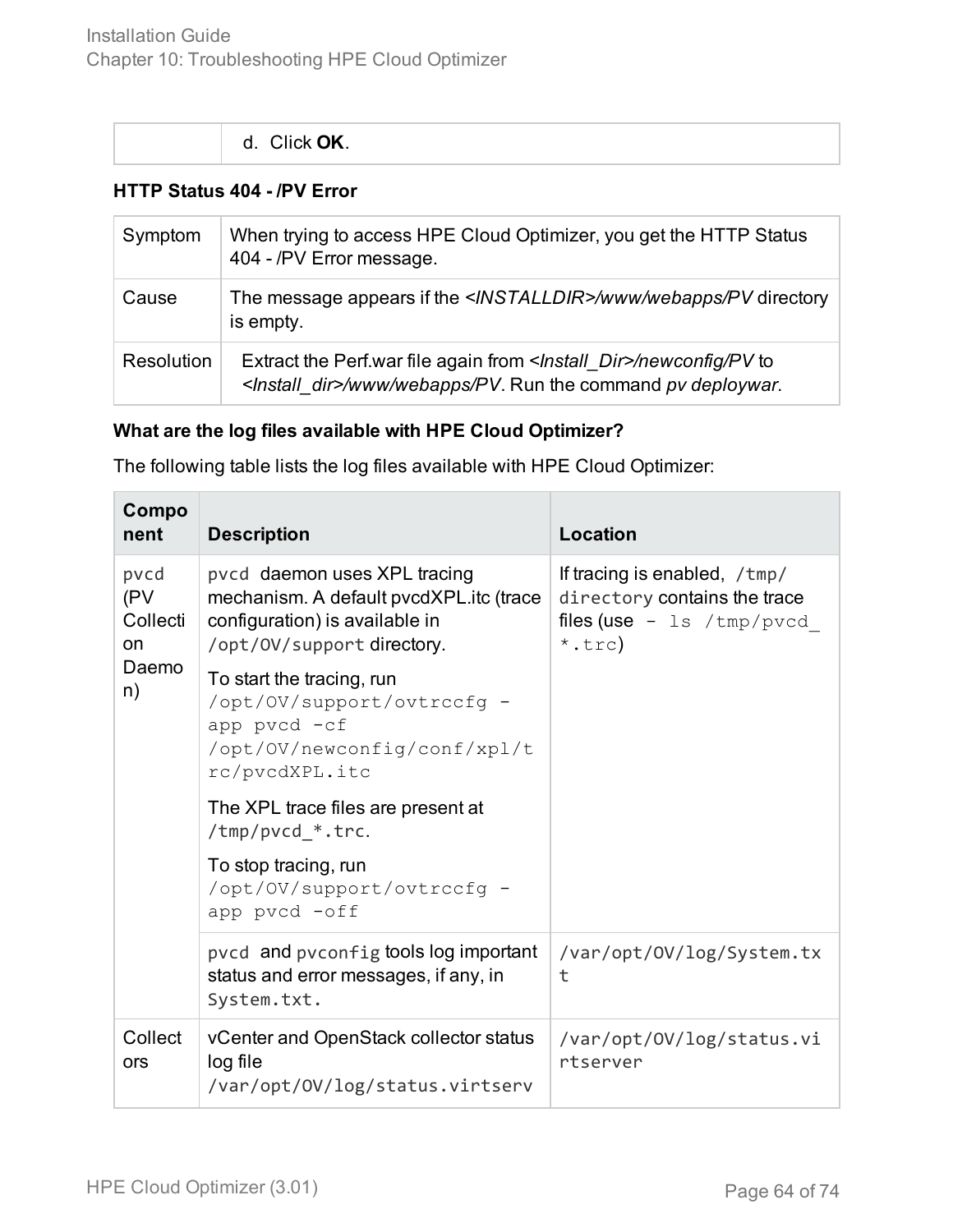| | d. Click **OK**. |
|---|---|

**HTTP Status 404 - /PV Error**

| Symptom | When trying to access HPE Cloud Optimizer, you get the HTTP Status 404 - /PV Error message. |
|---|---|
| Cause | The message appears if the *<INSTALLDIR>/www/webapps/PV* directory is empty. |
| Resolution | Extract the Perf.war file again from *<Install_Dir>/newconfig/PV* to *<Install_dir>/www/webapps/PV*. Run the command *pv deploywar*. |

**What are the log files available with HPE Cloud Optimizer?**

The following table lists the log files available with HPE Cloud Optimizer:

| Component | Description | Location |
|---|---|---|
| `pvcd` (PV Collection Daemon) | `pvcd` daemon uses XPL tracing mechanism. A default pvcdXPL.itc (trace configuration) is available in `/opt/OV/support` directory.<br><br>To start the tracing, run `/opt/OV/support/ovtrccfg -app pvcd -cf /opt/OV/newconfig/conf/xpl/trc/pvcdXPL.itc`<br><br>The XPL trace files are present at `/tmp/pvcd_*.trc`.<br><br>To stop tracing, run `/opt/OV/support/ovtrccfg -app pvcd -off` | If tracing is enabled, `/tmp/ directory` contains the trace files (use `- ls /tmp/pvcd_*.trc`) |
| | `pvcd` and `pvconfig` tools log important status and error messages, if any, in `System.txt.` | `/var/opt/OV/log/System.txt` |
| Collectors | vCenter and OpenStack collector status log file `/var/opt/OV/log/status.virtserv` | `/var/opt/OV/log/status.virtserver` |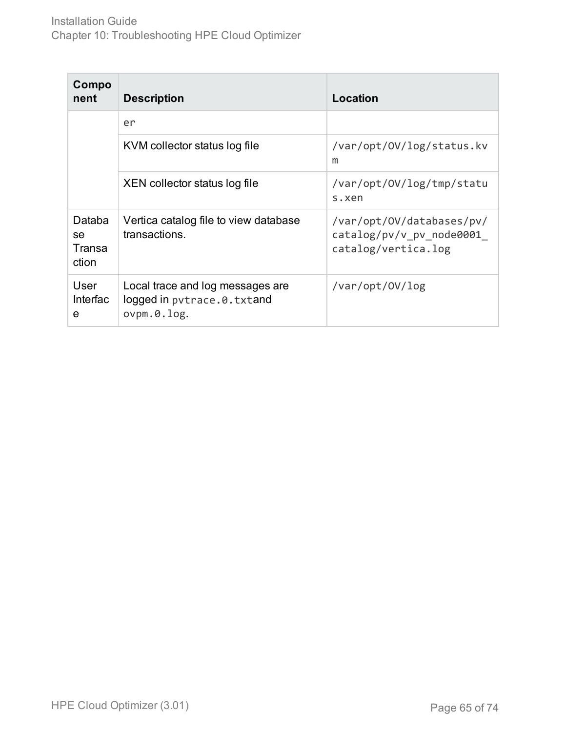| Component | Description | Location |
| --- | --- | --- |
| | er | |
| | KVM collector status log file | `/var/opt/OV/log/status.kvm` |
| | XEN collector status log file | `/var/opt/OV/log/tmp/status.xen` |
| Database Transaction | Vertica catalog file to view database transactions. | `/var/opt/OV/databases/pv/catalog/pv/v_pv_node0001_catalog/vertica.log` |
| User Interface | Local trace and log messages are logged in `pvtrace.0.txt`and `ovpm.0.log`. | `/var/opt/OV/log` |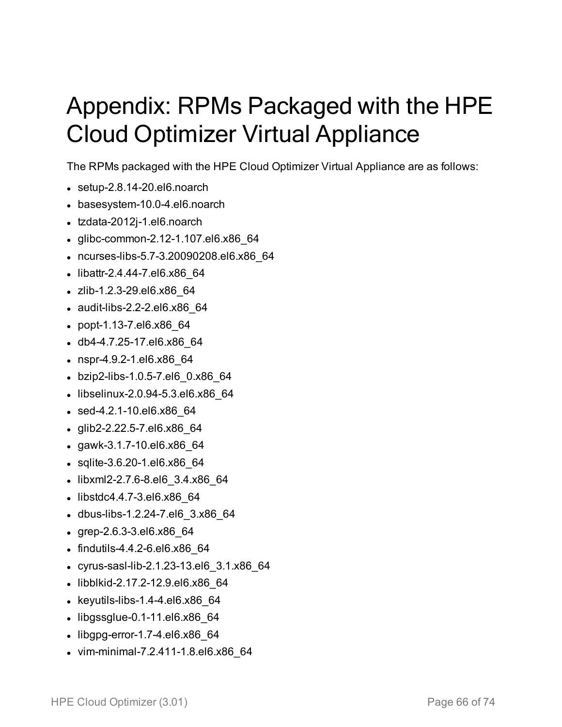# Appendix: RPMs Packaged with the HPE Cloud Optimizer Virtual Appliance

The RPMs packaged with the HPE Cloud Optimizer Virtual Appliance are as follows:

- setup-2.8.14-20.el6.noarch
- basesystem-10.0-4.el6.noarch
- tzdata-2012j-1.el6.noarch
- glibc-common-2.12-1.107.el6.x86_64
- ncurses-libs-5.7-3.20090208.el6.x86_64
- libattr-2.4.44-7.el6.x86_64
- zlib-1.2.3-29.el6.x86_64
- audit-libs-2.2-2.el6.x86_64
- popt-1.13-7.el6.x86_64
- db4-4.7.25-17.el6.x86_64
- nspr-4.9.2-1.el6.x86_64
- bzip2-libs-1.0.5-7.el6_0.x86_64
- libselinux-2.0.94-5.3.el6.x86_64
- sed-4.2.1-10.el6.x86_64
- glib2-2.22.5-7.el6.x86_64
- gawk-3.1.7-10.el6.x86_64
- sqlite-3.6.20-1.el6.x86_64
- libxml2-2.7.6-8.el6_3.4.x86_64
- libstdc4.4.7-3.el6.x86_64
- dbus-libs-1.2.24-7.el6_3.x86_64
- grep-2.6.3-3.el6.x86_64
- findutils-4.4.2-6.el6.x86_64
- cyrus-sasl-lib-2.1.23-13.el6_3.1.x86_64
- libblkid-2.17.2-12.9.el6.x86_64
- keyutils-libs-1.4-4.el6.x86_64
- libgssglue-0.1-11.el6.x86_64
- libgpg-error-1.7-4.el6.x86_64
- vim-minimal-7.2.411-1.8.el6.x86_64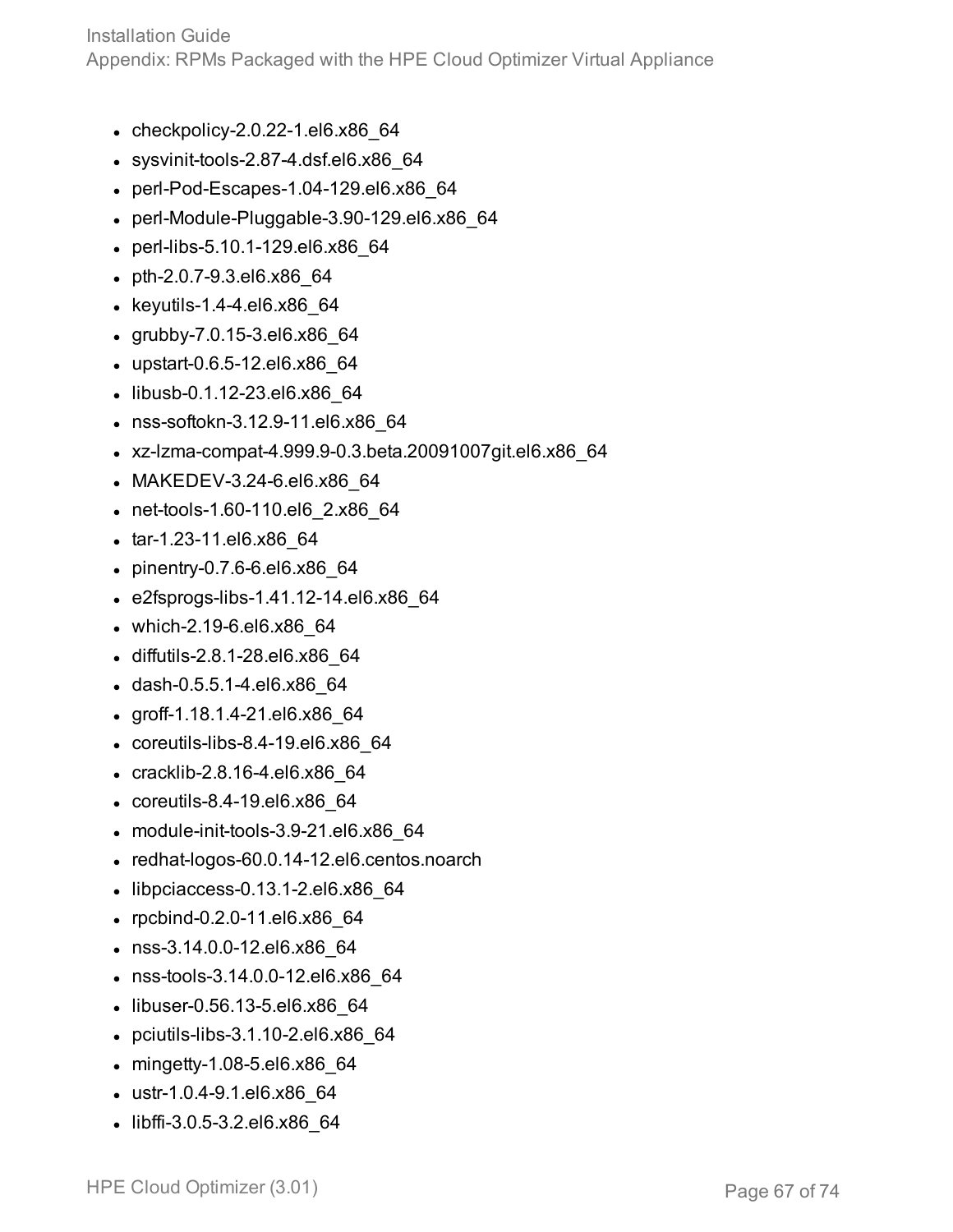- checkpolicy-2.0.22-1.el6.x86_64
- sysvinit-tools-2.87-4.dsf.el6.x86_64
- perl-Pod-Escapes-1.04-129.el6.x86_64
- perl-Module-Pluggable-3.90-129.el6.x86_64
- perl-libs-5.10.1-129.el6.x86_64
- pth-2.0.7-9.3.el6.x86_64
- keyutils-1.4-4.el6.x86_64
- grubby-7.0.15-3.el6.x86_64
- upstart-0.6.5-12.el6.x86_64
- libusb-0.1.12-23.el6.x86_64
- nss-softokn-3.12.9-11.el6.x86_64
- xz-lzma-compat-4.999.9-0.3.beta.20091007git.el6.x86_64
- MAKEDEV-3.24-6.el6.x86_64
- net-tools-1.60-110.el6_2.x86_64
- tar-1.23-11.el6.x86_64
- pinentry-0.7.6-6.el6.x86_64
- e2fsprogs-libs-1.41.12-14.el6.x86_64
- which-2.19-6.el6.x86_64
- diffutils-2.8.1-28.el6.x86_64
- dash-0.5.5.1-4.el6.x86_64
- groff-1.18.1.4-21.el6.x86_64
- coreutils-libs-8.4-19.el6.x86_64
- cracklib-2.8.16-4.el6.x86_64
- coreutils-8.4-19.el6.x86_64
- module-init-tools-3.9-21.el6.x86_64
- redhat-logos-60.0.14-12.el6.centos.noarch
- libpciaccess-0.13.1-2.el6.x86_64
- rpcbind-0.2.0-11.el6.x86_64
- nss-3.14.0.0-12.el6.x86_64
- nss-tools-3.14.0.0-12.el6.x86_64
- libuser-0.56.13-5.el6.x86_64
- pciutils-libs-3.1.10-2.el6.x86_64
- mingetty-1.08-5.el6.x86_64
- ustr-1.0.4-9.1.el6.x86_64
- libffi-3.0.5-3.2.el6.x86_64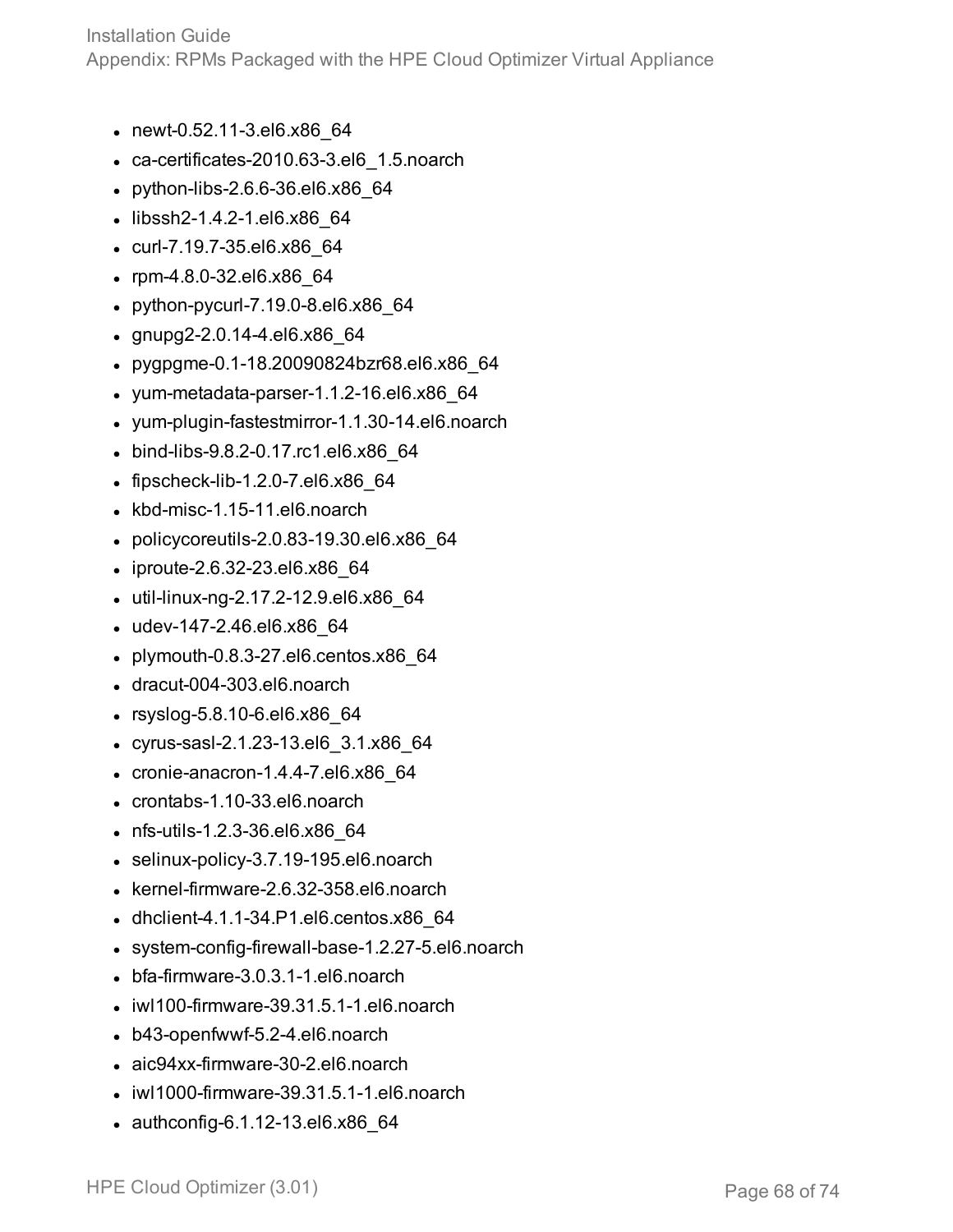- newt-0.52.11-3.el6.x86_64
- ca-certificates-2010.63-3.el6_1.5.noarch
- python-libs-2.6.6-36.el6.x86_64
- libssh2-1.4.2-1.el6.x86_64
- curl-7.19.7-35.el6.x86_64
- rpm-4.8.0-32.el6.x86_64
- python-pycurl-7.19.0-8.el6.x86_64
- gnupg2-2.0.14-4.el6.x86_64
- pygpgme-0.1-18.20090824bzr68.el6.x86_64
- yum-metadata-parser-1.1.2-16.el6.x86_64
- yum-plugin-fastestmirror-1.1.30-14.el6.noarch
- bind-libs-9.8.2-0.17.rc1.el6.x86_64
- fipscheck-lib-1.2.0-7.el6.x86_64
- kbd-misc-1.15-11.el6.noarch
- policycoreutils-2.0.83-19.30.el6.x86_64
- iproute-2.6.32-23.el6.x86_64
- util-linux-ng-2.17.2-12.9.el6.x86_64
- udev-147-2.46.el6.x86_64
- plymouth-0.8.3-27.el6.centos.x86_64
- dracut-004-303.el6.noarch
- rsyslog-5.8.10-6.el6.x86_64
- cyrus-sasl-2.1.23-13.el6_3.1.x86_64
- cronie-anacron-1.4.4-7.el6.x86_64
- crontabs-1.10-33.el6.noarch
- nfs-utils-1.2.3-36.el6.x86_64
- selinux-policy-3.7.19-195.el6.noarch
- kernel-firmware-2.6.32-358.el6.noarch
- dhclient-4.1.1-34.P1.el6.centos.x86_64
- system-config-firewall-base-1.2.27-5.el6.noarch
- bfa-firmware-3.0.3.1-1.el6.noarch
- iwl100-firmware-39.31.5.1-1.el6.noarch
- b43-openfwwf-5.2-4.el6.noarch
- aic94xx-firmware-30-2.el6.noarch
- iwl1000-firmware-39.31.5.1-1.el6.noarch
- authconfig-6.1.12-13.el6.x86_64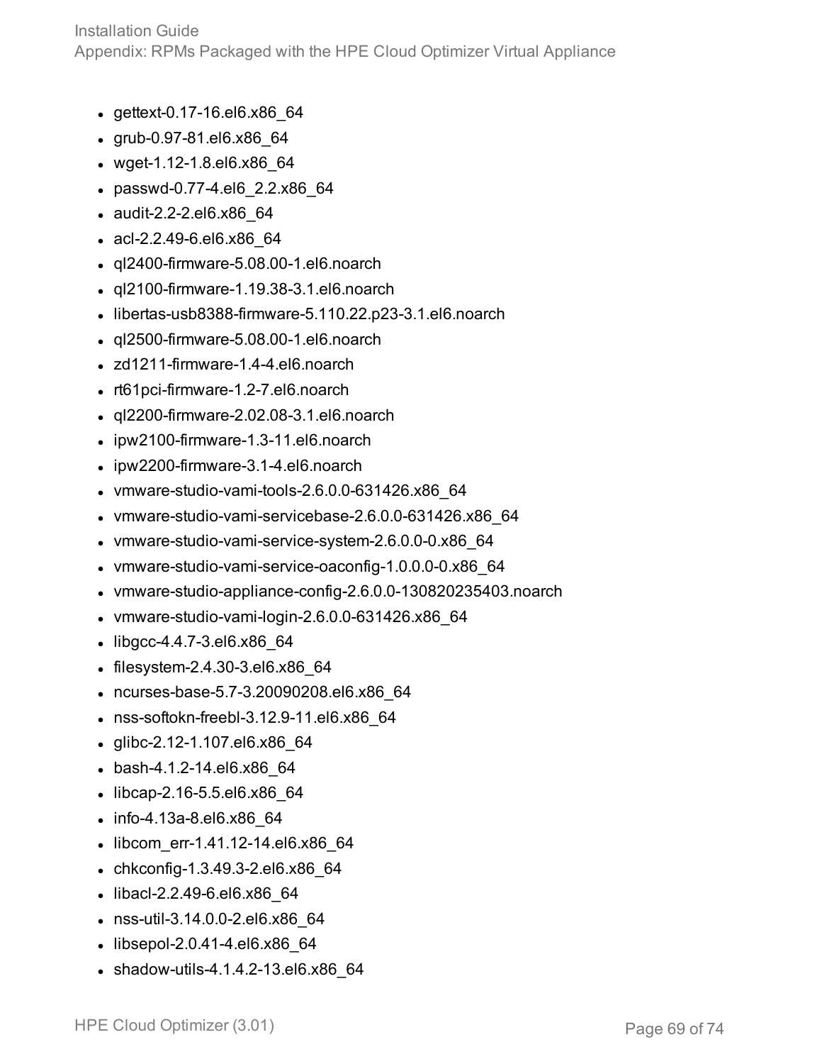- gettext-0.17-16.el6.x86_64
- grub-0.97-81.el6.x86_64
- wget-1.12-1.8.el6.x86_64
- passwd-0.77-4.el6_2.2.x86_64
- audit-2.2-2.el6.x86_64
- acl-2.2.49-6.el6.x86_64
- ql2400-firmware-5.08.00-1.el6.noarch
- ql2100-firmware-1.19.38-3.1.el6.noarch
- libertas-usb8388-firmware-5.110.22.p23-3.1.el6.noarch
- ql2500-firmware-5.08.00-1.el6.noarch
- zd1211-firmware-1.4-4.el6.noarch
- rt61pci-firmware-1.2-7.el6.noarch
- ql2200-firmware-2.02.08-3.1.el6.noarch
- ipw2100-firmware-1.3-11.el6.noarch
- ipw2200-firmware-3.1-4.el6.noarch
- vmware-studio-vami-tools-2.6.0.0-631426.x86_64
- vmware-studio-vami-servicebase-2.6.0.0-631426.x86_64
- vmware-studio-vami-service-system-2.6.0.0-0.x86_64
- vmware-studio-vami-service-oaconfig-1.0.0.0-0.x86_64
- vmware-studio-appliance-config-2.6.0.0-130820235403.noarch
- vmware-studio-vami-login-2.6.0.0-631426.x86_64
- libgcc-4.4.7-3.el6.x86_64
- filesystem-2.4.30-3.el6.x86_64
- ncurses-base-5.7-3.20090208.el6.x86_64
- nss-softokn-freebl-3.12.9-11.el6.x86_64
- glibc-2.12-1.107.el6.x86_64
- bash-4.1.2-14.el6.x86_64
- libcap-2.16-5.5.el6.x86_64
- info-4.13a-8.el6.x86_64
- libcom_err-1.41.12-14.el6.x86_64
- chkconfig-1.3.49.3-2.el6.x86_64
- libacl-2.2.49-6.el6.x86_64
- nss-util-3.14.0.0-2.el6.x86_64
- libsepol-2.0.41-4.el6.x86_64
- shadow-utils-4.1.4.2-13.el6.x86_64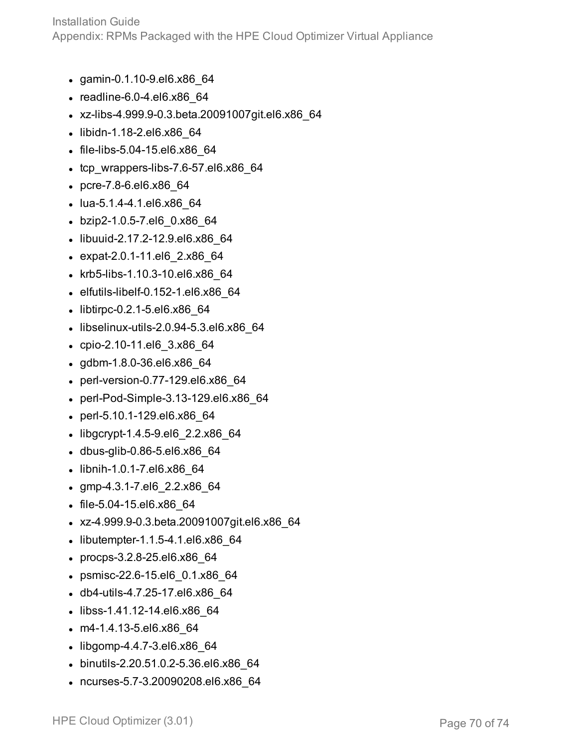- gamin-0.1.10-9.el6.x86_64
- readline-6.0-4.el6.x86_64
- xz-libs-4.999.9-0.3.beta.20091007git.el6.x86_64
- libidn-1.18-2.el6.x86_64
- file-libs-5.04-15.el6.x86_64
- tcp_wrappers-libs-7.6-57.el6.x86_64
- pcre-7.8-6.el6.x86_64
- lua-5.1.4-4.1.el6.x86_64
- bzip2-1.0.5-7.el6_0.x86_64
- libuuid-2.17.2-12.9.el6.x86_64
- expat-2.0.1-11.el6_2.x86_64
- krb5-libs-1.10.3-10.el6.x86_64
- elfutils-libelf-0.152-1.el6.x86_64
- libtirpc-0.2.1-5.el6.x86_64
- libselinux-utils-2.0.94-5.3.el6.x86_64
- cpio-2.10-11.el6_3.x86_64
- gdbm-1.8.0-36.el6.x86_64
- perl-version-0.77-129.el6.x86_64
- perl-Pod-Simple-3.13-129.el6.x86_64
- perl-5.10.1-129.el6.x86_64
- libgcrypt-1.4.5-9.el6_2.2.x86_64
- dbus-glib-0.86-5.el6.x86_64
- libnih-1.0.1-7.el6.x86_64
- gmp-4.3.1-7.el6_2.2.x86_64
- file-5.04-15.el6.x86_64
- xz-4.999.9-0.3.beta.20091007git.el6.x86_64
- libutempter-1.1.5-4.1.el6.x86_64
- procps-3.2.8-25.el6.x86_64
- psmisc-22.6-15.el6_0.1.x86_64
- db4-utils-4.7.25-17.el6.x86_64
- libss-1.41.12-14.el6.x86_64
- m4-1.4.13-5.el6.x86_64
- libgomp-4.4.7-3.el6.x86_64
- binutils-2.20.51.0.2-5.36.el6.x86_64
- ncurses-5.7-3.20090208.el6.x86_64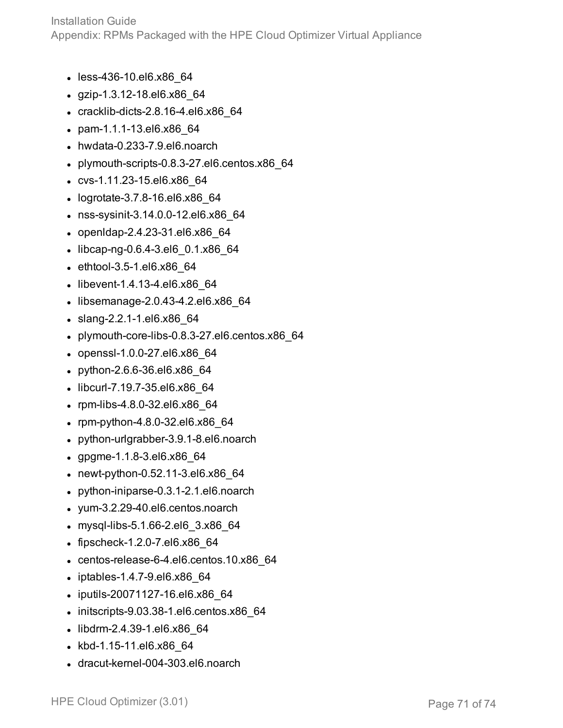- less-436-10.el6.x86_64
- gzip-1.3.12-18.el6.x86_64
- cracklib-dicts-2.8.16-4.el6.x86_64
- pam-1.1.1-13.el6.x86_64
- hwdata-0.233-7.9.el6.noarch
- plymouth-scripts-0.8.3-27.el6.centos.x86_64
- cvs-1.11.23-15.el6.x86_64
- logrotate-3.7.8-16.el6.x86_64
- nss-sysinit-3.14.0.0-12.el6.x86_64
- openldap-2.4.23-31.el6.x86_64
- libcap-ng-0.6.4-3.el6_0.1.x86_64
- ethtool-3.5-1.el6.x86_64
- libevent-1.4.13-4.el6.x86_64
- libsemanage-2.0.43-4.2.el6.x86_64
- slang-2.2.1-1.el6.x86_64
- plymouth-core-libs-0.8.3-27.el6.centos.x86_64
- openssl-1.0.0-27.el6.x86_64
- python-2.6.6-36.el6.x86_64
- libcurl-7.19.7-35.el6.x86_64
- rpm-libs-4.8.0-32.el6.x86_64
- rpm-python-4.8.0-32.el6.x86_64
- python-urlgrabber-3.9.1-8.el6.noarch
- gpgme-1.1.8-3.el6.x86_64
- newt-python-0.52.11-3.el6.x86_64
- python-iniparse-0.3.1-2.1.el6.noarch
- yum-3.2.29-40.el6.centos.noarch
- mysql-libs-5.1.66-2.el6_3.x86_64
- fipscheck-1.2.0-7.el6.x86_64
- centos-release-6-4.el6.centos.10.x86_64
- iptables-1.4.7-9.el6.x86_64
- iputils-20071127-16.el6.x86_64
- initscripts-9.03.38-1.el6.centos.x86_64
- libdrm-2.4.39-1.el6.x86_64
- kbd-1.15-11.el6.x86_64
- dracut-kernel-004-303.el6.noarch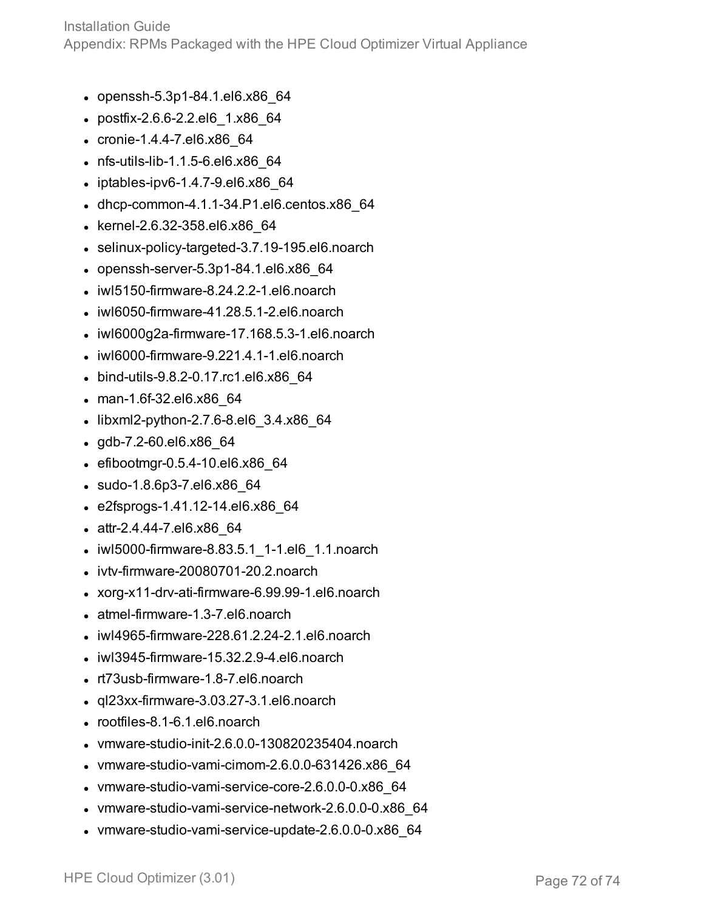- openssh-5.3p1-84.1.el6.x86_64
- postfix-2.6.6-2.2.el6_1.x86_64
- cronie-1.4.4-7.el6.x86_64
- nfs-utils-lib-1.1.5-6.el6.x86_64
- iptables-ipv6-1.4.7-9.el6.x86_64
- dhcp-common-4.1.1-34.P1.el6.centos.x86_64
- kernel-2.6.32-358.el6.x86_64
- selinux-policy-targeted-3.7.19-195.el6.noarch
- openssh-server-5.3p1-84.1.el6.x86_64
- iwl5150-firmware-8.24.2.2-1.el6.noarch
- iwl6050-firmware-41.28.5.1-2.el6.noarch
- iwl6000g2a-firmware-17.168.5.3-1.el6.noarch
- iwl6000-firmware-9.221.4.1-1.el6.noarch
- bind-utils-9.8.2-0.17.rc1.el6.x86_64
- man-1.6f-32.el6.x86_64
- libxml2-python-2.7.6-8.el6_3.4.x86_64
- gdb-7.2-60.el6.x86_64
- efibootmgr-0.5.4-10.el6.x86_64
- sudo-1.8.6p3-7.el6.x86_64
- e2fsprogs-1.41.12-14.el6.x86_64
- attr-2.4.44-7.el6.x86_64
- iwl5000-firmware-8.83.5.1_1-1.el6_1.1.noarch
- ivtv-firmware-20080701-20.2.noarch
- xorg-x11-drv-ati-firmware-6.99.99-1.el6.noarch
- atmel-firmware-1.3-7.el6.noarch
- iwl4965-firmware-228.61.2.24-2.1.el6.noarch
- iwl3945-firmware-15.32.2.9-4.el6.noarch
- rt73usb-firmware-1.8-7.el6.noarch
- ql23xx-firmware-3.03.27-3.1.el6.noarch
- rootfiles-8.1-6.1.el6.noarch
- vmware-studio-init-2.6.0.0-130820235404.noarch
- vmware-studio-vami-cimom-2.6.0.0-631426.x86_64
- vmware-studio-vami-service-core-2.6.0.0-0.x86_64
- vmware-studio-vami-service-network-2.6.0.0-0.x86_64
- vmware-studio-vami-service-update-2.6.0.0-0.x86_64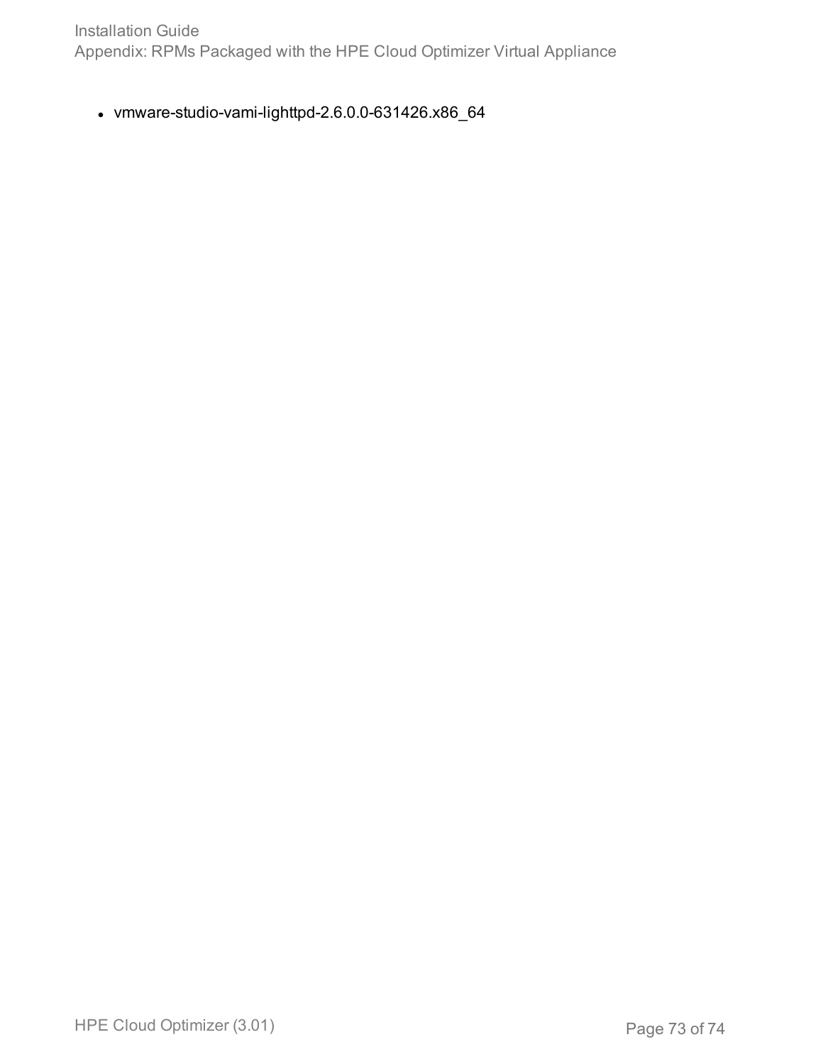- vmware-studio-vami-lighttpd-2.6.0.0-631426.x86_64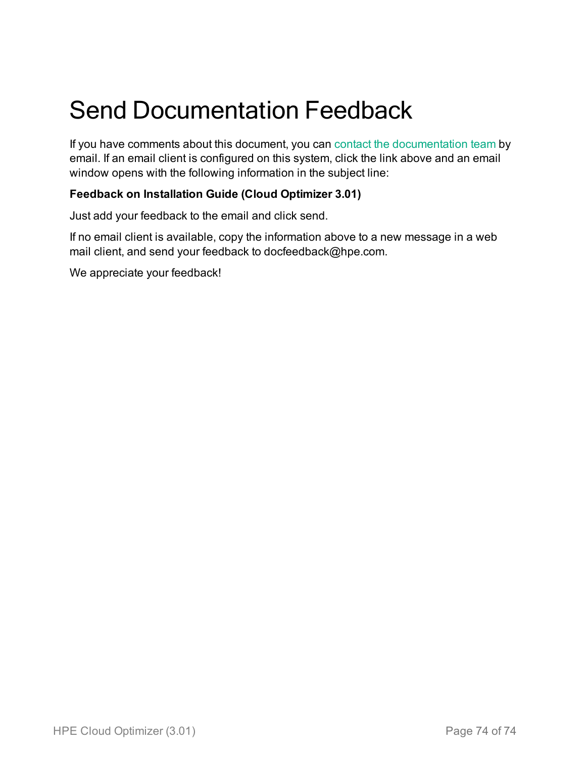# Send Documentation Feedback

If you have comments about this document, you can contact the documentation team by email. If an email client is configured on this system, click the link above and an email window opens with the following information in the subject line:

**Feedback on Installation Guide (Cloud Optimizer 3.01)**

Just add your feedback to the email and click send.

If no email client is available, copy the information above to a new message in a web mail client, and send your feedback to docfeedback@hpe.com.

We appreciate your feedback!